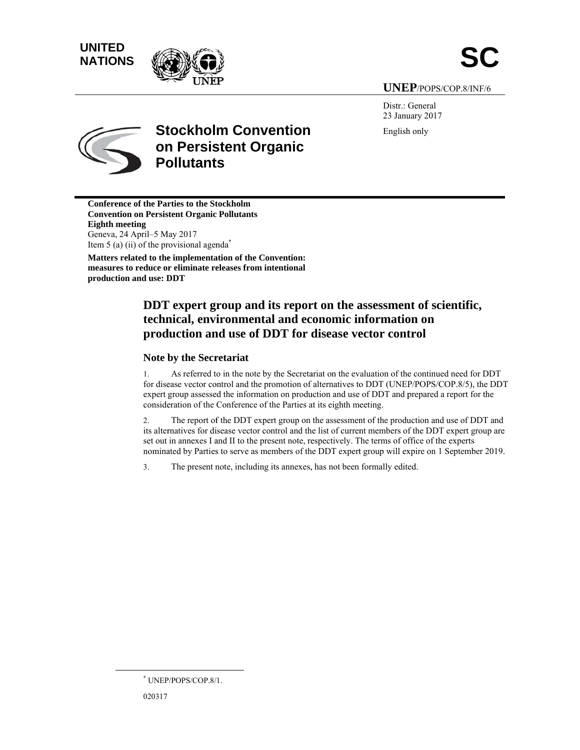UNITED NATIONS

# SC

UNEP/POPS/COP.8/INF/6

Distr.: General
23 January 2017

English only

**Stockholm Convention on Persistent Organic Pollutants**

**Conference of the Parties to the Stockholm Convention on Persistent Organic Pollutants**
**Eighth meeting**
Geneva, 24 April–5 May 2017
Item 5 (a) (ii) of the provisional agenda*

**Matters related to the implementation of the Convention: measures to reduce or eliminate releases from intentional production and use: DDT**

# DDT expert group and its report on the assessment of scientific, technical, environmental and economic information on production and use of DDT for disease vector control

## Note by the Secretariat

1. As referred to in the note by the Secretariat on the evaluation of the continued need for DDT for disease vector control and the promotion of alternatives to DDT (UNEP/POPS/COP.8/5), the DDT expert group assessed the information on production and use of DDT and prepared a report for the consideration of the Conference of the Parties at its eighth meeting.

2. The report of the DDT expert group on the assessment of the production and use of DDT and its alternatives for disease vector control and the list of current members of the DDT expert group are set out in annexes I and II to the present note, respectively. The terms of office of the experts nominated by Parties to serve as members of the DDT expert group will expire on 1 September 2019.

3. The present note, including its annexes, has not been formally edited.

---

* UNEP/POPS/COP.8/1.

020317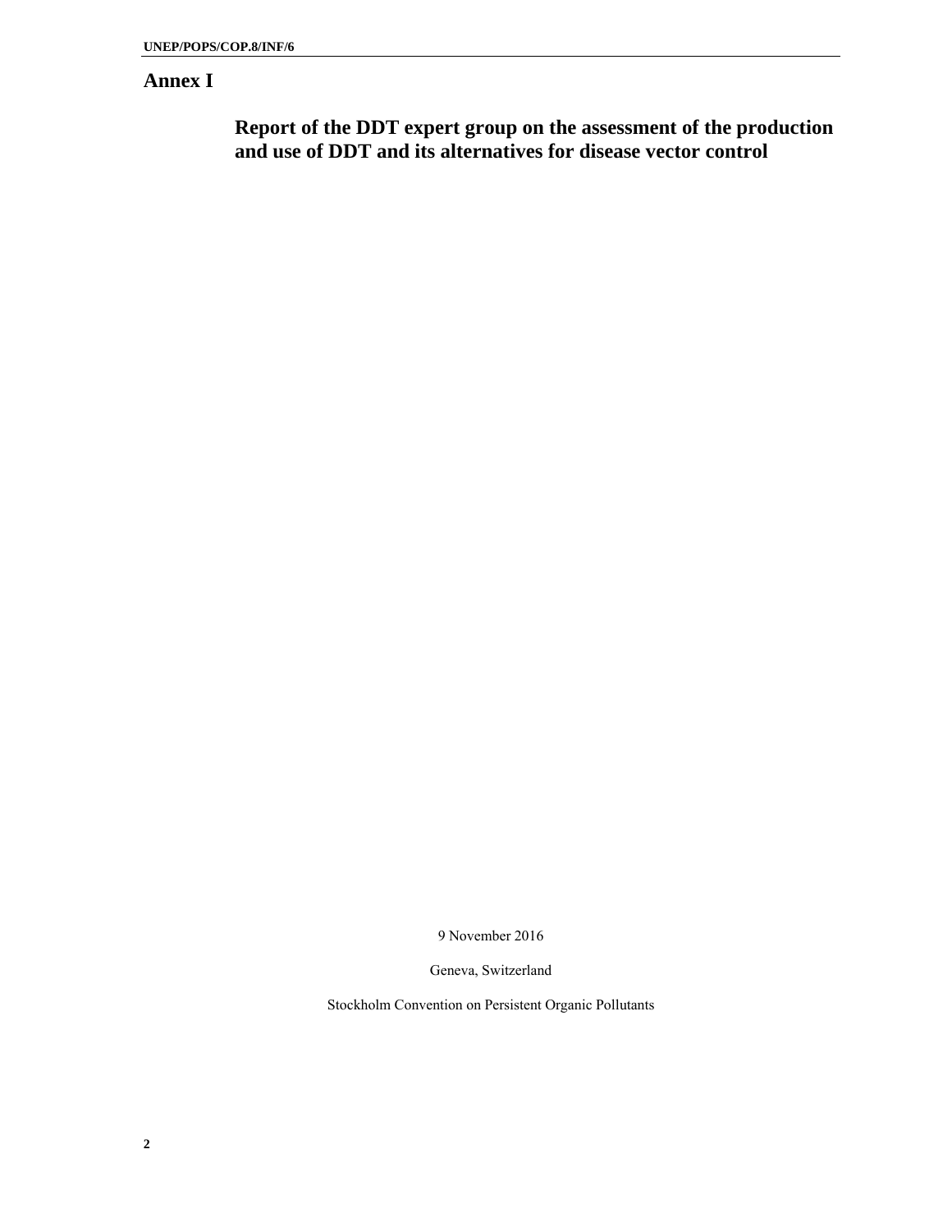# Annex I

## Report of the DDT expert group on the assessment of the production and use of DDT and its alternatives for disease vector control

9 November 2016

Geneva, Switzerland

Stockholm Convention on Persistent Organic Pollutants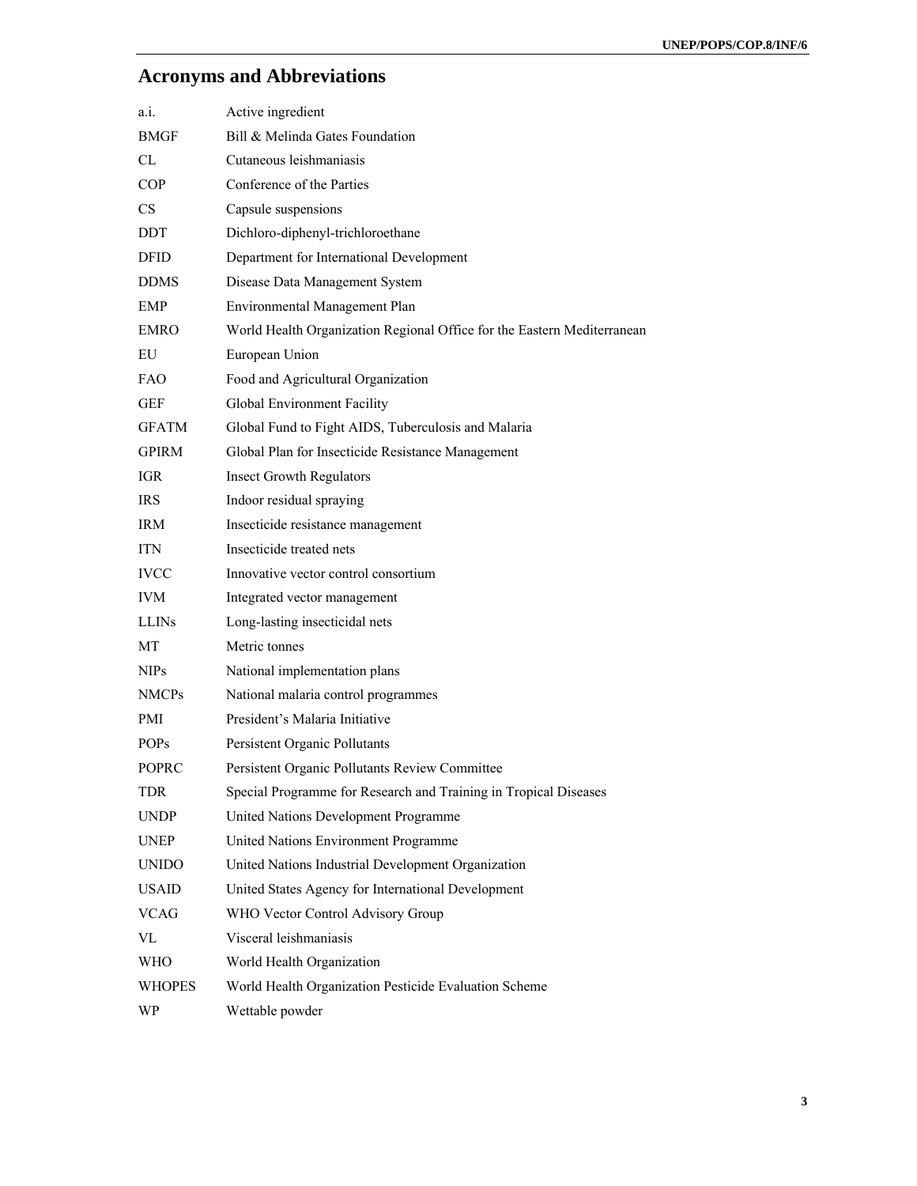# Acronyms and Abbreviations

| | |
|---|---|
| a.i. | Active ingredient |
| BMGF | Bill & Melinda Gates Foundation |
| CL | Cutaneous leishmaniasis |
| COP | Conference of the Parties |
| CS | Capsule suspensions |
| DDT | Dichloro-diphenyl-trichloroethane |
| DFID | Department for International Development |
| DDMS | Disease Data Management System |
| EMP | Environmental Management Plan |
| EMRO | World Health Organization Regional Office for the Eastern Mediterranean |
| EU | European Union |
| FAO | Food and Agricultural Organization |
| GEF | Global Environment Facility |
| GFATM | Global Fund to Fight AIDS, Tuberculosis and Malaria |
| GPIRM | Global Plan for Insecticide Resistance Management |
| IGR | Insect Growth Regulators |
| IRS | Indoor residual spraying |
| IRM | Insecticide resistance management |
| ITN | Insecticide treated nets |
| IVCC | Innovative vector control consortium |
| IVM | Integrated vector management |
| LLINs | Long-lasting insecticidal nets |
| MT | Metric tonnes |
| NIPs | National implementation plans |
| NMCPs | National malaria control programmes |
| PMI | President's Malaria Initiative |
| POPs | Persistent Organic Pollutants |
| POPRC | Persistent Organic Pollutants Review Committee |
| TDR | Special Programme for Research and Training in Tropical Diseases |
| UNDP | United Nations Development Programme |
| UNEP | United Nations Environment Programme |
| UNIDO | United Nations Industrial Development Organization |
| USAID | United States Agency for International Development |
| VCAG | WHO Vector Control Advisory Group |
| VL | Visceral leishmaniasis |
| WHO | World Health Organization |
| WHOPES | World Health Organization Pesticide Evaluation Scheme |
| WP | Wettable powder |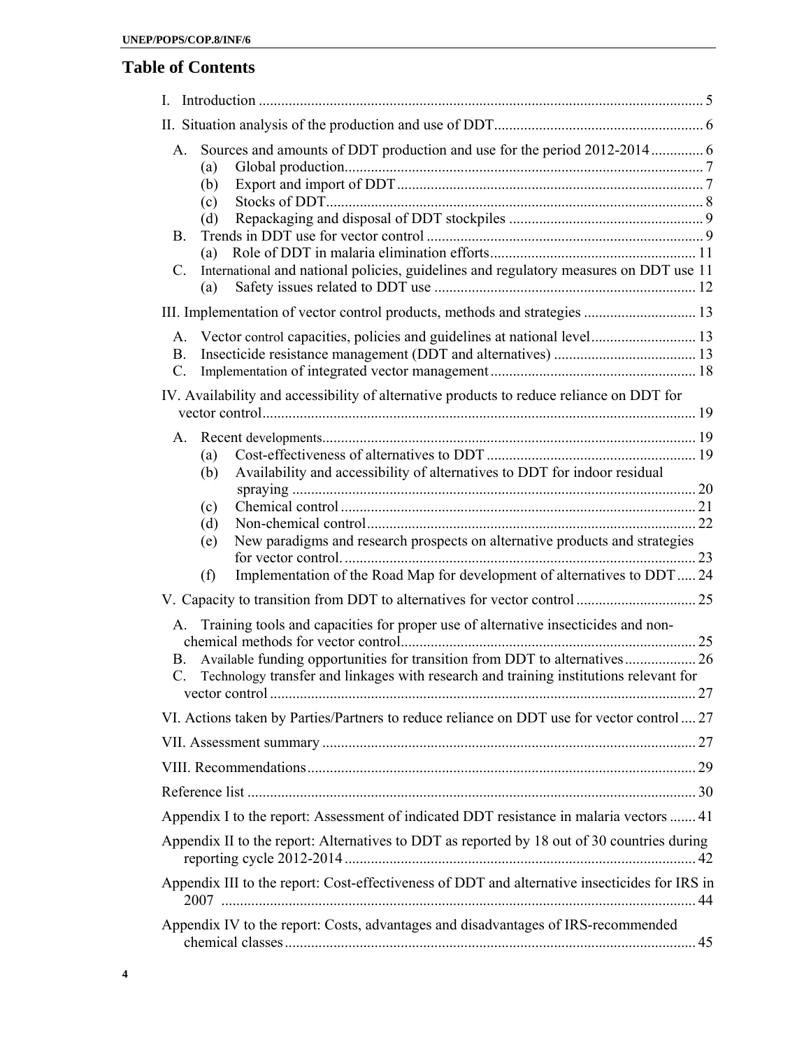## Table of Contents

I. Introduction ..... 5

II. Situation analysis of the production and use of DDT ..... 6

- A. Sources and amounts of DDT production and use for the period 2012-2014 ..... 6
  - (a) Global production ..... 7
  - (b) Export and import of DDT ..... 7
  - (c) Stocks of DDT ..... 8
  - (d) Repackaging and disposal of DDT stockpiles ..... 9
- B. Trends in DDT use for vector control ..... 9
  - (a) Role of DDT in malaria elimination efforts ..... 11
- C. International and national policies, guidelines and regulatory measures on DDT use 11
  - (a) Safety issues related to DDT use ..... 12

III. Implementation of vector control products, methods and strategies ..... 13

- A. Vector control capacities, policies and guidelines at national level ..... 13
- B. Insecticide resistance management (DDT and alternatives) ..... 13
- C. Implementation of integrated vector management ..... 18

IV. Availability and accessibility of alternative products to reduce reliance on DDT for vector control ..... 19

- A. Recent developments ..... 19
  - (a) Cost-effectiveness of alternatives to DDT ..... 19
  - (b) Availability and accessibility of alternatives to DDT for indoor residual spraying ..... 20
  - (c) Chemical control ..... 21
  - (d) Non-chemical control ..... 22
  - (e) New paradigms and research prospects on alternative products and strategies for vector control ..... 23
  - (f) Implementation of the Road Map for development of alternatives to DDT ..... 24

V. Capacity to transition from DDT to alternatives for vector control ..... 25

- A. Training tools and capacities for proper use of alternative insecticides and non-chemical methods for vector control ..... 25
- B. Available funding opportunities for transition from DDT to alternatives ..... 26
- C. Technology transfer and linkages with research and training institutions relevant for vector control ..... 27

VI. Actions taken by Parties/Partners to reduce reliance on DDT use for vector control ..... 27

VII. Assessment summary ..... 27

VIII. Recommendations ..... 29

Reference list ..... 30

Appendix I to the report: Assessment of indicated DDT resistance in malaria vectors ..... 41

Appendix II to the report: Alternatives to DDT as reported by 18 out of 30 countries during reporting cycle 2012-2014 ..... 42

Appendix III to the report: Cost-effectiveness of DDT and alternative insecticides for IRS in 2007 ..... 44

Appendix IV to the report: Costs, advantages and disadvantages of IRS-recommended chemical classes ..... 45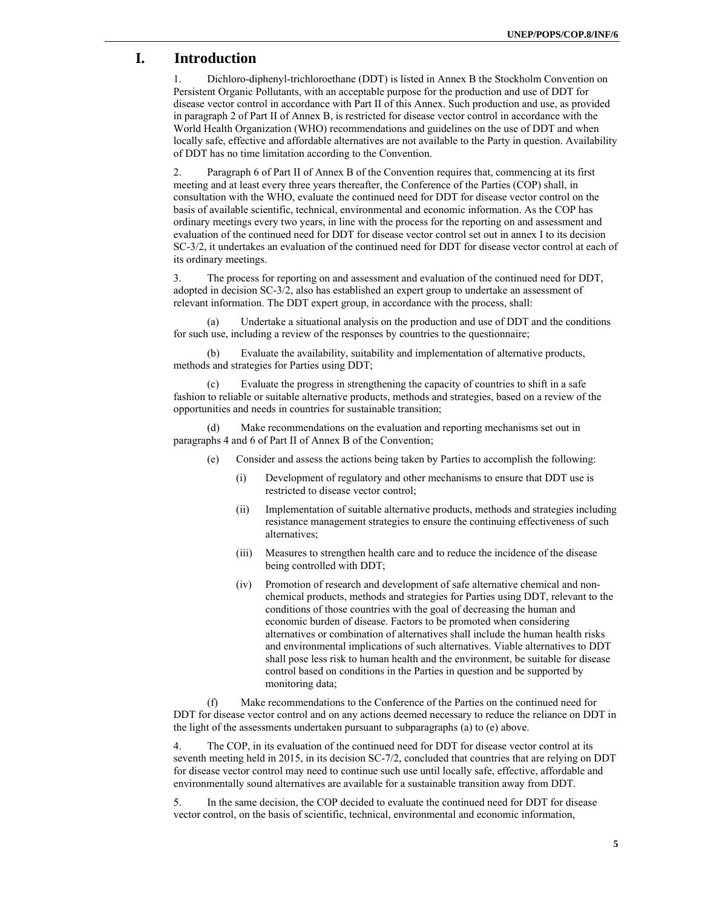# I. Introduction

1. Dichloro-diphenyl-trichloroethane (DDT) is listed in Annex B the Stockholm Convention on Persistent Organic Pollutants, with an acceptable purpose for the production and use of DDT for disease vector control in accordance with Part II of this Annex. Such production and use, as provided in paragraph 2 of Part II of Annex B, is restricted for disease vector control in accordance with the World Health Organization (WHO) recommendations and guidelines on the use of DDT and when locally safe, effective and affordable alternatives are not available to the Party in question. Availability of DDT has no time limitation according to the Convention.

2. Paragraph 6 of Part II of Annex B of the Convention requires that, commencing at its first meeting and at least every three years thereafter, the Conference of the Parties (COP) shall, in consultation with the WHO, evaluate the continued need for DDT for disease vector control on the basis of available scientific, technical, environmental and economic information. As the COP has ordinary meetings every two years, in line with the process for the reporting on and assessment and evaluation of the continued need for DDT for disease vector control set out in annex I to its decision SC-3/2, it undertakes an evaluation of the continued need for DDT for disease vector control at each of its ordinary meetings.

3. The process for reporting on and assessment and evaluation of the continued need for DDT, adopted in decision SC-3/2, also has established an expert group to undertake an assessment of relevant information. The DDT expert group, in accordance with the process, shall:

(a) Undertake a situational analysis on the production and use of DDT and the conditions for such use, including a review of the responses by countries to the questionnaire;

(b) Evaluate the availability, suitability and implementation of alternative products, methods and strategies for Parties using DDT;

(c) Evaluate the progress in strengthening the capacity of countries to shift in a safe fashion to reliable or suitable alternative products, methods and strategies, based on a review of the opportunities and needs in countries for sustainable transition;

(d) Make recommendations on the evaluation and reporting mechanisms set out in paragraphs 4 and 6 of Part II of Annex B of the Convention;

(e) Consider and assess the actions being taken by Parties to accomplish the following:

(i) Development of regulatory and other mechanisms to ensure that DDT use is restricted to disease vector control;

(ii) Implementation of suitable alternative products, methods and strategies including resistance management strategies to ensure the continuing effectiveness of such alternatives;

(iii) Measures to strengthen health care and to reduce the incidence of the disease being controlled with DDT;

(iv) Promotion of research and development of safe alternative chemical and non-chemical products, methods and strategies for Parties using DDT, relevant to the conditions of those countries with the goal of decreasing the human and economic burden of disease. Factors to be promoted when considering alternatives or combination of alternatives shall include the human health risks and environmental implications of such alternatives. Viable alternatives to DDT shall pose less risk to human health and the environment, be suitable for disease control based on conditions in the Parties in question and be supported by monitoring data;

(f) Make recommendations to the Conference of the Parties on the continued need for DDT for disease vector control and on any actions deemed necessary to reduce the reliance on DDT in the light of the assessments undertaken pursuant to subparagraphs (a) to (e) above.

4. The COP, in its evaluation of the continued need for DDT for disease vector control at its seventh meeting held in 2015, in its decision SC-7/2, concluded that countries that are relying on DDT for disease vector control may need to continue such use until locally safe, effective, affordable and environmentally sound alternatives are available for a sustainable transition away from DDT.

5. In the same decision, the COP decided to evaluate the continued need for DDT for disease vector control, on the basis of scientific, technical, environmental and economic information,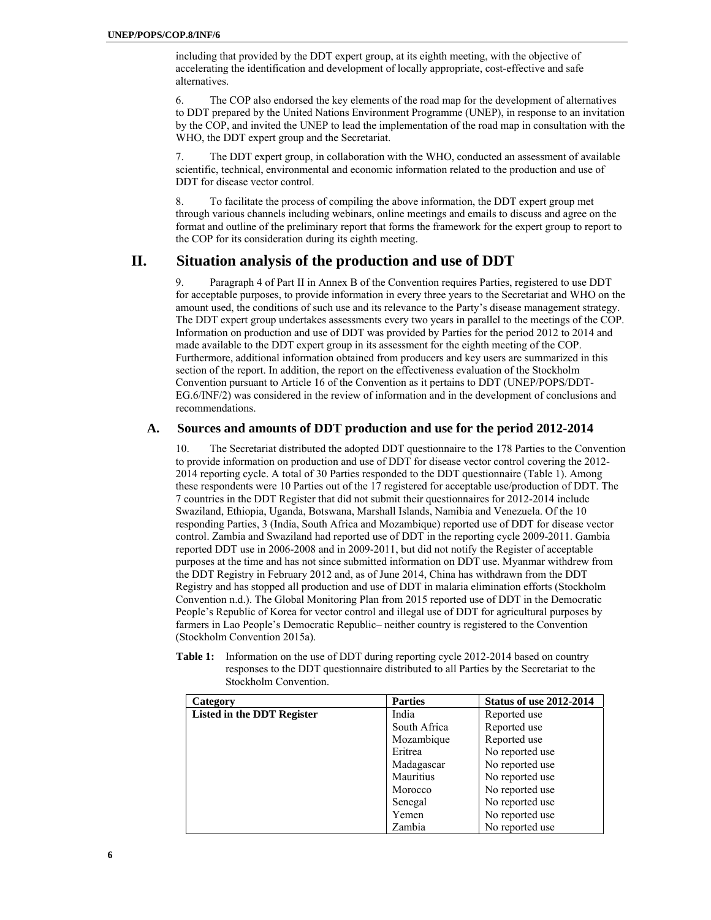including that provided by the DDT expert group, at its eighth meeting, with the objective of accelerating the identification and development of locally appropriate, cost-effective and safe alternatives.

6. The COP also endorsed the key elements of the road map for the development of alternatives to DDT prepared by the United Nations Environment Programme (UNEP), in response to an invitation by the COP, and invited the UNEP to lead the implementation of the road map in consultation with the WHO, the DDT expert group and the Secretariat.

7. The DDT expert group, in collaboration with the WHO, conducted an assessment of available scientific, technical, environmental and economic information related to the production and use of DDT for disease vector control.

8. To facilitate the process of compiling the above information, the DDT expert group met through various channels including webinars, online meetings and emails to discuss and agree on the format and outline of the preliminary report that forms the framework for the expert group to report to the COP for its consideration during its eighth meeting.

# II. Situation analysis of the production and use of DDT

9. Paragraph 4 of Part II in Annex B of the Convention requires Parties, registered to use DDT for acceptable purposes, to provide information in every three years to the Secretariat and WHO on the amount used, the conditions of such use and its relevance to the Party's disease management strategy. The DDT expert group undertakes assessments every two years in parallel to the meetings of the COP. Information on production and use of DDT was provided by Parties for the period 2012 to 2014 and made available to the DDT expert group in its assessment for the eighth meeting of the COP. Furthermore, additional information obtained from producers and key users are summarized in this section of the report. In addition, the report on the effectiveness evaluation of the Stockholm Convention pursuant to Article 16 of the Convention as it pertains to DDT (UNEP/POPS/DDT-EG.6/INF/2) was considered in the review of information and in the development of conclusions and recommendations.

## A. Sources and amounts of DDT production and use for the period 2012-2014

10. The Secretariat distributed the adopted DDT questionnaire to the 178 Parties to the Convention to provide information on production and use of DDT for disease vector control covering the 2012-2014 reporting cycle. A total of 30 Parties responded to the DDT questionnaire (Table 1). Among these respondents were 10 Parties out of the 17 registered for acceptable use/production of DDT. The 7 countries in the DDT Register that did not submit their questionnaires for 2012-2014 include Swaziland, Ethiopia, Uganda, Botswana, Marshall Islands, Namibia and Venezuela. Of the 10 responding Parties, 3 (India, South Africa and Mozambique) reported use of DDT for disease vector control. Zambia and Swaziland had reported use of DDT in the reporting cycle 2009-2011. Gambia reported DDT use in 2006-2008 and in 2009-2011, but did not notify the Register of acceptable purposes at the time and has not since submitted information on DDT use. Myanmar withdrew from the DDT Registry in February 2012 and, as of June 2014, China has withdrawn from the DDT Registry and has stopped all production and use of DDT in malaria elimination efforts (Stockholm Convention n.d.). The Global Monitoring Plan from 2015 reported use of DDT in the Democratic People's Republic of Korea for vector control and illegal use of DDT for agricultural purposes by farmers in Lao People's Democratic Republic– neither country is registered to the Convention (Stockholm Convention 2015a).

**Table 1:** Information on the use of DDT during reporting cycle 2012-2014 based on country responses to the DDT questionnaire distributed to all Parties by the Secretariat to the Stockholm Convention.

| Category | Parties | Status of use 2012-2014 |
|---|---|---|
| **Listed in the DDT Register** | India | Reported use |
| | South Africa | Reported use |
| | Mozambique | Reported use |
| | Eritrea | No reported use |
| | Madagascar | No reported use |
| | Mauritius | No reported use |
| | Morocco | No reported use |
| | Senegal | No reported use |
| | Yemen | No reported use |
| | Zambia | No reported use |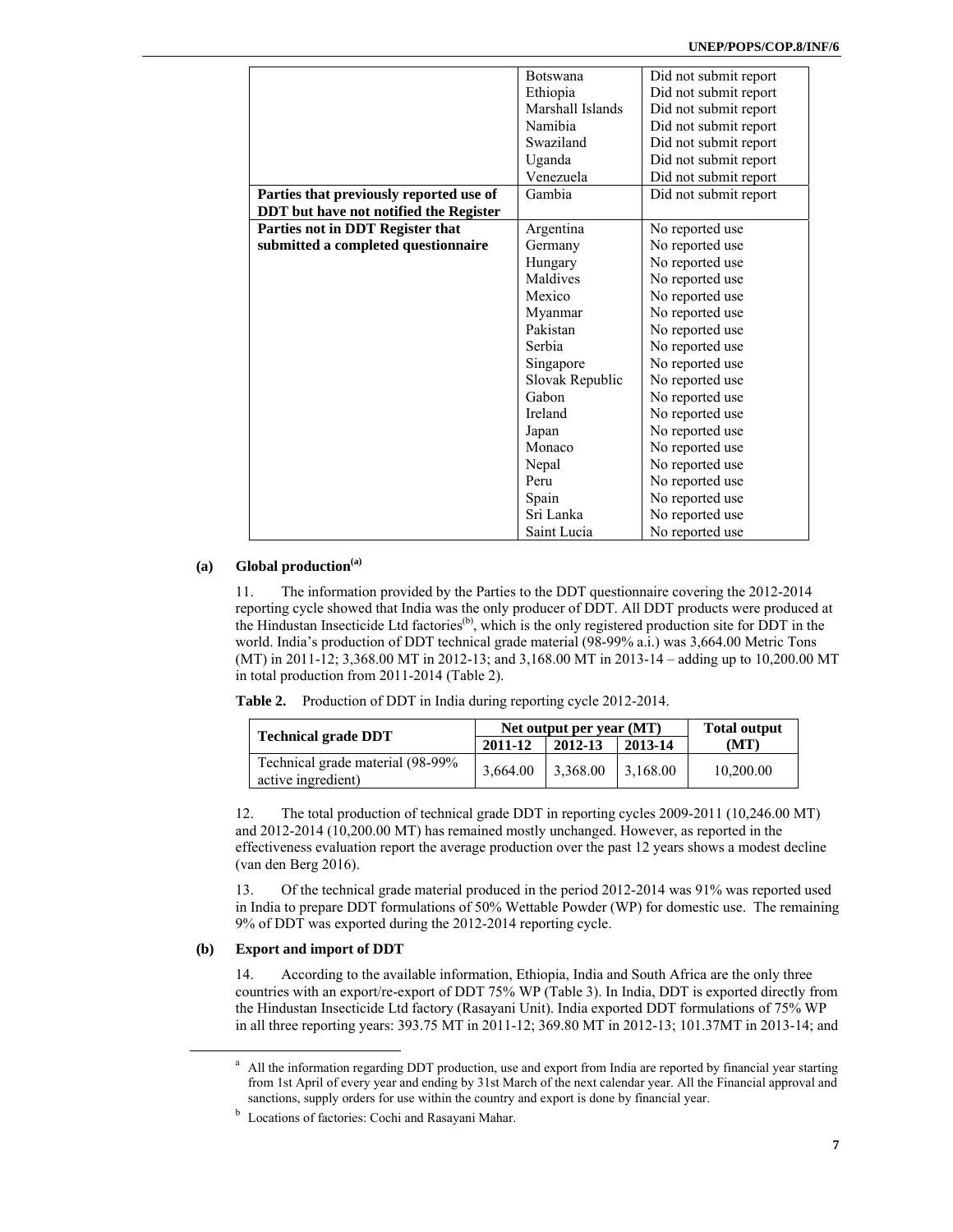| | | |
|---|---|---|
| | Botswana | Did not submit report |
| | Ethiopia | Did not submit report |
| | Marshall Islands | Did not submit report |
| | Namibia | Did not submit report |
| | Swaziland | Did not submit report |
| | Uganda | Did not submit report |
| | Venezuela | Did not submit report |
| **Parties that previously reported use of DDT but have not notified the Register** | Gambia | Did not submit report |
| **Parties not in DDT Register that submitted a completed questionnaire** | Argentina | No reported use |
| | Germany | No reported use |
| | Hungary | No reported use |
| | Maldives | No reported use |
| | Mexico | No reported use |
| | Myanmar | No reported use |
| | Pakistan | No reported use |
| | Serbia | No reported use |
| | Singapore | No reported use |
| | Slovak Republic | No reported use |
| | Gabon | No reported use |
| | Ireland | No reported use |
| | Japan | No reported use |
| | Monaco | No reported use |
| | Nepal | No reported use |
| | Peru | No reported use |
| | Spain | No reported use |
| | Sri Lanka | No reported use |
| | Saint Lucia | No reported use |

### (a) Global production[a]

11. The information provided by the Parties to the DDT questionnaire covering the 2012-2014 reporting cycle showed that India was the only producer of DDT. All DDT products were produced at the Hindustan Insecticide Ltd factories[b], which is the only registered production site for DDT in the world. India's production of DDT technical grade material (98-99% a.i.) was 3,664.00 Metric Tons (MT) in 2011-12; 3,368.00 MT in 2012-13; and 3,168.00 MT in 2013-14 – adding up to 10,200.00 MT in total production from 2011-2014 (Table 2).

**Table 2.** Production of DDT in India during reporting cycle 2012-2014.

| Technical grade DDT | Net output per year (MT) | | | Total output (MT) |
|---|---|---|---|---|
| | 2011-12 | 2012-13 | 2013-14 | |
| Technical grade material (98-99% active ingredient) | 3,664.00 | 3,368.00 | 3,168.00 | 10,200.00 |

12. The total production of technical grade DDT in reporting cycles 2009-2011 (10,246.00 MT) and 2012-2014 (10,200.00 MT) has remained mostly unchanged. However, as reported in the effectiveness evaluation report the average production over the past 12 years shows a modest decline (van den Berg 2016).

13. Of the technical grade material produced in the period 2012-2014 was 91% was reported used in India to prepare DDT formulations of 50% Wettable Powder (WP) for domestic use. The remaining 9% of DDT was exported during the 2012-2014 reporting cycle.

### (b) Export and import of DDT

14. According to the available information, Ethiopia, India and South Africa are the only three countries with an export/re-export of DDT 75% WP (Table 3). In India, DDT is exported directly from the Hindustan Insecticide Ltd factory (Rasayani Unit). India exported DDT formulations of 75% WP in all three reporting years: 393.75 MT in 2011-12; 369.80 MT in 2012-13; 101.37MT in 2013-14; and

[a] All the information regarding DDT production, use and export from India are reported by financial year starting from 1st April of every year and ending by 31st March of the next calendar year. All the Financial approval and sanctions, supply orders for use within the country and export is done by financial year.

[b] Locations of factories: Cochi and Rasayani Mahar.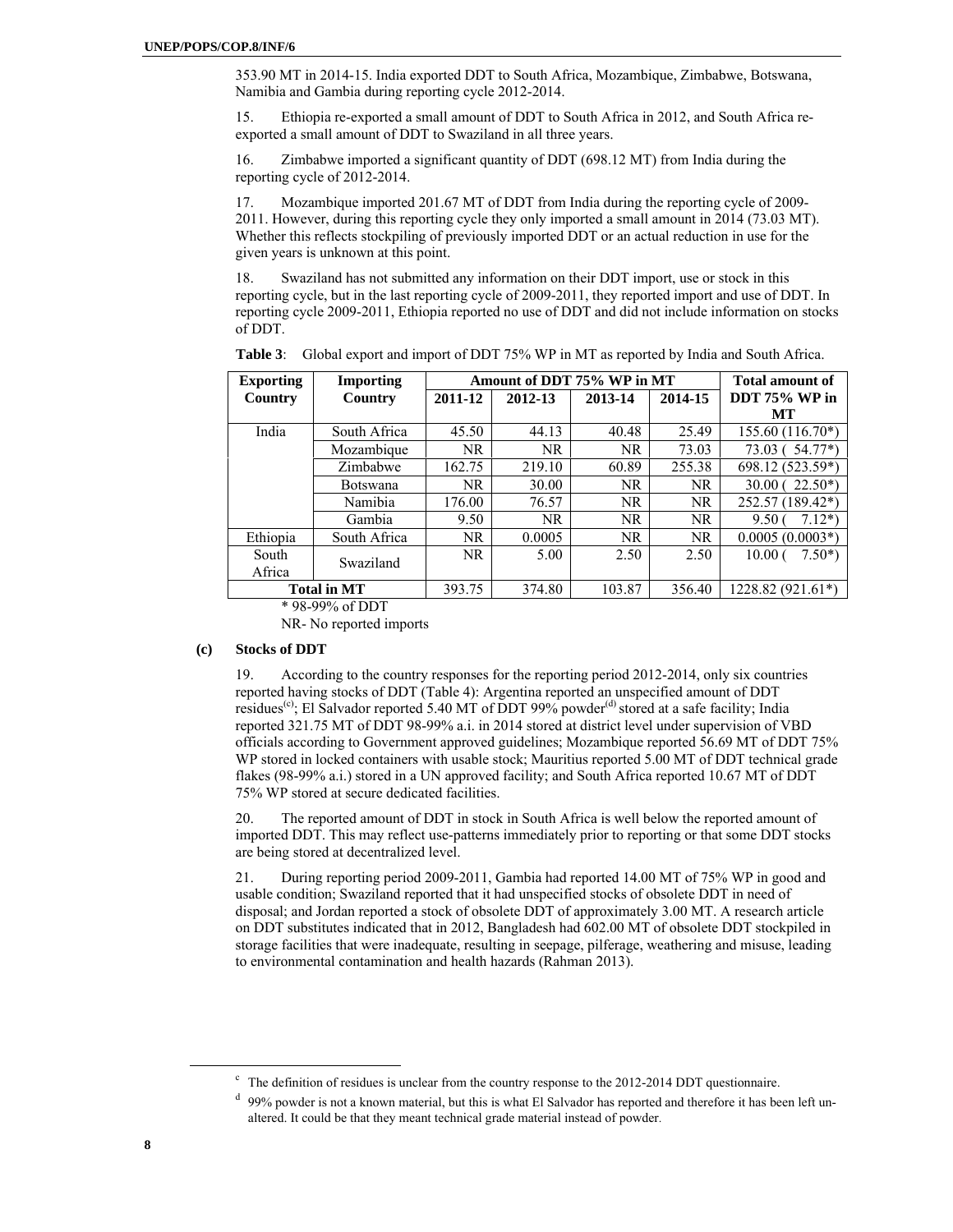353.90 MT in 2014-15. India exported DDT to South Africa, Mozambique, Zimbabwe, Botswana, Namibia and Gambia during reporting cycle 2012-2014.

15. Ethiopia re-exported a small amount of DDT to South Africa in 2012, and South Africa re-exported a small amount of DDT to Swaziland in all three years.

16. Zimbabwe imported a significant quantity of DDT (698.12 MT) from India during the reporting cycle of 2012-2014.

17. Mozambique imported 201.67 MT of DDT from India during the reporting cycle of 2009-2011. However, during this reporting cycle they only imported a small amount in 2014 (73.03 MT). Whether this reflects stockpiling of previously imported DDT or an actual reduction in use for the given years is unknown at this point.

18. Swaziland has not submitted any information on their DDT import, use or stock in this reporting cycle, but in the last reporting cycle of 2009-2011, they reported import and use of DDT. In reporting cycle 2009-2011, Ethiopia reported no use of DDT and did not include information on stocks of DDT.

**Table 3**: Global export and import of DDT 75% WP in MT as reported by India and South Africa.

| Exporting Country | Importing Country | Amount of DDT 75% WP in MT | | | | Total amount of DDT 75% WP in MT |
|---|---|---|---|---|---|---|
| | | 2011-12 | 2012-13 | 2013-14 | 2014-15 | |
| India | South Africa | 45.50 | 44.13 | 40.48 | 25.49 | 155.60 (116.70*) |
| | Mozambique | NR | NR | NR | 73.03 | 73.03 ( 54.77*) |
| | Zimbabwe | 162.75 | 219.10 | 60.89 | 255.38 | 698.12 (523.59*) |
| | Botswana | NR | 30.00 | NR | NR | 30.00 ( 22.50*) |
| | Namibia | 176.00 | 76.57 | NR | NR | 252.57 (189.42*) |
| | Gambia | 9.50 | NR | NR | NR | 9.50 ( 7.12*) |
| Ethiopia | South Africa | NR | 0.0005 | NR | NR | 0.0005 (0.0003*) |
| South Africa | Swaziland | NR | 5.00 | 2.50 | 2.50 | 10.00 ( 7.50*) |
| Total in MT | | 393.75 | 374.80 | 103.87 | 356.40 | 1228.82 (921.61*) |

\* 98-99% of DDT

NR- No reported imports

### (c) Stocks of DDT

19. According to the country responses for the reporting period 2012-2014, only six countries reported having stocks of DDT (Table 4): Argentina reported an unspecified amount of DDT residues[c]; El Salvador reported 5.40 MT of DDT 99% powder[d] stored at a safe facility; India reported 321.75 MT of DDT 98-99% a.i. in 2014 stored at district level under supervision of VBD officials according to Government approved guidelines; Mozambique reported 56.69 MT of DDT 75% WP stored in locked containers with usable stock; Mauritius reported 5.00 MT of DDT technical grade flakes (98-99% a.i.) stored in a UN approved facility; and South Africa reported 10.67 MT of DDT 75% WP stored at secure dedicated facilities.

20. The reported amount of DDT in stock in South Africa is well below the reported amount of imported DDT. This may reflect use-patterns immediately prior to reporting or that some DDT stocks are being stored at decentralized level.

21. During reporting period 2009-2011, Gambia had reported 14.00 MT of 75% WP in good and usable condition; Swaziland reported that it had unspecified stocks of obsolete DDT in need of disposal; and Jordan reported a stock of obsolete DDT of approximately 3.00 MT. A research article on DDT substitutes indicated that in 2012, Bangladesh had 602.00 MT of obsolete DDT stockpiled in storage facilities that were inadequate, resulting in seepage, pilferage, weathering and misuse, leading to environmental contamination and health hazards (Rahman 2013).

---

[c] The definition of residues is unclear from the country response to the 2012-2014 DDT questionnaire.

[d] 99% powder is not a known material, but this is what El Salvador has reported and therefore it has been left un-altered. It could be that they meant technical grade material instead of powder.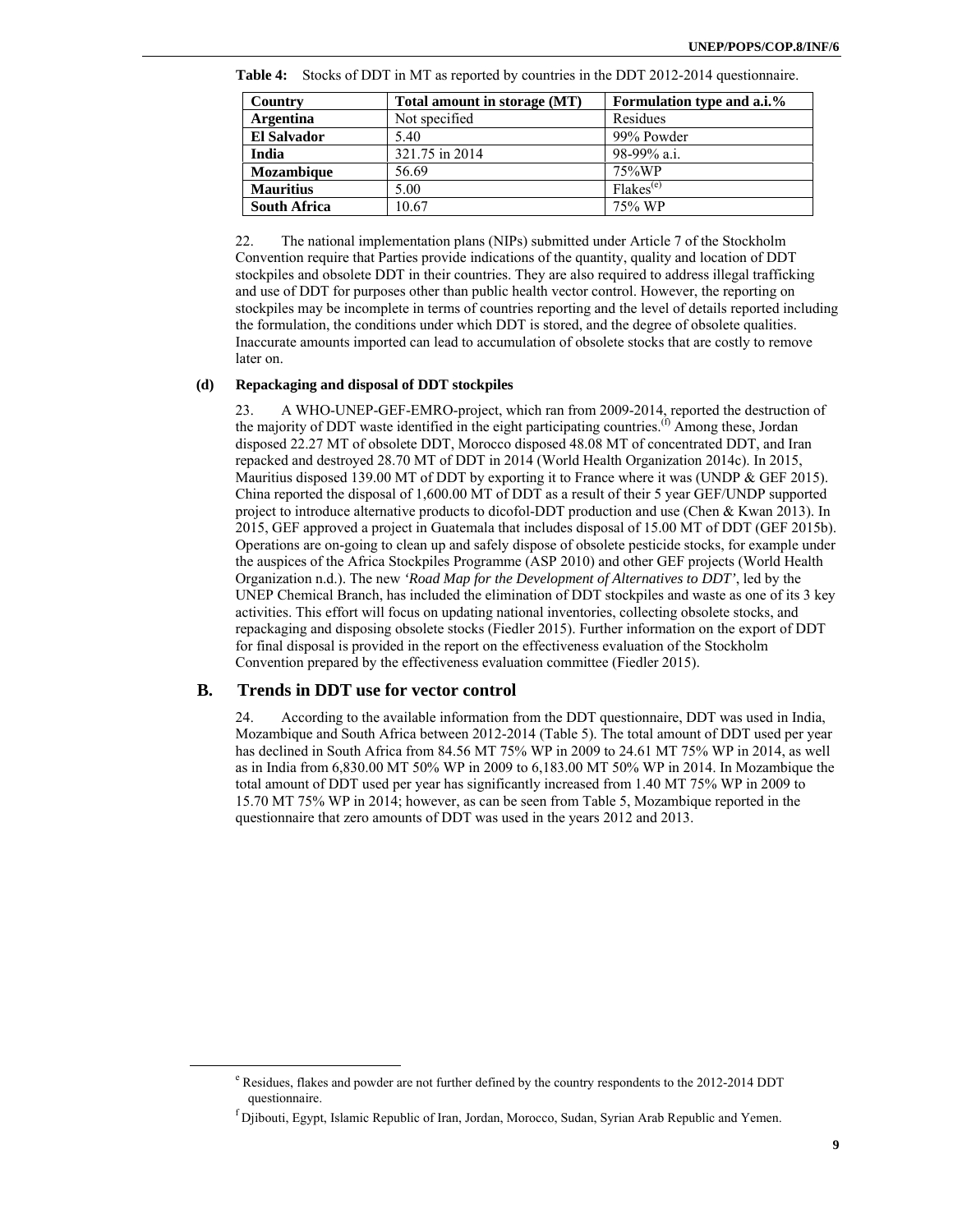**Table 4:** Stocks of DDT in MT as reported by countries in the DDT 2012-2014 questionnaire.

| Country | Total amount in storage (MT) | Formulation type and a.i.% |
|---|---|---|
| **Argentina** | Not specified | Residues |
| **El Salvador** | 5.40 | 99% Powder |
| **India** | 321.75 in 2014 | 98-99% a.i. |
| **Mozambique** | 56.69 | 75%WP |
| **Mauritius** | 5.00 | Flakes[(e)] |
| **South Africa** | 10.67 | 75% WP |

22. The national implementation plans (NIPs) submitted under Article 7 of the Stockholm Convention require that Parties provide indications of the quantity, quality and location of DDT stockpiles and obsolete DDT in their countries. They are also required to address illegal trafficking and use of DDT for purposes other than public health vector control. However, the reporting on stockpiles may be incomplete in terms of countries reporting and the level of details reported including the formulation, the conditions under which DDT is stored, and the degree of obsolete qualities. Inaccurate amounts imported can lead to accumulation of obsolete stocks that are costly to remove later on.

**(d) Repackaging and disposal of DDT stockpiles**

23. A WHO-UNEP-GEF-EMRO-project, which ran from 2009-2014, reported the destruction of the majority of DDT waste identified in the eight participating countries.[(f)] Among these, Jordan disposed 22.27 MT of obsolete DDT, Morocco disposed 48.08 MT of concentrated DDT, and Iran repacked and destroyed 28.70 MT of DDT in 2014 (World Health Organization 2014c). In 2015, Mauritius disposed 139.00 MT of DDT by exporting it to France where it was (UNDP & GEF 2015). China reported the disposal of 1,600.00 MT of DDT as a result of their 5 year GEF/UNDP supported project to introduce alternative products to dicofol-DDT production and use (Chen & Kwan 2013). In 2015, GEF approved a project in Guatemala that includes disposal of 15.00 MT of DDT (GEF 2015b). Operations are on-going to clean up and safely dispose of obsolete pesticide stocks, for example under the auspices of the Africa Stockpiles Programme (ASP 2010) and other GEF projects (World Health Organization n.d.). The new *'Road Map for the Development of Alternatives to DDT'*, led by the UNEP Chemical Branch, has included the elimination of DDT stockpiles and waste as one of its 3 key activities. This effort will focus on updating national inventories, collecting obsolete stocks, and repackaging and disposing obsolete stocks (Fiedler 2015). Further information on the export of DDT for final disposal is provided in the report on the effectiveness evaluation of the Stockholm Convention prepared by the effectiveness evaluation committee (Fiedler 2015).

## B. Trends in DDT use for vector control

24. According to the available information from the DDT questionnaire, DDT was used in India, Mozambique and South Africa between 2012-2014 (Table 5). The total amount of DDT used per year has declined in South Africa from 84.56 MT 75% WP in 2009 to 24.61 MT 75% WP in 2014, as well as in India from 6,830.00 MT 50% WP in 2009 to 6,183.00 MT 50% WP in 2014. In Mozambique the total amount of DDT used per year has significantly increased from 1.40 MT 75% WP in 2009 to 15.70 MT 75% WP in 2014; however, as can be seen from Table 5, Mozambique reported in the questionnaire that zero amounts of DDT was used in the years 2012 and 2013.

---

[e] Residues, flakes and powder are not further defined by the country respondents to the 2012-2014 DDT questionnaire.

[f] Djibouti, Egypt, Islamic Republic of Iran, Jordan, Morocco, Sudan, Syrian Arab Republic and Yemen.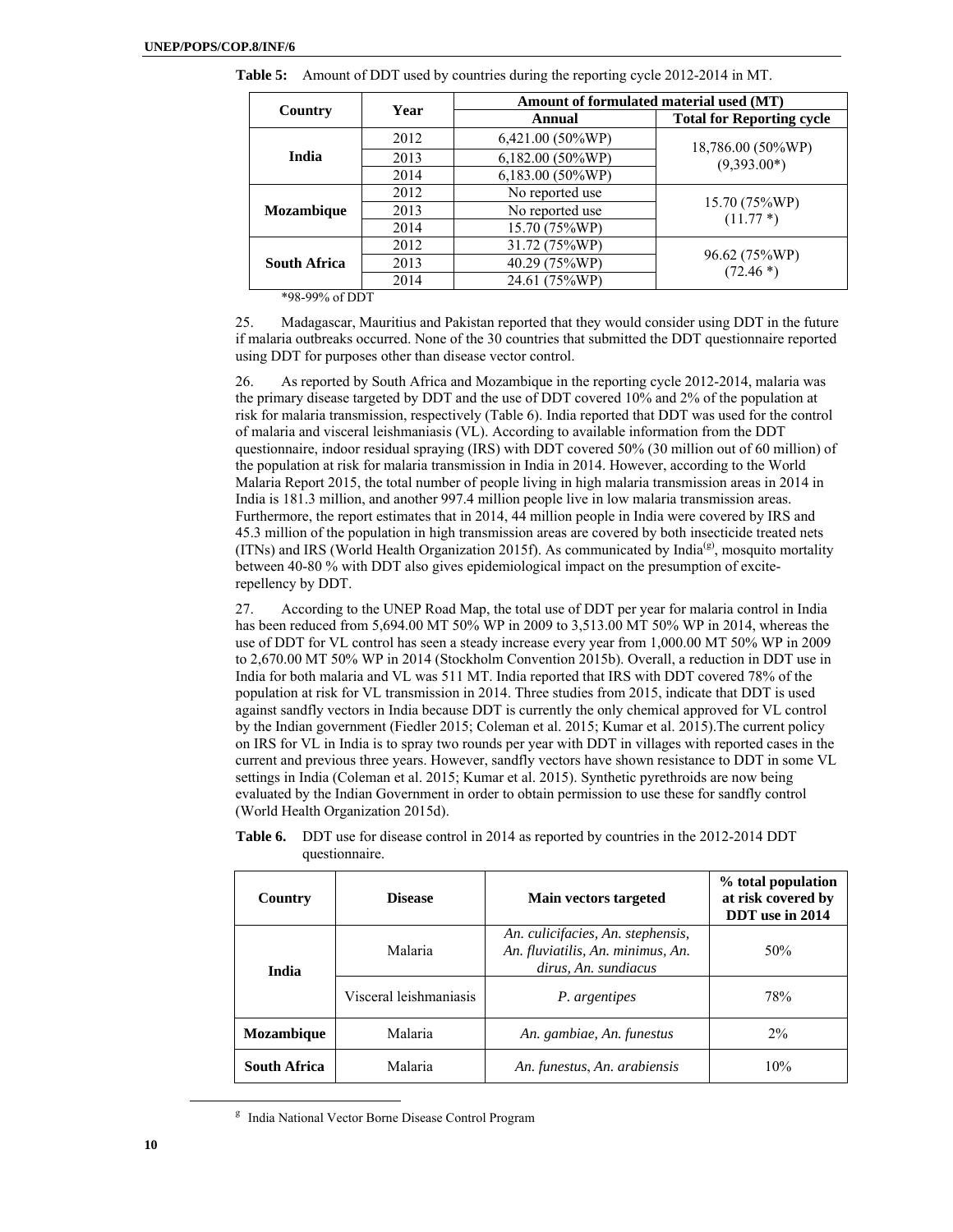**Table 5:** Amount of DDT used by countries during the reporting cycle 2012-2014 in MT.

| Country | Year | Amount of formulated material used (MT) | |
|---|---|---|---|
| | | Annual | Total for Reporting cycle |
| India | 2012 | 6,421.00 (50%WP) | 18,786.00 (50%WP) (9,393.00*) |
| | 2013 | 6,182.00 (50%WP) | |
| | 2014 | 6,183.00 (50%WP) | |
| Mozambique | 2012 | No reported use | 15.70 (75%WP) (11.77 *) |
| | 2013 | No reported use | |
| | 2014 | 15.70 (75%WP) | |
| South Africa | 2012 | 31.72 (75%WP) | 96.62 (75%WP) (72.46 *) |
| | 2013 | 40.29 (75%WP) | |
| | 2014 | 24.61 (75%WP) | |

*98-99% of DDT

25. Madagascar, Mauritius and Pakistan reported that they would consider using DDT in the future if malaria outbreaks occurred. None of the 30 countries that submitted the DDT questionnaire reported using DDT for purposes other than disease vector control.

26. As reported by South Africa and Mozambique in the reporting cycle 2012-2014, malaria was the primary disease targeted by DDT and the use of DDT covered 10% and 2% of the population at risk for malaria transmission, respectively (Table 6). India reported that DDT was used for the control of malaria and visceral leishmaniasis (VL). According to available information from the DDT questionnaire, indoor residual spraying (IRS) with DDT covered 50% (30 million out of 60 million) of the population at risk for malaria transmission in India in 2014. However, according to the World Malaria Report 2015, the total number of people living in high malaria transmission areas in 2014 in India is 181.3 million, and another 997.4 million people live in low malaria transmission areas. Furthermore, the report estimates that in 2014, 44 million people in India were covered by IRS and 45.3 million of the population in high transmission areas are covered by both insecticide treated nets (ITNs) and IRS (World Health Organization 2015f). As communicated by India[g], mosquito mortality between 40-80 % with DDT also gives epidemiological impact on the presumption of excite-repellency by DDT.

27. According to the UNEP Road Map, the total use of DDT per year for malaria control in India has been reduced from 5,694.00 MT 50% WP in 2009 to 3,513.00 MT 50% WP in 2014, whereas the use of DDT for VL control has seen a steady increase every year from 1,000.00 MT 50% WP in 2009 to 2,670.00 MT 50% WP in 2014 (Stockholm Convention 2015b). Overall, a reduction in DDT use in India for both malaria and VL was 511 MT. India reported that IRS with DDT covered 78% of the population at risk for VL transmission in 2014. Three studies from 2015, indicate that DDT is used against sandfly vectors in India because DDT is currently the only chemical approved for VL control by the Indian government (Fiedler 2015; Coleman et al. 2015; Kumar et al. 2015).The current policy on IRS for VL in India is to spray two rounds per year with DDT in villages with reported cases in the current and previous three years. However, sandfly vectors have shown resistance to DDT in some VL settings in India (Coleman et al. 2015; Kumar et al. 2015). Synthetic pyrethroids are now being evaluated by the Indian Government in order to obtain permission to use these for sandfly control (World Health Organization 2015d).

**Table 6.** DDT use for disease control in 2014 as reported by countries in the 2012-2014 DDT questionnaire.

| Country | Disease | Main vectors targeted | % total population at risk covered by DDT use in 2014 |
|---|---|---|---|
| India | Malaria | *An. culicifacies, An. stephensis, An. fluviatilis, An. minimus, An. dirus, An. sundiacus* | 50% |
| | Visceral leishmaniasis | *P. argentipes* | 78% |
| Mozambique | Malaria | *An. gambiae, An. funestus* | 2% |
| South Africa | Malaria | *An. funestus, An. arabiensis* | 10% |

[g] India National Vector Borne Disease Control Program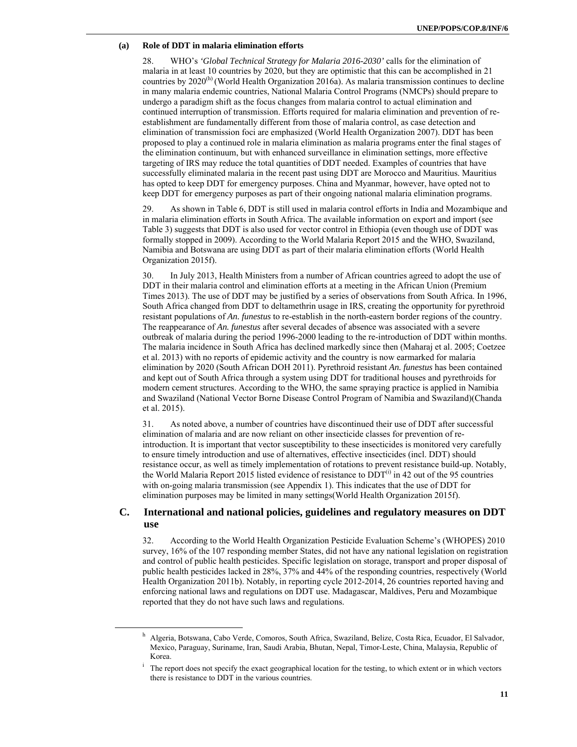#### (a) Role of DDT in malaria elimination efforts

28. WHO's *'Global Technical Strategy for Malaria 2016-2030'* calls for the elimination of malaria in at least 10 countries by 2020, but they are optimistic that this can be accomplished in 21 countries by 2020[(h)] (World Health Organization 2016a). As malaria transmission continues to decline in many malaria endemic countries, National Malaria Control Programs (NMCPs) should prepare to undergo a paradigm shift as the focus changes from malaria control to actual elimination and continued interruption of transmission. Efforts required for malaria elimination and prevention of re-establishment are fundamentally different from those of malaria control, as case detection and elimination of transmission foci are emphasized (World Health Organization 2007). DDT has been proposed to play a continued role in malaria elimination as malaria programs enter the final stages of the elimination continuum, but with enhanced surveillance in elimination settings, more effective targeting of IRS may reduce the total quantities of DDT needed. Examples of countries that have successfully eliminated malaria in the recent past using DDT are Morocco and Mauritius. Mauritius has opted to keep DDT for emergency purposes. China and Myanmar, however, have opted not to keep DDT for emergency purposes as part of their ongoing national malaria elimination programs.

29. As shown in Table 6, DDT is still used in malaria control efforts in India and Mozambique and in malaria elimination efforts in South Africa. The available information on export and import (see Table 3) suggests that DDT is also used for vector control in Ethiopia (even though use of DDT was formally stopped in 2009). According to the World Malaria Report 2015 and the WHO, Swaziland, Namibia and Botswana are using DDT as part of their malaria elimination efforts (World Health Organization 2015f).

30. In July 2013, Health Ministers from a number of African countries agreed to adopt the use of DDT in their malaria control and elimination efforts at a meeting in the African Union (Premium Times 2013). The use of DDT may be justified by a series of observations from South Africa. In 1996, South Africa changed from DDT to deltamethrin usage in IRS, creating the opportunity for pyrethroid resistant populations of *An. funestus* to re-establish in the north-eastern border regions of the country. The reappearance of *An. funestus* after several decades of absence was associated with a severe outbreak of malaria during the period 1996-2000 leading to the re-introduction of DDT within months. The malaria incidence in South Africa has declined markedly since then (Maharaj et al. 2005; Coetzee et al. 2013) with no reports of epidemic activity and the country is now earmarked for malaria elimination by 2020 (South African DOH 2011). Pyrethroid resistant *An. funestus* has been contained and kept out of South Africa through a system using DDT for traditional houses and pyrethroids for modern cement structures. According to the WHO, the same spraying practice is applied in Namibia and Swaziland (National Vector Borne Disease Control Program of Namibia and Swaziland)(Chanda et al. 2015).

31. As noted above, a number of countries have discontinued their use of DDT after successful elimination of malaria and are now reliant on other insecticide classes for prevention of re-introduction. It is important that vector susceptibility to these insecticides is monitored very carefully to ensure timely introduction and use of alternatives, effective insecticides (incl. DDT) should resistance occur, as well as timely implementation of rotations to prevent resistance build-up. Notably, the World Malaria Report 2015 listed evidence of resistance to DDT[(i)] in 42 out of the 95 countries with on-going malaria transmission (see Appendix 1). This indicates that the use of DDT for elimination purposes may be limited in many settings(World Health Organization 2015f).

## C. International and national policies, guidelines and regulatory measures on DDT use

32. According to the World Health Organization Pesticide Evaluation Scheme's (WHOPES) 2010 survey, 16% of the 107 responding member States, did not have any national legislation on registration and control of public health pesticides. Specific legislation on storage, transport and proper disposal of public health pesticides lacked in 28%, 37% and 44% of the responding countries, respectively (World Health Organization 2011b). Notably, in reporting cycle 2012-2014, 26 countries reported having and enforcing national laws and regulations on DDT use. Madagascar, Maldives, Peru and Mozambique reported that they do not have such laws and regulations.

[h] Algeria, Botswana, Cabo Verde, Comoros, South Africa, Swaziland, Belize, Costa Rica, Ecuador, El Salvador, Mexico, Paraguay, Suriname, Iran, Saudi Arabia, Bhutan, Nepal, Timor-Leste, China, Malaysia, Republic of Korea.

[i] The report does not specify the exact geographical location for the testing, to which extent or in which vectors there is resistance to DDT in the various countries.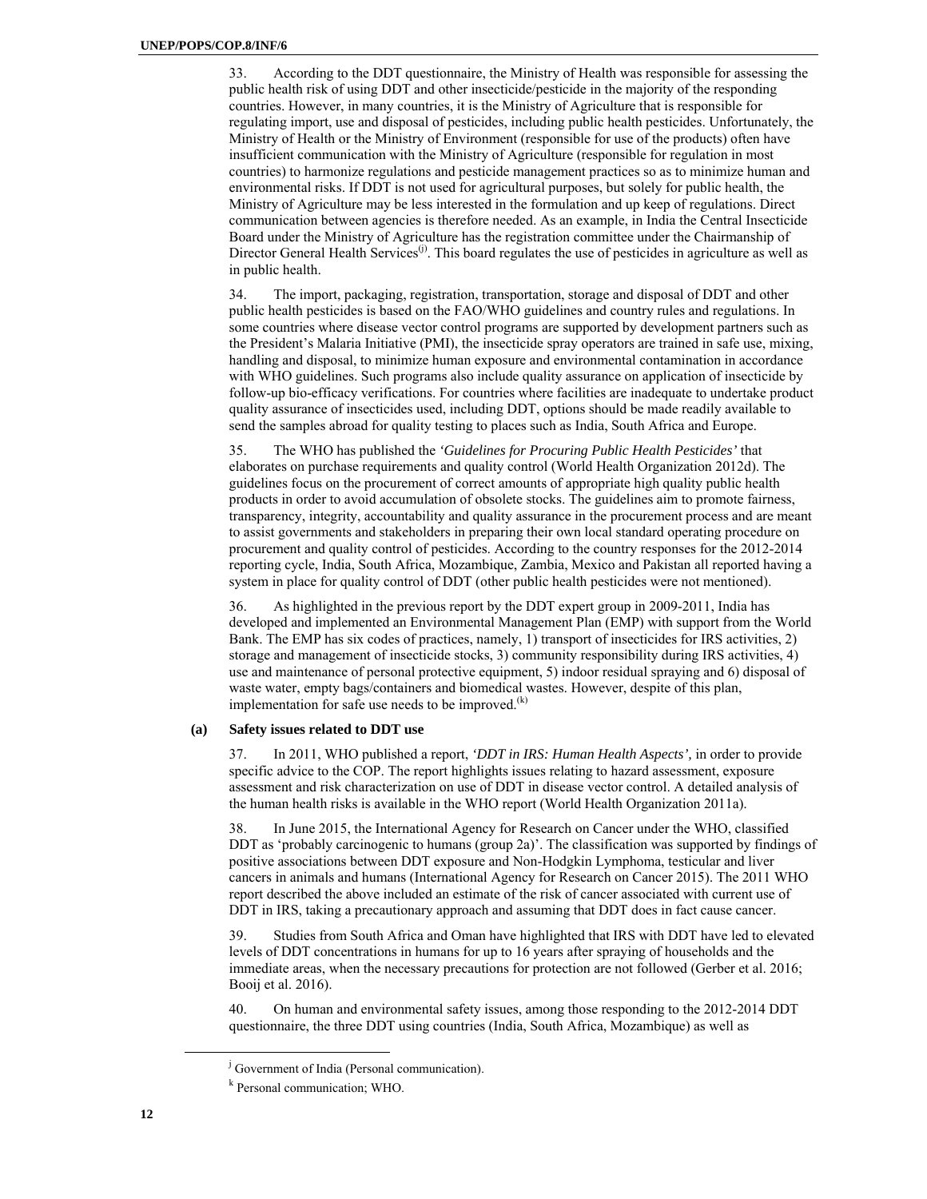33. According to the DDT questionnaire, the Ministry of Health was responsible for assessing the public health risk of using DDT and other insecticide/pesticide in the majority of the responding countries. However, in many countries, it is the Ministry of Agriculture that is responsible for regulating import, use and disposal of pesticides, including public health pesticides. Unfortunately, the Ministry of Health or the Ministry of Environment (responsible for use of the products) often have insufficient communication with the Ministry of Agriculture (responsible for regulation in most countries) to harmonize regulations and pesticide management practices so as to minimize human and environmental risks. If DDT is not used for agricultural purposes, but solely for public health, the Ministry of Agriculture may be less interested in the formulation and up keep of regulations. Direct communication between agencies is therefore needed. As an example, in India the Central Insecticide Board under the Ministry of Agriculture has the registration committee under the Chairmanship of Director General Health Services[(j)]. This board regulates the use of pesticides in agriculture as well as in public health.

34. The import, packaging, registration, transportation, storage and disposal of DDT and other public health pesticides is based on the FAO/WHO guidelines and country rules and regulations. In some countries where disease vector control programs are supported by development partners such as the President's Malaria Initiative (PMI), the insecticide spray operators are trained in safe use, mixing, handling and disposal, to minimize human exposure and environmental contamination in accordance with WHO guidelines. Such programs also include quality assurance on application of insecticide by follow-up bio-efficacy verifications. For countries where facilities are inadequate to undertake product quality assurance of insecticides used, including DDT, options should be made readily available to send the samples abroad for quality testing to places such as India, South Africa and Europe.

35. The WHO has published the *'Guidelines for Procuring Public Health Pesticides'* that elaborates on purchase requirements and quality control (World Health Organization 2012d). The guidelines focus on the procurement of correct amounts of appropriate high quality public health products in order to avoid accumulation of obsolete stocks. The guidelines aim to promote fairness, transparency, integrity, accountability and quality assurance in the procurement process and are meant to assist governments and stakeholders in preparing their own local standard operating procedure on procurement and quality control of pesticides. According to the country responses for the 2012-2014 reporting cycle, India, South Africa, Mozambique, Zambia, Mexico and Pakistan all reported having a system in place for quality control of DDT (other public health pesticides were not mentioned).

36. As highlighted in the previous report by the DDT expert group in 2009-2011, India has developed and implemented an Environmental Management Plan (EMP) with support from the World Bank. The EMP has six codes of practices, namely, 1) transport of insecticides for IRS activities, 2) storage and management of insecticide stocks, 3) community responsibility during IRS activities, 4) use and maintenance of personal protective equipment, 5) indoor residual spraying and 6) disposal of waste water, empty bags/containers and biomedical wastes. However, despite of this plan, implementation for safe use needs to be improved.[(k)]

### (a) Safety issues related to DDT use

37. In 2011, WHO published a report, *'DDT in IRS: Human Health Aspects',* in order to provide specific advice to the COP. The report highlights issues relating to hazard assessment, exposure assessment and risk characterization on use of DDT in disease vector control. A detailed analysis of the human health risks is available in the WHO report (World Health Organization 2011a).

38. In June 2015, the International Agency for Research on Cancer under the WHO, classified DDT as 'probably carcinogenic to humans (group 2a)'. The classification was supported by findings of positive associations between DDT exposure and Non-Hodgkin Lymphoma, testicular and liver cancers in animals and humans (International Agency for Research on Cancer 2015). The 2011 WHO report described the above included an estimate of the risk of cancer associated with current use of DDT in IRS, taking a precautionary approach and assuming that DDT does in fact cause cancer.

39. Studies from South Africa and Oman have highlighted that IRS with DDT have led to elevated levels of DDT concentrations in humans for up to 16 years after spraying of households and the immediate areas, when the necessary precautions for protection are not followed (Gerber et al. 2016; Booij et al. 2016).

40. On human and environmental safety issues, among those responding to the 2012-2014 DDT questionnaire, the three DDT using countries (India, South Africa, Mozambique) as well as

---

[j] Government of India (Personal communication).

[k] Personal communication; WHO.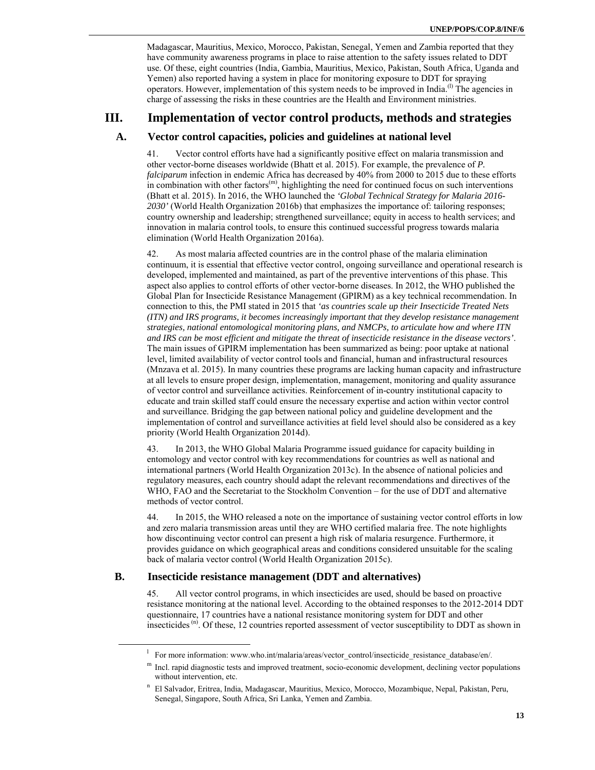Madagascar, Mauritius, Mexico, Morocco, Pakistan, Senegal, Yemen and Zambia reported that they have community awareness programs in place to raise attention to the safety issues related to DDT use. Of these, eight countries (India, Gambia, Mauritius, Mexico, Pakistan, South Africa, Uganda and Yemen) also reported having a system in place for monitoring exposure to DDT for spraying operators. However, implementation of this system needs to be improved in India.[l] The agencies in charge of assessing the risks in these countries are the Health and Environment ministries.

# III. Implementation of vector control products, methods and strategies

## A. Vector control capacities, policies and guidelines at national level

41. Vector control efforts have had a significantly positive effect on malaria transmission and other vector-borne diseases worldwide (Bhatt et al. 2015). For example, the prevalence of *P. falciparum* infection in endemic Africa has decreased by 40% from 2000 to 2015 due to these efforts in combination with other factors[m], highlighting the need for continued focus on such interventions (Bhatt et al. 2015). In 2016, the WHO launched the *'Global Technical Strategy for Malaria 2016-2030'* (World Health Organization 2016b) that emphasizes the importance of: tailoring responses; country ownership and leadership; strengthened surveillance; equity in access to health services; and innovation in malaria control tools, to ensure this continued successful progress towards malaria elimination (World Health Organization 2016a).

42. As most malaria affected countries are in the control phase of the malaria elimination continuum, it is essential that effective vector control, ongoing surveillance and operational research is developed, implemented and maintained, as part of the preventive interventions of this phase. This aspect also applies to control efforts of other vector-borne diseases. In 2012, the WHO published the Global Plan for Insecticide Resistance Management (GPIRM) as a key technical recommendation. In connection to this, the PMI stated in 2015 that *'as countries scale up their Insecticide Treated Nets (ITN) and IRS programs, it becomes increasingly important that they develop resistance management strategies, national entomological monitoring plans, and NMCPs, to articulate how and where ITN and IRS can be most efficient and mitigate the threat of insecticide resistance in the disease vectors'*. The main issues of GPIRM implementation has been summarized as being: poor uptake at national level, limited availability of vector control tools and financial, human and infrastructural resources (Mnzava et al. 2015). In many countries these programs are lacking human capacity and infrastructure at all levels to ensure proper design, implementation, management, monitoring and quality assurance of vector control and surveillance activities. Reinforcement of in-country institutional capacity to educate and train skilled staff could ensure the necessary expertise and action within vector control and surveillance. Bridging the gap between national policy and guideline development and the implementation of control and surveillance activities at field level should also be considered as a key priority (World Health Organization 2014d).

43. In 2013, the WHO Global Malaria Programme issued guidance for capacity building in entomology and vector control with key recommendations for countries as well as national and international partners (World Health Organization 2013c). In the absence of national policies and regulatory measures, each country should adapt the relevant recommendations and directives of the WHO, FAO and the Secretariat to the Stockholm Convention – for the use of DDT and alternative methods of vector control.

44. In 2015, the WHO released a note on the importance of sustaining vector control efforts in low and zero malaria transmission areas until they are WHO certified malaria free. The note highlights how discontinuing vector control can present a high risk of malaria resurgence. Furthermore, it provides guidance on which geographical areas and conditions considered unsuitable for the scaling back of malaria vector control (World Health Organization 2015c).

## B. Insecticide resistance management (DDT and alternatives)

45. All vector control programs, in which insecticides are used, should be based on proactive resistance monitoring at the national level. According to the obtained responses to the 2012-2014 DDT questionnaire, 17 countries have a national resistance monitoring system for DDT and other insecticides [n]. Of these, 12 countries reported assessment of vector susceptibility to DDT as shown in

---

[l] For more information: www.who.int/malaria/areas/vector_control/insecticide_resistance_database/en/.

[m] Incl. rapid diagnostic tests and improved treatment, socio-economic development, declining vector populations without intervention, etc.

[n] El Salvador, Eritrea, India, Madagascar, Mauritius, Mexico, Morocco, Mozambique, Nepal, Pakistan, Peru, Senegal, Singapore, South Africa, Sri Lanka, Yemen and Zambia.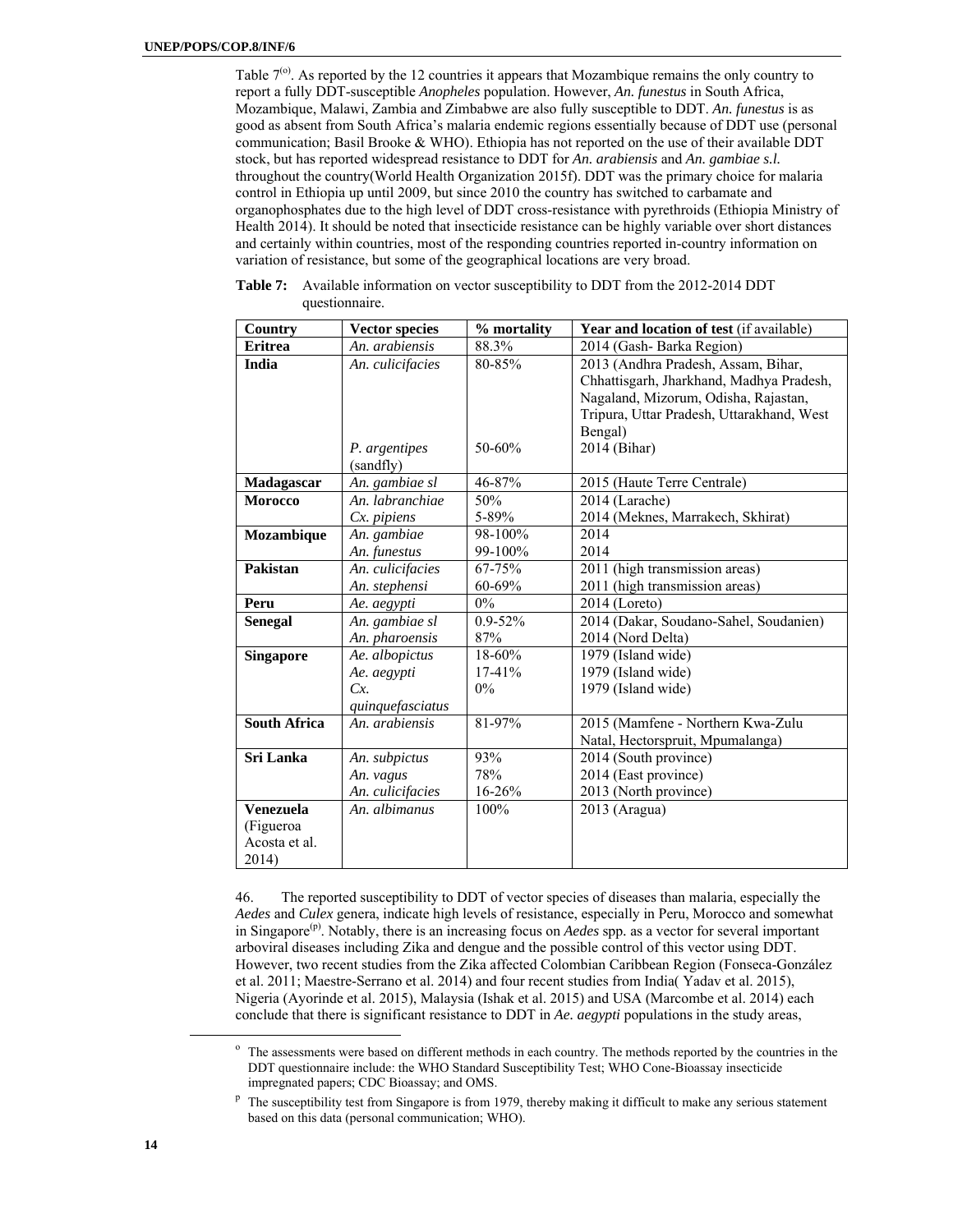Table 7[o]. As reported by the 12 countries it appears that Mozambique remains the only country to report a fully DDT-susceptible *Anopheles* population. However, *An. funestus* in South Africa, Mozambique, Malawi, Zambia and Zimbabwe are also fully susceptible to DDT. *An. funestus* is as good as absent from South Africa's malaria endemic regions essentially because of DDT use (personal communication; Basil Brooke & WHO). Ethiopia has not reported on the use of their available DDT stock, but has reported widespread resistance to DDT for *An. arabiensis* and *An. gambiae s.l.* throughout the country(World Health Organization 2015f). DDT was the primary choice for malaria control in Ethiopia up until 2009, but since 2010 the country has switched to carbamate and organophosphates due to the high level of DDT cross-resistance with pyrethroids (Ethiopia Ministry of Health 2014). It should be noted that insecticide resistance can be highly variable over short distances and certainly within countries, most of the responding countries reported in-country information on variation of resistance, but some of the geographical locations are very broad.

**Table 7:** Available information on vector susceptibility to DDT from the 2012-2014 DDT questionnaire.

| Country | Vector species | % mortality | Year and location of test (if available) |
|---|---|---|---|
| **Eritrea** | *An. arabiensis* | 88.3% | 2014 (Gash- Barka Region) |
| **India** | *An. culicifacies* | 80-85% | 2013 (Andhra Pradesh, Assam, Bihar, Chhattisgarh, Jharkhand, Madhya Pradesh, Nagaland, Mizorum, Odisha, Rajastan, Tripura, Uttar Pradesh, Uttarakhand, West Bengal) |
| | *P. argentipes* (sandfly) | 50-60% | 2014 (Bihar) |
| **Madagascar** | *An. gambiae sl* | 46-87% | 2015 (Haute Terre Centrale) |
| **Morocco** | *An. labranchiae* | 50% | 2014 (Larache) |
| | *Cx. pipiens* | 5-89% | 2014 (Meknes, Marrakech, Skhirat) |
| **Mozambique** | *An. gambiae* | 98-100% | 2014 |
| | *An. funestus* | 99-100% | 2014 |
| **Pakistan** | *An. culicifacies* | 67-75% | 2011 (high transmission areas) |
| | *An. stephensi* | 60-69% | 2011 (high transmission areas) |
| **Peru** | *Ae. aegypti* | 0% | 2014 (Loreto) |
| **Senegal** | *An. gambiae sl* | 0.9-52% | 2014 (Dakar, Soudano-Sahel, Soudanien) |
| | *An. pharoensis* | 87% | 2014 (Nord Delta) |
| **Singapore** | *Ae. albopictus* | 18-60% | 1979 (Island wide) |
| | *Ae. aegypti* | 17-41% | 1979 (Island wide) |
| | *Cx. quinquefasciatus* | 0% | 1979 (Island wide) |
| **South Africa** | *An. arabiensis* | 81-97% | 2015 (Mamfene - Northern Kwa-Zulu Natal, Hectorspruit, Mpumalanga) |
| **Sri Lanka** | *An. subpictus* | 93% | 2014 (South province) |
| | *An. vagus* | 78% | 2014 (East province) |
| | *An. culicifacies* | 16-26% | 2013 (North province) |
| **Venezuela** (Figueroa Acosta et al. 2014) | *An. albimanus* | 100% | 2013 (Aragua) |

46. The reported susceptibility to DDT of vector species of diseases than malaria, especially the *Aedes* and *Culex* genera, indicate high levels of resistance, especially in Peru, Morocco and somewhat in Singapore[p]. Notably, there is an increasing focus on *Aedes* spp. as a vector for several important arboviral diseases including Zika and dengue and the possible control of this vector using DDT. However, two recent studies from the Zika affected Colombian Caribbean Region (Fonseca-González et al. 2011; Maestre-Serrano et al. 2014) and four recent studies from India( Yadav et al. 2015), Nigeria (Ayorinde et al. 2015), Malaysia (Ishak et al. 2015) and USA (Marcombe et al. 2014) each conclude that there is significant resistance to DDT in *Ae. aegypti* populations in the study areas,

---

[o] The assessments were based on different methods in each country. The methods reported by the countries in the DDT questionnaire include: the WHO Standard Susceptibility Test; WHO Cone-Bioassay insecticide impregnated papers; CDC Bioassay; and OMS.

[p] The susceptibility test from Singapore is from 1979, thereby making it difficult to make any serious statement based on this data (personal communication; WHO).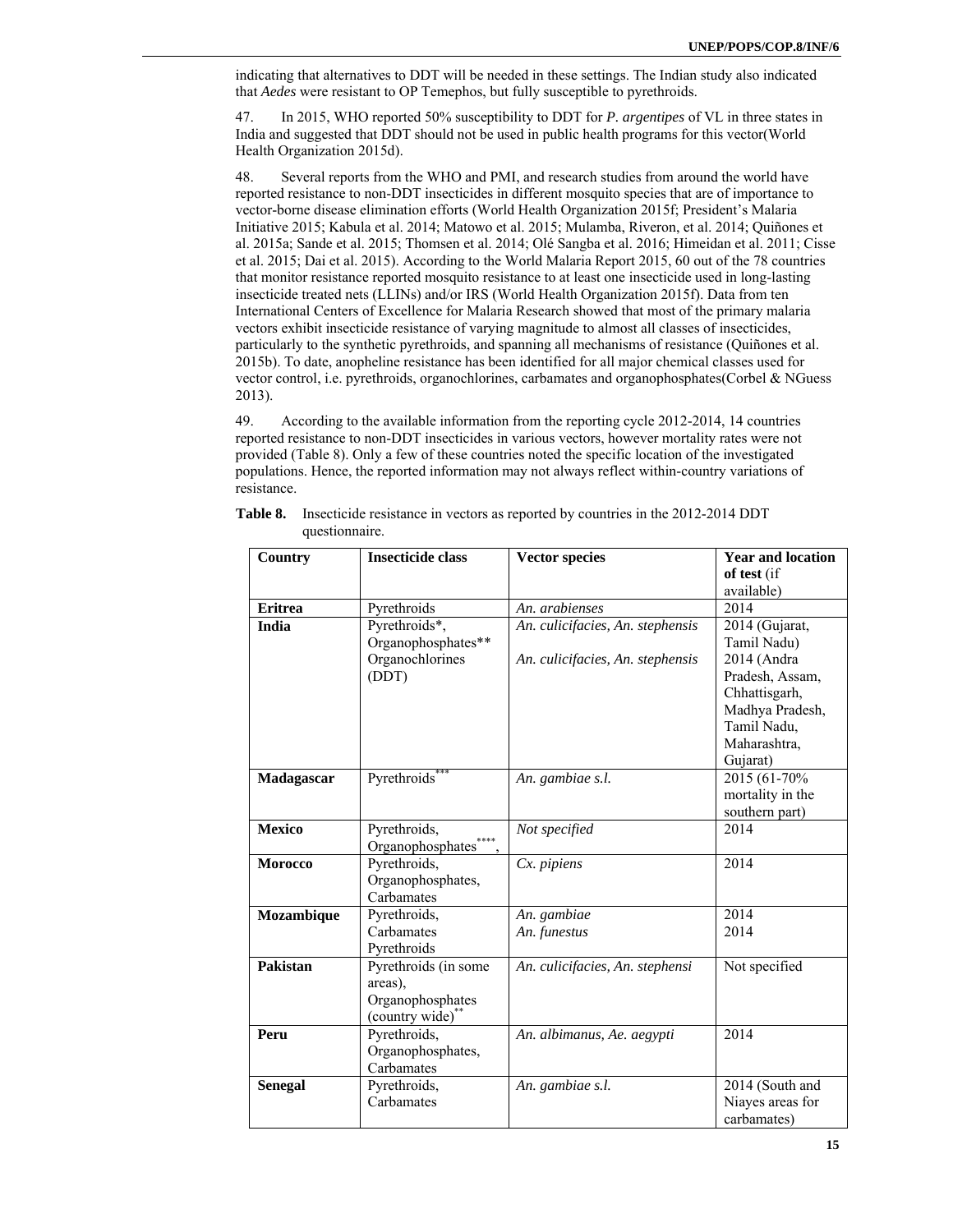indicating that alternatives to DDT will be needed in these settings. The Indian study also indicated that *Aedes* were resistant to OP Temephos, but fully susceptible to pyrethroids.

47. In 2015, WHO reported 50% susceptibility to DDT for *P. argentipes* of VL in three states in India and suggested that DDT should not be used in public health programs for this vector(World Health Organization 2015d).

48. Several reports from the WHO and PMI, and research studies from around the world have reported resistance to non-DDT insecticides in different mosquito species that are of importance to vector-borne disease elimination efforts (World Health Organization 2015f; President's Malaria Initiative 2015; Kabula et al. 2014; Matowo et al. 2015; Mulamba, Riveron, et al. 2014; Quiñones et al. 2015a; Sande et al. 2015; Thomsen et al. 2014; Olé Sangba et al. 2016; Himeidan et al. 2011; Cisse et al. 2015; Dai et al. 2015). According to the World Malaria Report 2015, 60 out of the 78 countries that monitor resistance reported mosquito resistance to at least one insecticide used in long-lasting insecticide treated nets (LLINs) and/or IRS (World Health Organization 2015f). Data from ten International Centers of Excellence for Malaria Research showed that most of the primary malaria vectors exhibit insecticide resistance of varying magnitude to almost all classes of insecticides, particularly to the synthetic pyrethroids, and spanning all mechanisms of resistance (Quiñones et al. 2015b). To date, anopheline resistance has been identified for all major chemical classes used for vector control, i.e. pyrethroids, organochlorines, carbamates and organophosphates(Corbel & NGuess 2013).

49. According to the available information from the reporting cycle 2012-2014, 14 countries reported resistance to non-DDT insecticides in various vectors, however mortality rates were not provided (Table 8). Only a few of these countries noted the specific location of the investigated populations. Hence, the reported information may not always reflect within-country variations of resistance.

**Table 8.** Insecticide resistance in vectors as reported by countries in the 2012-2014 DDT questionnaire.

| Country | Insecticide class | Vector species | Year and location of test (if available) |
|---|---|---|---|
| **Eritrea** | Pyrethroids | *An. arabienses* | 2014 |
| **India** | Pyrethroids*, Organophosphates** Organochlorines (DDT) | *An. culicifacies, An. stephensis* *An. culicifacies, An. stephensis* | 2014 (Gujarat, Tamil Nadu) 2014 (Andra Pradesh, Assam, Chhattisgarh, Madhya Pradesh, Tamil Nadu, Maharashtra, Gujarat) |
| **Madagascar** | Pyrethroids*** | *An. gambiae s.l.* | 2015 (61-70% mortality in the southern part) |
| **Mexico** | Pyrethroids, Organophosphates****, | *Not specified* | 2014 |
| **Morocco** | Pyrethroids, Organophosphates, Carbamates | *Cx. pipiens* | 2014 |
| **Mozambique** | Pyrethroids, Carbamates Pyrethroids | *An. gambiae* *An. funestus* | 2014 2014 |
| **Pakistan** | Pyrethroids (in some areas), Organophosphates (country wide)** | *An. culicifacies, An. stephensi* | Not specified |
| **Peru** | Pyrethroids, Organophosphates, Carbamates | *An. albimanus, Ae. aegypti* | 2014 |
| **Senegal** | Pyrethroids, Carbamates | *An. gambiae s.l.* | 2014 (South and Niayes areas for carbamates) |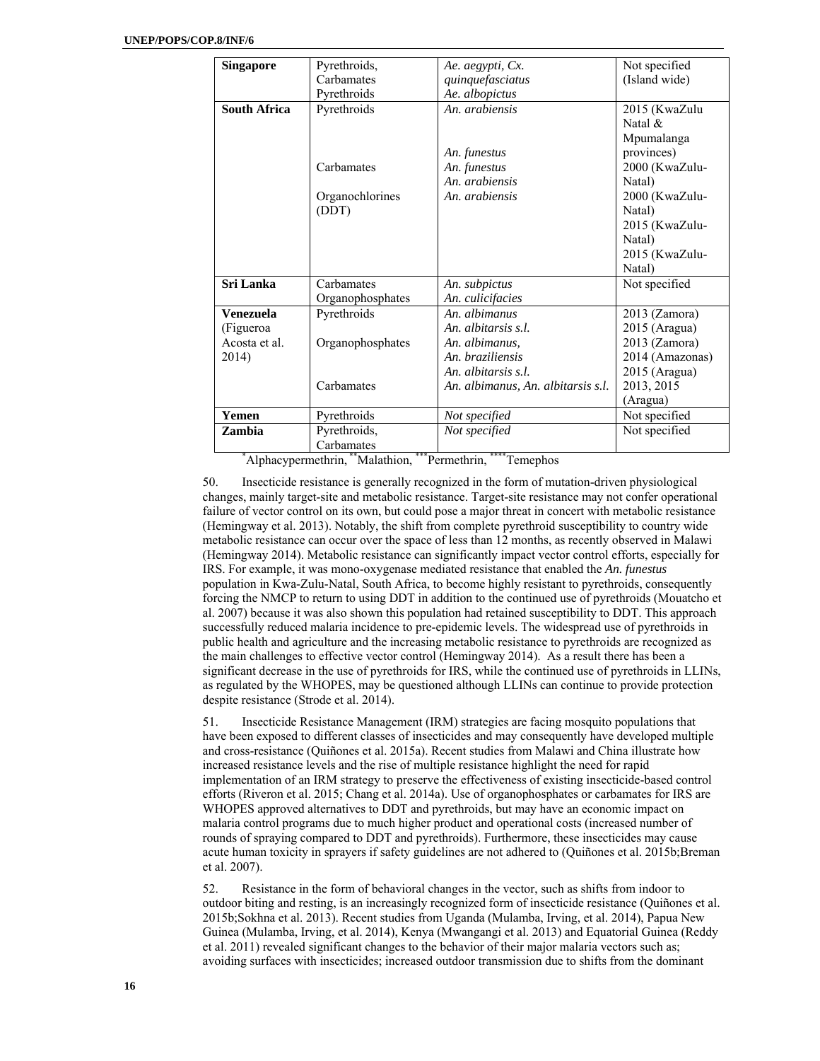| **Singapore** | Pyrethroids, Carbamates<br>Pyrethroids | *Ae. aegypti, Cx. quinquefasciatus*<br>*Ae. albopictus* | Not specified (Island wide) |
|---|---|---|---|
| **South Africa** | Pyrethroids<br><br><br><br>Carbamates<br><br>Organochlorines (DDT) | *An. arabiensis*<br><br><br>*An. funestus*<br>*An. funestus*<br>*An. arabiensis*<br>*An. arabiensis* | 2015 (KwaZulu Natal & Mpumalanga provinces)<br>2000 (KwaZulu-Natal)<br>2000 (KwaZulu-Natal)<br>2015 (KwaZulu-Natal)<br>2015 (KwaZulu-Natal) |
| **Sri Lanka** | Carbamates<br>Organophosphates | *An. subpictus*<br>*An. culicifacies* | Not specified |
| **Venezuela** (Figueroa Acosta et al. 2014) | Pyrethroids<br><br>Organophosphates<br><br><br>Carbamates | *An. albimanus*<br>*An. albitarsis s.l.*<br>*An. albimanus,*<br>*An. braziliensis*<br>*An. albitarsis s.l.*<br>*An. albimanus, An. albitarsis s.l.* | 2013 (Zamora)<br>2015 (Aragua)<br>2013 (Zamora)<br>2014 (Amazonas)<br>2015 (Aragua)<br>2013, 2015 (Aragua) |
| **Yemen** | Pyrethroids | *Not specified* | Not specified |
| **Zambia** | Pyrethroids, Carbamates | *Not specified* | Not specified |

*Alphacypermethrin, **Malathion, ***Permethrin, ****Temephos

50. Insecticide resistance is generally recognized in the form of mutation-driven physiological changes, mainly target-site and metabolic resistance. Target-site resistance may not confer operational failure of vector control on its own, but could pose a major threat in concert with metabolic resistance (Hemingway et al. 2013). Notably, the shift from complete pyrethroid susceptibility to country wide metabolic resistance can occur over the space of less than 12 months, as recently observed in Malawi (Hemingway 2014). Metabolic resistance can significantly impact vector control efforts, especially for IRS. For example, it was mono-oxygenase mediated resistance that enabled the *An. funestus* population in Kwa-Zulu-Natal, South Africa, to become highly resistant to pyrethroids, consequently forcing the NMCP to return to using DDT in addition to the continued use of pyrethroids (Mouatcho et al. 2007) because it was also shown this population had retained susceptibility to DDT. This approach successfully reduced malaria incidence to pre-epidemic levels. The widespread use of pyrethroids in public health and agriculture and the increasing metabolic resistance to pyrethroids are recognized as the main challenges to effective vector control (Hemingway 2014). As a result there has been a significant decrease in the use of pyrethroids for IRS, while the continued use of pyrethroids in LLINs, as regulated by the WHOPES, may be questioned although LLINs can continue to provide protection despite resistance (Strode et al. 2014).

51. Insecticide Resistance Management (IRM) strategies are facing mosquito populations that have been exposed to different classes of insecticides and may consequently have developed multiple and cross-resistance (Quiñones et al. 2015a). Recent studies from Malawi and China illustrate how increased resistance levels and the rise of multiple resistance highlight the need for rapid implementation of an IRM strategy to preserve the effectiveness of existing insecticide-based control efforts (Riveron et al. 2015; Chang et al. 2014a). Use of organophosphates or carbamates for IRS are WHOPES approved alternatives to DDT and pyrethroids, but may have an economic impact on malaria control programs due to much higher product and operational costs (increased number of rounds of spraying compared to DDT and pyrethroids). Furthermore, these insecticides may cause acute human toxicity in sprayers if safety guidelines are not adhered to (Quiñones et al. 2015b;Breman et al. 2007).

52. Resistance in the form of behavioral changes in the vector, such as shifts from indoor to outdoor biting and resting, is an increasingly recognized form of insecticide resistance (Quiñones et al. 2015b;Sokhna et al. 2013). Recent studies from Uganda (Mulamba, Irving, et al. 2014), Papua New Guinea (Mulamba, Irving, et al. 2014), Kenya (Mwangangi et al. 2013) and Equatorial Guinea (Reddy et al. 2011) revealed significant changes to the behavior of their major malaria vectors such as; avoiding surfaces with insecticides; increased outdoor transmission due to shifts from the dominant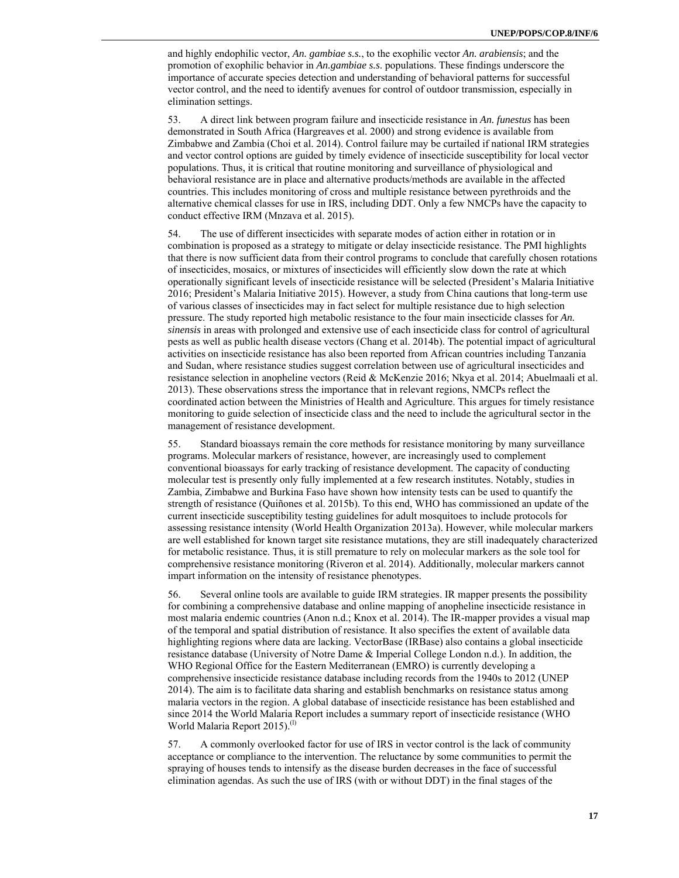and highly endophilic vector, *An. gambiae s.s.*, to the exophilic vector *An. arabiensis*; and the promotion of exophilic behavior in *An.gambiae s.s.* populations. These findings underscore the importance of accurate species detection and understanding of behavioral patterns for successful vector control, and the need to identify avenues for control of outdoor transmission, especially in elimination settings.

53. A direct link between program failure and insecticide resistance in *An. funestus* has been demonstrated in South Africa (Hargreaves et al. 2000) and strong evidence is available from Zimbabwe and Zambia (Choi et al. 2014). Control failure may be curtailed if national IRM strategies and vector control options are guided by timely evidence of insecticide susceptibility for local vector populations. Thus, it is critical that routine monitoring and surveillance of physiological and behavioral resistance are in place and alternative products/methods are available in the affected countries. This includes monitoring of cross and multiple resistance between pyrethroids and the alternative chemical classes for use in IRS, including DDT. Only a few NMCPs have the capacity to conduct effective IRM (Mnzava et al. 2015).

54. The use of different insecticides with separate modes of action either in rotation or in combination is proposed as a strategy to mitigate or delay insecticide resistance. The PMI highlights that there is now sufficient data from their control programs to conclude that carefully chosen rotations of insecticides, mosaics, or mixtures of insecticides will efficiently slow down the rate at which operationally significant levels of insecticide resistance will be selected (President's Malaria Initiative 2016; President's Malaria Initiative 2015). However, a study from China cautions that long-term use of various classes of insecticides may in fact select for multiple resistance due to high selection pressure. The study reported high metabolic resistance to the four main insecticide classes for *An. sinensis* in areas with prolonged and extensive use of each insecticide class for control of agricultural pests as well as public health disease vectors (Chang et al. 2014b). The potential impact of agricultural activities on insecticide resistance has also been reported from African countries including Tanzania and Sudan, where resistance studies suggest correlation between use of agricultural insecticides and resistance selection in anopheline vectors (Reid & McKenzie 2016; Nkya et al. 2014; Abuelmaali et al. 2013). These observations stress the importance that in relevant regions, NMCPs reflect the coordinated action between the Ministries of Health and Agriculture. This argues for timely resistance monitoring to guide selection of insecticide class and the need to include the agricultural sector in the management of resistance development.

55. Standard bioassays remain the core methods for resistance monitoring by many surveillance programs. Molecular markers of resistance, however, are increasingly used to complement conventional bioassays for early tracking of resistance development. The capacity of conducting molecular test is presently only fully implemented at a few research institutes. Notably, studies in Zambia, Zimbabwe and Burkina Faso have shown how intensity tests can be used to quantify the strength of resistance (Quiñones et al. 2015b). To this end, WHO has commissioned an update of the current insecticide susceptibility testing guidelines for adult mosquitoes to include protocols for assessing resistance intensity (World Health Organization 2013a). However, while molecular markers are well established for known target site resistance mutations, they are still inadequately characterized for metabolic resistance. Thus, it is still premature to rely on molecular markers as the sole tool for comprehensive resistance monitoring (Riveron et al. 2014). Additionally, molecular markers cannot impart information on the intensity of resistance phenotypes.

56. Several online tools are available to guide IRM strategies. IR mapper presents the possibility for combining a comprehensive database and online mapping of anopheline insecticide resistance in most malaria endemic countries (Anon n.d.; Knox et al. 2014). The IR-mapper provides a visual map of the temporal and spatial distribution of resistance. It also specifies the extent of available data highlighting regions where data are lacking. VectorBase (IRBase) also contains a global insecticide resistance database (University of Notre Dame & Imperial College London n.d.). In addition, the WHO Regional Office for the Eastern Mediterranean (EMRO) is currently developing a comprehensive insecticide resistance database including records from the 1940s to 2012 (UNEP 2014). The aim is to facilitate data sharing and establish benchmarks on resistance status among malaria vectors in the region. A global database of insecticide resistance has been established and since 2014 the World Malaria Report includes a summary report of insecticide resistance (WHO World Malaria Report 2015).[l]

57. A commonly overlooked factor for use of IRS in vector control is the lack of community acceptance or compliance to the intervention. The reluctance by some communities to permit the spraying of houses tends to intensify as the disease burden decreases in the face of successful elimination agendas. As such the use of IRS (with or without DDT) in the final stages of the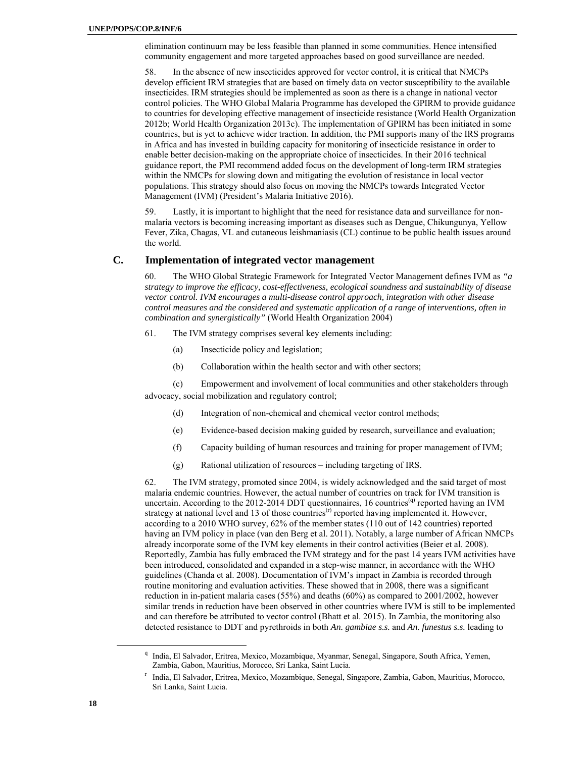elimination continuum may be less feasible than planned in some communities. Hence intensified community engagement and more targeted approaches based on good surveillance are needed.

58. In the absence of new insecticides approved for vector control, it is critical that NMCPs develop efficient IRM strategies that are based on timely data on vector susceptibility to the available insecticides. IRM strategies should be implemented as soon as there is a change in national vector control policies. The WHO Global Malaria Programme has developed the GPIRM to provide guidance to countries for developing effective management of insecticide resistance (World Health Organization 2012b; World Health Organization 2013c). The implementation of GPIRM has been initiated in some countries, but is yet to achieve wider traction. In addition, the PMI supports many of the IRS programs in Africa and has invested in building capacity for monitoring of insecticide resistance in order to enable better decision-making on the appropriate choice of insecticides. In their 2016 technical guidance report, the PMI recommend added focus on the development of long-term IRM strategies within the NMCPs for slowing down and mitigating the evolution of resistance in local vector populations. This strategy should also focus on moving the NMCPs towards Integrated Vector Management (IVM) (President's Malaria Initiative 2016).

59. Lastly, it is important to highlight that the need for resistance data and surveillance for non-malaria vectors is becoming increasing important as diseases such as Dengue, Chikungunya, Yellow Fever, Zika, Chagas, VL and cutaneous leishmaniasis (CL) continue to be public health issues around the world.

## C. Implementation of integrated vector management

60. The WHO Global Strategic Framework for Integrated Vector Management defines IVM as *"a strategy to improve the efficacy, cost-effectiveness, ecological soundness and sustainability of disease vector control. IVM encourages a multi-disease control approach, integration with other disease control measures and the considered and systematic application of a range of interventions, often in combination and synergistically"* (World Health Organization 2004)

61. The IVM strategy comprises several key elements including:

(a) Insecticide policy and legislation;

(b) Collaboration within the health sector and with other sectors;

(c) Empowerment and involvement of local communities and other stakeholders through advocacy, social mobilization and regulatory control;

(d) Integration of non-chemical and chemical vector control methods;

(e) Evidence-based decision making guided by research, surveillance and evaluation;

(f) Capacity building of human resources and training for proper management of IVM;

(g) Rational utilization of resources – including targeting of IRS.

62. The IVM strategy, promoted since 2004, is widely acknowledged and the said target of most malaria endemic countries. However, the actual number of countries on track for IVM transition is uncertain. According to the 2012-2014 DDT questionnaires, 16 countries[q] reported having an IVM strategy at national level and 13 of those countries[r] reported having implemented it. However, according to a 2010 WHO survey, 62% of the member states (110 out of 142 countries) reported having an IVM policy in place (van den Berg et al. 2011). Notably, a large number of African NMCPs already incorporate some of the IVM key elements in their control activities (Beier et al. 2008). Reportedly, Zambia has fully embraced the IVM strategy and for the past 14 years IVM activities have been introduced, consolidated and expanded in a step-wise manner, in accordance with the WHO guidelines (Chanda et al. 2008). Documentation of IVM's impact in Zambia is recorded through routine monitoring and evaluation activities. These showed that in 2008, there was a significant reduction in in-patient malaria cases (55%) and deaths (60%) as compared to 2001/2002, however similar trends in reduction have been observed in other countries where IVM is still to be implemented and can therefore be attributed to vector control (Bhatt et al. 2015). In Zambia, the monitoring also detected resistance to DDT and pyrethroids in both *An. gambiae s.s.* and *An. funestus s.s.* leading to

---

[q] India, El Salvador, Eritrea, Mexico, Mozambique, Myanmar, Senegal, Singapore, South Africa, Yemen, Zambia, Gabon, Mauritius, Morocco, Sri Lanka, Saint Lucia.

[r] India, El Salvador, Eritrea, Mexico, Mozambique, Senegal, Singapore, Zambia, Gabon, Mauritius, Morocco, Sri Lanka, Saint Lucia.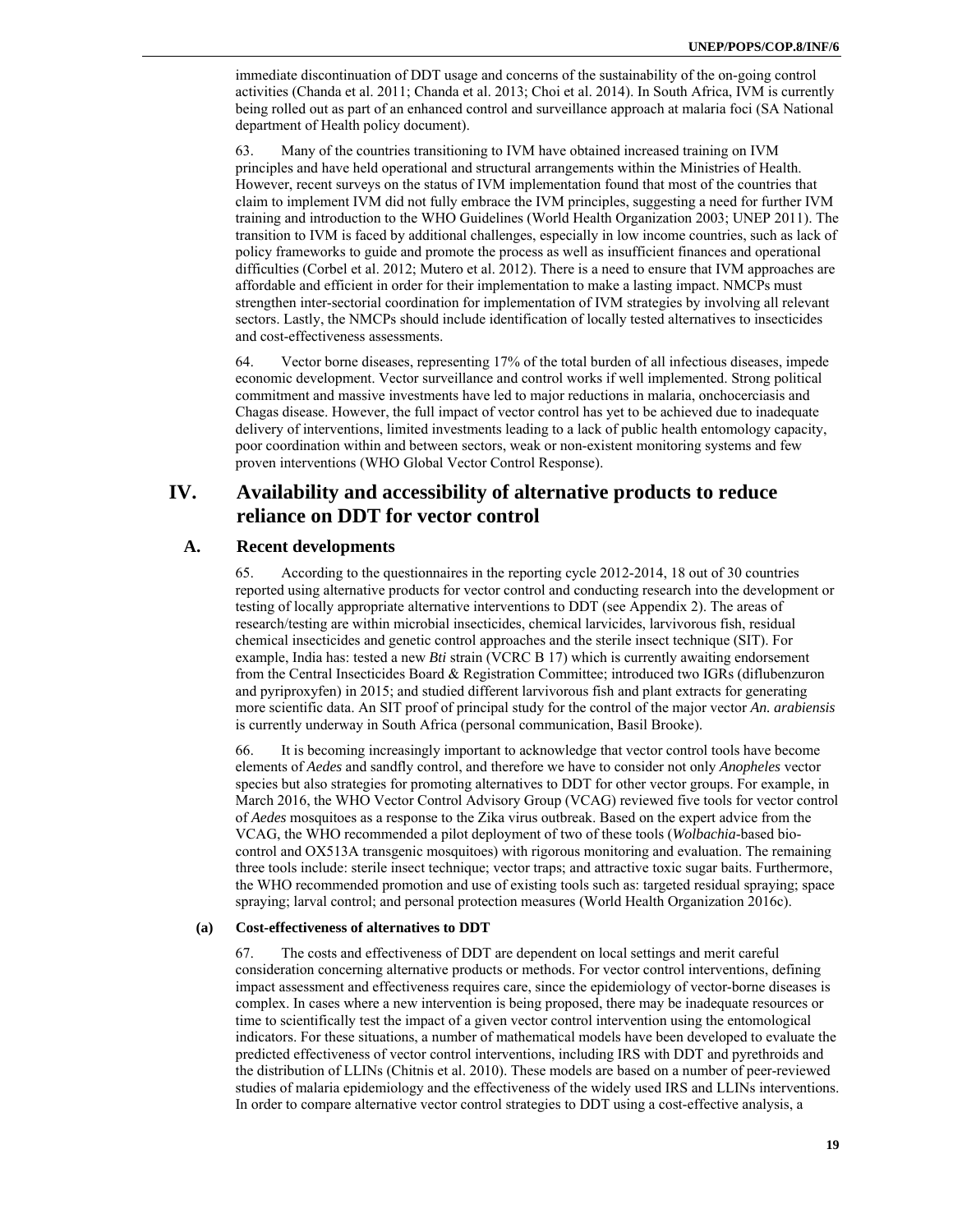immediate discontinuation of DDT usage and concerns of the sustainability of the on-going control activities (Chanda et al. 2011; Chanda et al. 2013; Choi et al. 2014). In South Africa, IVM is currently being rolled out as part of an enhanced control and surveillance approach at malaria foci (SA National department of Health policy document).

63. Many of the countries transitioning to IVM have obtained increased training on IVM principles and have held operational and structural arrangements within the Ministries of Health. However, recent surveys on the status of IVM implementation found that most of the countries that claim to implement IVM did not fully embrace the IVM principles, suggesting a need for further IVM training and introduction to the WHO Guidelines (World Health Organization 2003; UNEP 2011). The transition to IVM is faced by additional challenges, especially in low income countries, such as lack of policy frameworks to guide and promote the process as well as insufficient finances and operational difficulties (Corbel et al. 2012; Mutero et al. 2012). There is a need to ensure that IVM approaches are affordable and efficient in order for their implementation to make a lasting impact. NMCPs must strengthen inter-sectorial coordination for implementation of IVM strategies by involving all relevant sectors. Lastly, the NMCPs should include identification of locally tested alternatives to insecticides and cost-effectiveness assessments.

64. Vector borne diseases, representing 17% of the total burden of all infectious diseases, impede economic development. Vector surveillance and control works if well implemented. Strong political commitment and massive investments have led to major reductions in malaria, onchocerciasis and Chagas disease. However, the full impact of vector control has yet to be achieved due to inadequate delivery of interventions, limited investments leading to a lack of public health entomology capacity, poor coordination within and between sectors, weak or non-existent monitoring systems and few proven interventions (WHO Global Vector Control Response).

# IV. Availability and accessibility of alternative products to reduce reliance on DDT for vector control

## A. Recent developments

65. According to the questionnaires in the reporting cycle 2012-2014, 18 out of 30 countries reported using alternative products for vector control and conducting research into the development or testing of locally appropriate alternative interventions to DDT (see Appendix 2). The areas of research/testing are within microbial insecticides, chemical larvicides, larvivorous fish, residual chemical insecticides and genetic control approaches and the sterile insect technique (SIT). For example, India has: tested a new *Bti* strain (VCRC B 17) which is currently awaiting endorsement from the Central Insecticides Board & Registration Committee; introduced two IGRs (diflubenzuron and pyriproxyfen) in 2015; and studied different larvivorous fish and plant extracts for generating more scientific data. An SIT proof of principal study for the control of the major vector *An. arabiensis* is currently underway in South Africa (personal communication, Basil Brooke).

66. It is becoming increasingly important to acknowledge that vector control tools have become elements of *Aedes* and sandfly control, and therefore we have to consider not only *Anopheles* vector species but also strategies for promoting alternatives to DDT for other vector groups. For example, in March 2016, the WHO Vector Control Advisory Group (VCAG) reviewed five tools for vector control of *Aedes* mosquitoes as a response to the Zika virus outbreak. Based on the expert advice from the VCAG, the WHO recommended a pilot deployment of two of these tools (*Wolbachia*-based bio-control and OX513A transgenic mosquitoes) with rigorous monitoring and evaluation. The remaining three tools include: sterile insect technique; vector traps; and attractive toxic sugar baits. Furthermore, the WHO recommended promotion and use of existing tools such as: targeted residual spraying; space spraying; larval control; and personal protection measures (World Health Organization 2016c).

#### (a) Cost-effectiveness of alternatives to DDT

67. The costs and effectiveness of DDT are dependent on local settings and merit careful consideration concerning alternative products or methods. For vector control interventions, defining impact assessment and effectiveness requires care, since the epidemiology of vector-borne diseases is complex. In cases where a new intervention is being proposed, there may be inadequate resources or time to scientifically test the impact of a given vector control intervention using the entomological indicators. For these situations, a number of mathematical models have been developed to evaluate the predicted effectiveness of vector control interventions, including IRS with DDT and pyrethroids and the distribution of LLINs (Chitnis et al. 2010). These models are based on a number of peer-reviewed studies of malaria epidemiology and the effectiveness of the widely used IRS and LLINs interventions. In order to compare alternative vector control strategies to DDT using a cost-effective analysis, a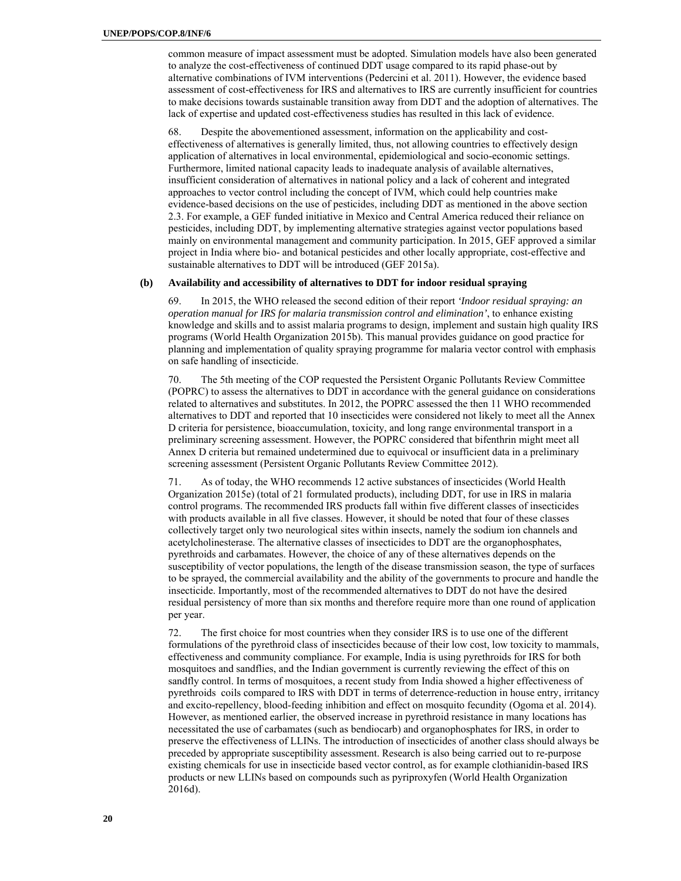common measure of impact assessment must be adopted. Simulation models have also been generated to analyze the cost-effectiveness of continued DDT usage compared to its rapid phase-out by alternative combinations of IVM interventions (Pedercini et al. 2011). However, the evidence based assessment of cost-effectiveness for IRS and alternatives to IRS are currently insufficient for countries to make decisions towards sustainable transition away from DDT and the adoption of alternatives. The lack of expertise and updated cost-effectiveness studies has resulted in this lack of evidence.

68. Despite the abovementioned assessment, information on the applicability and cost-effectiveness of alternatives is generally limited, thus, not allowing countries to effectively design application of alternatives in local environmental, epidemiological and socio-economic settings. Furthermore, limited national capacity leads to inadequate analysis of available alternatives, insufficient consideration of alternatives in national policy and a lack of coherent and integrated approaches to vector control including the concept of IVM, which could help countries make evidence-based decisions on the use of pesticides, including DDT as mentioned in the above section 2.3. For example, a GEF funded initiative in Mexico and Central America reduced their reliance on pesticides, including DDT, by implementing alternative strategies against vector populations based mainly on environmental management and community participation. In 2015, GEF approved a similar project in India where bio- and botanical pesticides and other locally appropriate, cost-effective and sustainable alternatives to DDT will be introduced (GEF 2015a).

**(b) Availability and accessibility of alternatives to DDT for indoor residual spraying**

69. In 2015, the WHO released the second edition of their report *'Indoor residual spraying: an operation manual for IRS for malaria transmission control and elimination'*, to enhance existing knowledge and skills and to assist malaria programs to design, implement and sustain high quality IRS programs (World Health Organization 2015b). This manual provides guidance on good practice for planning and implementation of quality spraying programme for malaria vector control with emphasis on safe handling of insecticide.

70. The 5th meeting of the COP requested the Persistent Organic Pollutants Review Committee (POPRC) to assess the alternatives to DDT in accordance with the general guidance on considerations related to alternatives and substitutes. In 2012, the POPRC assessed the then 11 WHO recommended alternatives to DDT and reported that 10 insecticides were considered not likely to meet all the Annex D criteria for persistence, bioaccumulation, toxicity, and long range environmental transport in a preliminary screening assessment. However, the POPRC considered that bifenthrin might meet all Annex D criteria but remained undetermined due to equivocal or insufficient data in a preliminary screening assessment (Persistent Organic Pollutants Review Committee 2012).

71. As of today, the WHO recommends 12 active substances of insecticides (World Health Organization 2015e) (total of 21 formulated products), including DDT, for use in IRS in malaria control programs. The recommended IRS products fall within five different classes of insecticides with products available in all five classes. However, it should be noted that four of these classes collectively target only two neurological sites within insects, namely the sodium ion channels and acetylcholinesterase. The alternative classes of insecticides to DDT are the organophosphates, pyrethroids and carbamates. However, the choice of any of these alternatives depends on the susceptibility of vector populations, the length of the disease transmission season, the type of surfaces to be sprayed, the commercial availability and the ability of the governments to procure and handle the insecticide. Importantly, most of the recommended alternatives to DDT do not have the desired residual persistency of more than six months and therefore require more than one round of application per year.

72. The first choice for most countries when they consider IRS is to use one of the different formulations of the pyrethroid class of insecticides because of their low cost, low toxicity to mammals, effectiveness and community compliance. For example, India is using pyrethroids for IRS for both mosquitoes and sandflies, and the Indian government is currently reviewing the effect of this on sandfly control. In terms of mosquitoes, a recent study from India showed a higher effectiveness of pyrethroids coils compared to IRS with DDT in terms of deterrence-reduction in house entry, irritancy and excito-repellency, blood-feeding inhibition and effect on mosquito fecundity (Ogoma et al. 2014). However, as mentioned earlier, the observed increase in pyrethroid resistance in many locations has necessitated the use of carbamates (such as bendiocarb) and organophosphates for IRS, in order to preserve the effectiveness of LLINs. The introduction of insecticides of another class should always be preceded by appropriate susceptibility assessment. Research is also being carried out to re-purpose existing chemicals for use in insecticide based vector control, as for example clothianidin-based IRS products or new LLINs based on compounds such as pyriproxyfen (World Health Organization 2016d).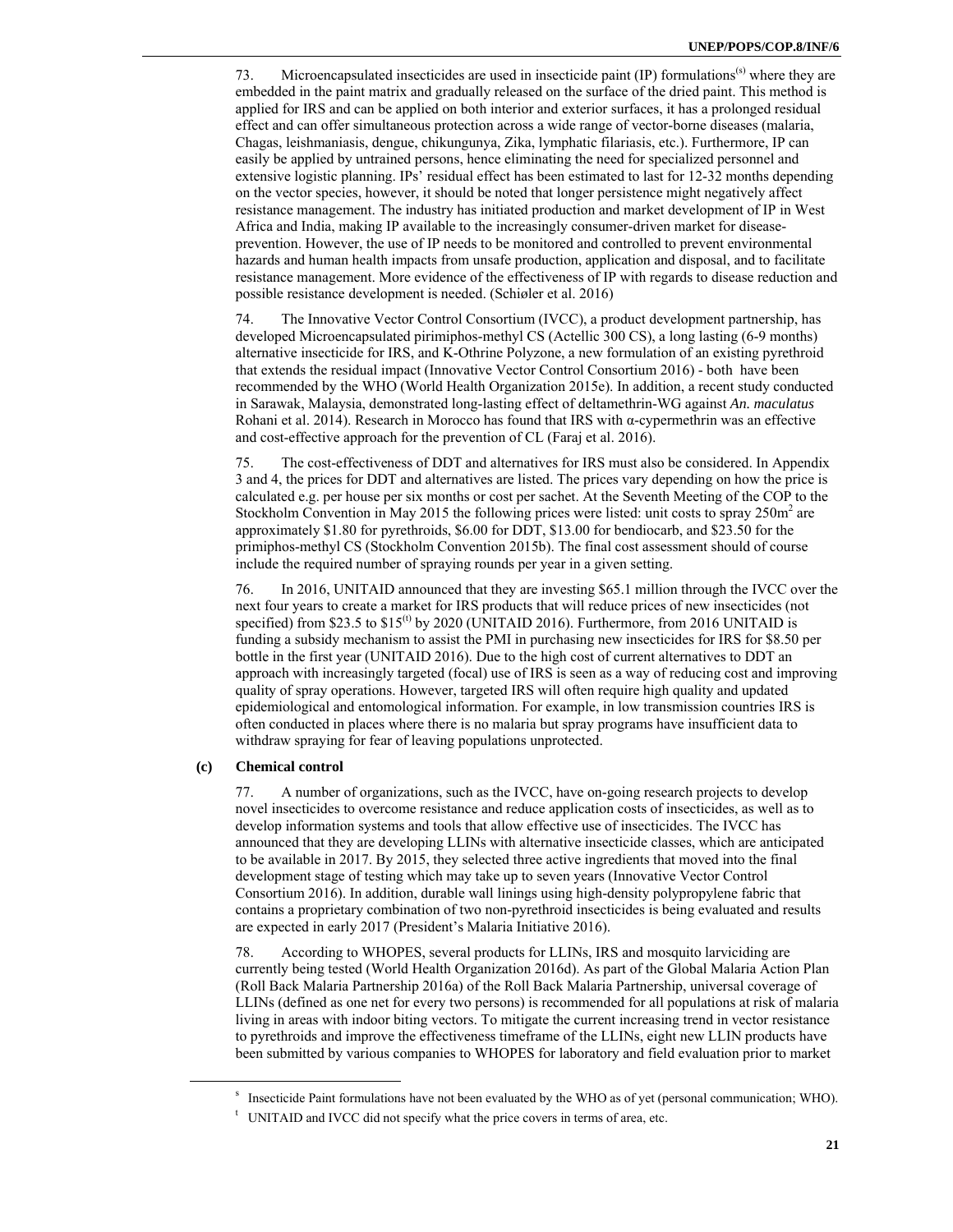73. Microencapsulated insecticides are used in insecticide paint (IP) formulations[s] where they are embedded in the paint matrix and gradually released on the surface of the dried paint. This method is applied for IRS and can be applied on both interior and exterior surfaces, it has a prolonged residual effect and can offer simultaneous protection across a wide range of vector-borne diseases (malaria, Chagas, leishmaniasis, dengue, chikungunya, Zika, lymphatic filariasis, etc.). Furthermore, IP can easily be applied by untrained persons, hence eliminating the need for specialized personnel and extensive logistic planning. IPs' residual effect has been estimated to last for 12-32 months depending on the vector species, however, it should be noted that longer persistence might negatively affect resistance management. The industry has initiated production and market development of IP in West Africa and India, making IP available to the increasingly consumer-driven market for disease-prevention. However, the use of IP needs to be monitored and controlled to prevent environmental hazards and human health impacts from unsafe production, application and disposal, and to facilitate resistance management. More evidence of the effectiveness of IP with regards to disease reduction and possible resistance development is needed. (Schiøler et al. 2016)

74. The Innovative Vector Control Consortium (IVCC), a product development partnership, has developed Microencapsulated pirimiphos-methyl CS (Actellic 300 CS), a long lasting (6-9 months) alternative insecticide for IRS, and K-Othrine Polyzone, a new formulation of an existing pyrethroid that extends the residual impact (Innovative Vector Control Consortium 2016) - both have been recommended by the WHO (World Health Organization 2015e). In addition, a recent study conducted in Sarawak, Malaysia, demonstrated long-lasting effect of deltamethrin-WG against *An. maculatus* Rohani et al. 2014). Research in Morocco has found that IRS with α-cypermethrin was an effective and cost-effective approach for the prevention of CL (Faraj et al. 2016).

75. The cost-effectiveness of DDT and alternatives for IRS must also be considered. In Appendix 3 and 4, the prices for DDT and alternatives are listed. The prices vary depending on how the price is calculated e.g. per house per six months or cost per sachet. At the Seventh Meeting of the COP to the Stockholm Convention in May 2015 the following prices were listed: unit costs to spray 250m$^2$ are approximately $1.80 for pyrethroids, $6.00 for DDT, $13.00 for bendiocarb, and $23.50 for the primiphos-methyl CS (Stockholm Convention 2015b). The final cost assessment should of course include the required number of spraying rounds per year in a given setting.

76. In 2016, UNITAID announced that they are investing $65.1 million through the IVCC over the next four years to create a market for IRS products that will reduce prices of new insecticides (not specified) from $23.5 to $15[t] by 2020 (UNITAID 2016). Furthermore, from 2016 UNITAID is funding a subsidy mechanism to assist the PMI in purchasing new insecticides for IRS for $8.50 per bottle in the first year (UNITAID 2016). Due to the high cost of current alternatives to DDT an approach with increasingly targeted (focal) use of IRS is seen as a way of reducing cost and improving quality of spray operations. However, targeted IRS will often require high quality and updated epidemiological and entomological information. For example, in low transmission countries IRS is often conducted in places where there is no malaria but spray programs have insufficient data to withdraw spraying for fear of leaving populations unprotected.

**(c) Chemical control**

77. A number of organizations, such as the IVCC, have on-going research projects to develop novel insecticides to overcome resistance and reduce application costs of insecticides, as well as to develop information systems and tools that allow effective use of insecticides. The IVCC has announced that they are developing LLINs with alternative insecticide classes, which are anticipated to be available in 2017. By 2015, they selected three active ingredients that moved into the final development stage of testing which may take up to seven years (Innovative Vector Control Consortium 2016). In addition, durable wall linings using high-density polypropylene fabric that contains a proprietary combination of two non-pyrethroid insecticides is being evaluated and results are expected in early 2017 (President's Malaria Initiative 2016).

78. According to WHOPES, several products for LLINs, IRS and mosquito larviciding are currently being tested (World Health Organization 2016d). As part of the Global Malaria Action Plan (Roll Back Malaria Partnership 2016a) of the Roll Back Malaria Partnership, universal coverage of LLINs (defined as one net for every two persons) is recommended for all populations at risk of malaria living in areas with indoor biting vectors. To mitigate the current increasing trend in vector resistance to pyrethroids and improve the effectiveness timeframe of the LLINs, eight new LLIN products have been submitted by various companies to WHOPES for laboratory and field evaluation prior to market

---

[s] Insecticide Paint formulations have not been evaluated by the WHO as of yet (personal communication; WHO).

[t] UNITAID and IVCC did not specify what the price covers in terms of area, etc.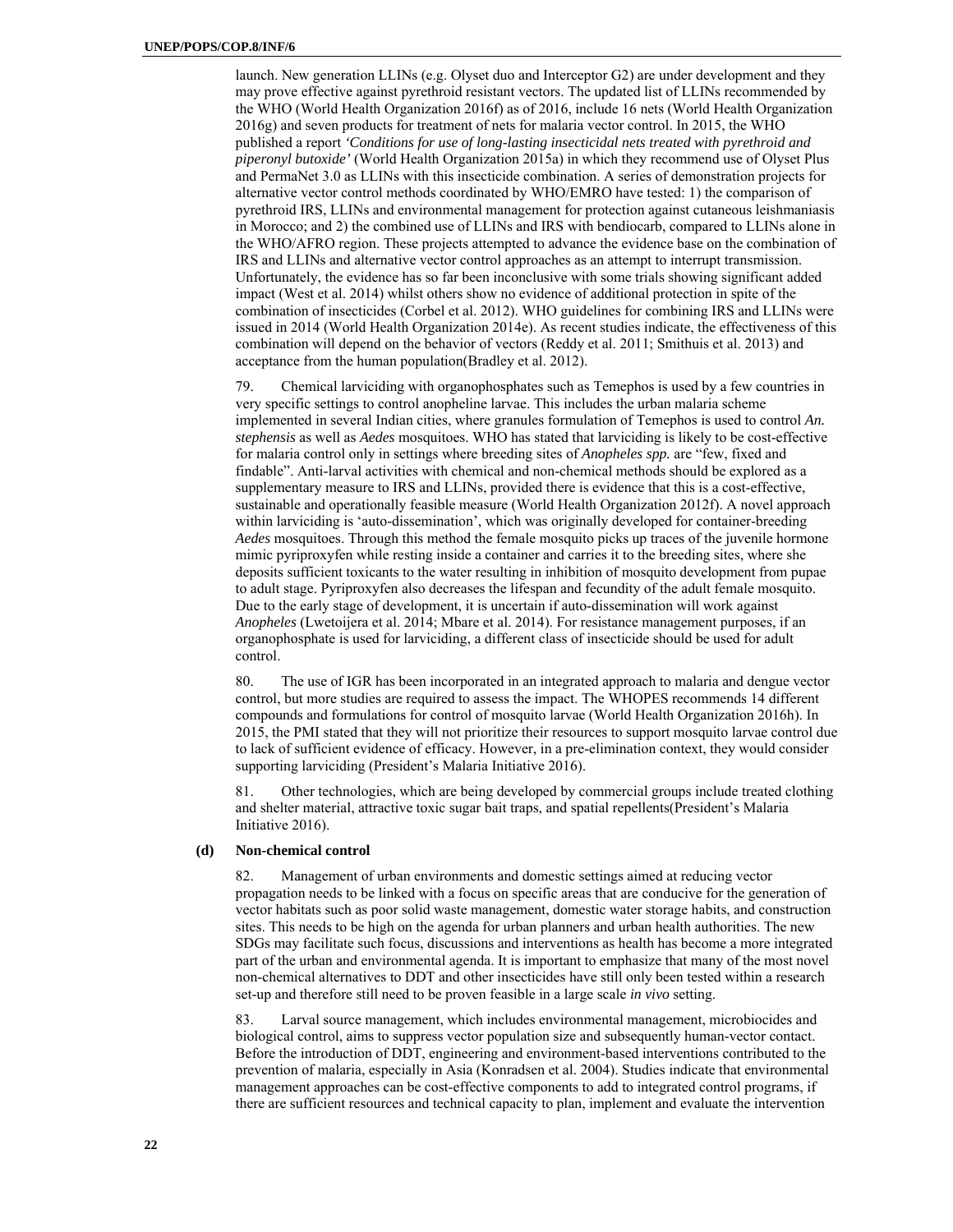launch. New generation LLINs (e.g. Olyset duo and Interceptor G2) are under development and they may prove effective against pyrethroid resistant vectors. The updated list of LLINs recommended by the WHO (World Health Organization 2016f) as of 2016, include 16 nets (World Health Organization 2016g) and seven products for treatment of nets for malaria vector control. In 2015, the WHO published a report *'Conditions for use of long-lasting insecticidal nets treated with pyrethroid and piperonyl butoxide'* (World Health Organization 2015a) in which they recommend use of Olyset Plus and PermaNet 3.0 as LLINs with this insecticide combination. A series of demonstration projects for alternative vector control methods coordinated by WHO/EMRO have tested: 1) the comparison of pyrethroid IRS, LLINs and environmental management for protection against cutaneous leishmaniasis in Morocco; and 2) the combined use of LLINs and IRS with bendiocarb, compared to LLINs alone in the WHO/AFRO region. These projects attempted to advance the evidence base on the combination of IRS and LLINs and alternative vector control approaches as an attempt to interrupt transmission. Unfortunately, the evidence has so far been inconclusive with some trials showing significant added impact (West et al. 2014) whilst others show no evidence of additional protection in spite of the combination of insecticides (Corbel et al. 2012). WHO guidelines for combining IRS and LLINs were issued in 2014 (World Health Organization 2014e). As recent studies indicate, the effectiveness of this combination will depend on the behavior of vectors (Reddy et al. 2011; Smithuis et al. 2013) and acceptance from the human population(Bradley et al. 2012).

79. Chemical larviciding with organophosphates such as Temephos is used by a few countries in very specific settings to control anopheline larvae. This includes the urban malaria scheme implemented in several Indian cities, where granules formulation of Temephos is used to control *An. stephensis* as well as *Aedes* mosquitoes. WHO has stated that larviciding is likely to be cost-effective for malaria control only in settings where breeding sites of *Anopheles spp.* are "few, fixed and findable". Anti-larval activities with chemical and non-chemical methods should be explored as a supplementary measure to IRS and LLINs, provided there is evidence that this is a cost-effective, sustainable and operationally feasible measure (World Health Organization 2012f). A novel approach within larviciding is 'auto-dissemination', which was originally developed for container-breeding *Aedes* mosquitoes. Through this method the female mosquito picks up traces of the juvenile hormone mimic pyriproxyfen while resting inside a container and carries it to the breeding sites, where she deposits sufficient toxicants to the water resulting in inhibition of mosquito development from pupae to adult stage. Pyriproxyfen also decreases the lifespan and fecundity of the adult female mosquito. Due to the early stage of development, it is uncertain if auto-dissemination will work against *Anopheles* (Lwetoijera et al. 2014; Mbare et al. 2014). For resistance management purposes, if an organophosphate is used for larviciding, a different class of insecticide should be used for adult control.

80. The use of IGR has been incorporated in an integrated approach to malaria and dengue vector control, but more studies are required to assess the impact. The WHOPES recommends 14 different compounds and formulations for control of mosquito larvae (World Health Organization 2016h). In 2015, the PMI stated that they will not prioritize their resources to support mosquito larvae control due to lack of sufficient evidence of efficacy. However, in a pre-elimination context, they would consider supporting larviciding (President's Malaria Initiative 2016).

81. Other technologies, which are being developed by commercial groups include treated clothing and shelter material, attractive toxic sugar bait traps, and spatial repellents(President's Malaria Initiative 2016).

### (d) Non-chemical control

82. Management of urban environments and domestic settings aimed at reducing vector propagation needs to be linked with a focus on specific areas that are conducive for the generation of vector habitats such as poor solid waste management, domestic water storage habits, and construction sites. This needs to be high on the agenda for urban planners and urban health authorities. The new SDGs may facilitate such focus, discussions and interventions as health has become a more integrated part of the urban and environmental agenda. It is important to emphasize that many of the most novel non-chemical alternatives to DDT and other insecticides have still only been tested within a research set-up and therefore still need to be proven feasible in a large scale *in vivo* setting.

83. Larval source management, which includes environmental management, microbiocides and biological control, aims to suppress vector population size and subsequently human-vector contact. Before the introduction of DDT, engineering and environment-based interventions contributed to the prevention of malaria, especially in Asia (Konradsen et al. 2004). Studies indicate that environmental management approaches can be cost-effective components to add to integrated control programs, if there are sufficient resources and technical capacity to plan, implement and evaluate the intervention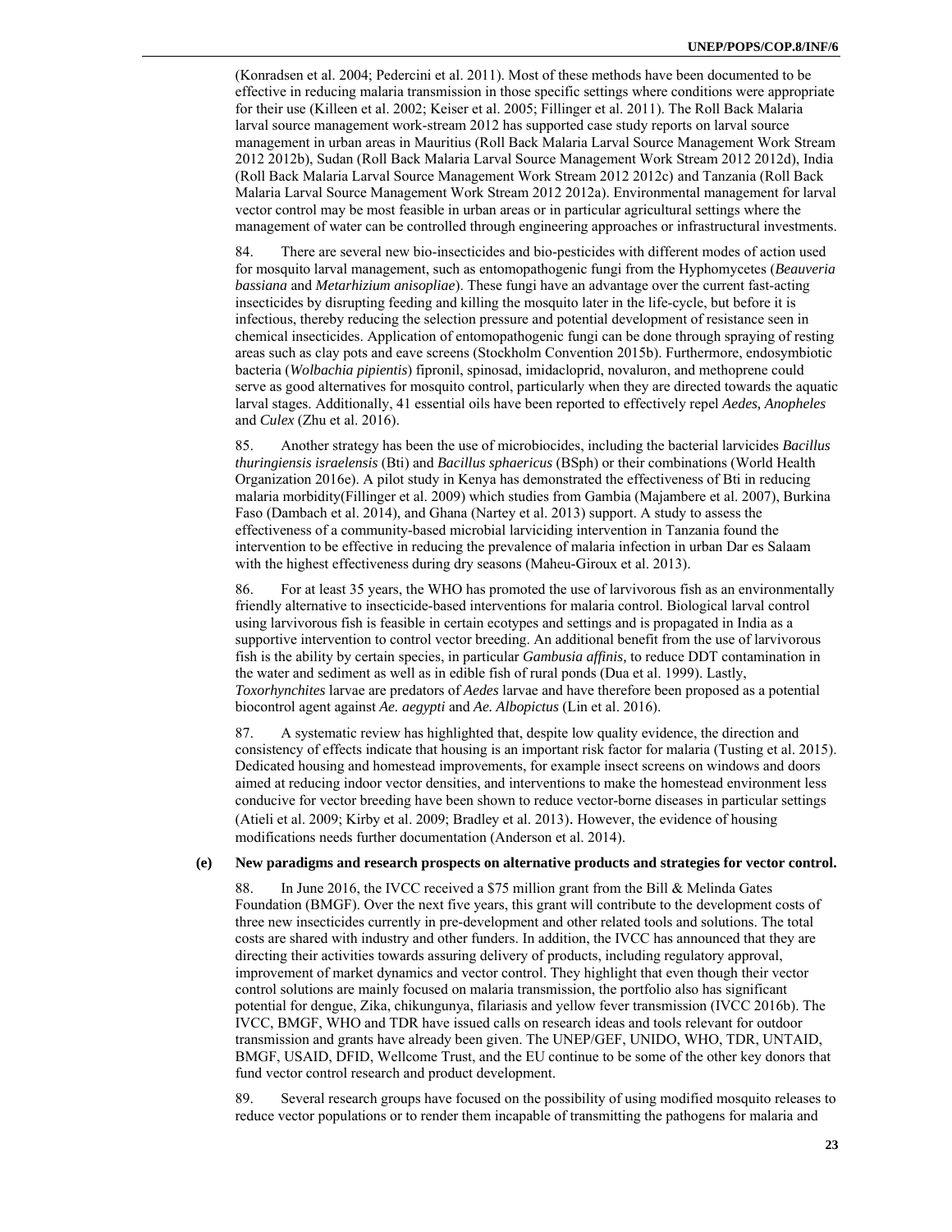(Konradsen et al. 2004; Pedercini et al. 2011). Most of these methods have been documented to be effective in reducing malaria transmission in those specific settings where conditions were appropriate for their use (Killeen et al. 2002; Keiser et al. 2005; Fillinger et al. 2011). The Roll Back Malaria larval source management work-stream 2012 has supported case study reports on larval source management in urban areas in Mauritius (Roll Back Malaria Larval Source Management Work Stream 2012 2012b), Sudan (Roll Back Malaria Larval Source Management Work Stream 2012 2012d), India (Roll Back Malaria Larval Source Management Work Stream 2012 2012c) and Tanzania (Roll Back Malaria Larval Source Management Work Stream 2012 2012a). Environmental management for larval vector control may be most feasible in urban areas or in particular agricultural settings where the management of water can be controlled through engineering approaches or infrastructural investments.

84. There are several new bio-insecticides and bio-pesticides with different modes of action used for mosquito larval management, such as entomopathogenic fungi from the Hyphomycetes (*Beauveria bassiana* and *Metarhizium anisopliae*). These fungi have an advantage over the current fast-acting insecticides by disrupting feeding and killing the mosquito later in the life-cycle, but before it is infectious, thereby reducing the selection pressure and potential development of resistance seen in chemical insecticides. Application of entomopathogenic fungi can be done through spraying of resting areas such as clay pots and eave screens (Stockholm Convention 2015b). Furthermore, endosymbiotic bacteria (*Wolbachia pipientis*) fipronil, spinosad, imidacloprid, novaluron, and methoprene could serve as good alternatives for mosquito control, particularly when they are directed towards the aquatic larval stages. Additionally, 41 essential oils have been reported to effectively repel *Aedes, Anopheles* and *Culex* (Zhu et al. 2016).

85. Another strategy has been the use of microbiocides, including the bacterial larvicides *Bacillus thuringiensis israelensis* (Bti) and *Bacillus sphaericus* (BSph) or their combinations (World Health Organization 2016e). A pilot study in Kenya has demonstrated the effectiveness of Bti in reducing malaria morbidity(Fillinger et al. 2009) which studies from Gambia (Majambere et al. 2007), Burkina Faso (Dambach et al. 2014), and Ghana (Nartey et al. 2013) support. A study to assess the effectiveness of a community-based microbial larviciding intervention in Tanzania found the intervention to be effective in reducing the prevalence of malaria infection in urban Dar es Salaam with the highest effectiveness during dry seasons (Maheu-Giroux et al. 2013).

86. For at least 35 years, the WHO has promoted the use of larvivorous fish as an environmentally friendly alternative to insecticide-based interventions for malaria control. Biological larval control using larvivorous fish is feasible in certain ecotypes and settings and is propagated in India as a supportive intervention to control vector breeding. An additional benefit from the use of larvivorous fish is the ability by certain species, in particular *Gambusia affinis,* to reduce DDT contamination in the water and sediment as well as in edible fish of rural ponds (Dua et al. 1999). Lastly, *Toxorhynchites* larvae are predators of *Aedes* larvae and have therefore been proposed as a potential biocontrol agent against *Ae. aegypti* and *Ae. Albopictus* (Lin et al. 2016).

87. A systematic review has highlighted that, despite low quality evidence, the direction and consistency of effects indicate that housing is an important risk factor for malaria (Tusting et al. 2015). Dedicated housing and homestead improvements, for example insect screens on windows and doors aimed at reducing indoor vector densities, and interventions to make the homestead environment less conducive for vector breeding have been shown to reduce vector-borne diseases in particular settings (Atieli et al. 2009; Kirby et al. 2009; Bradley et al. 2013). However, the evidence of housing modifications needs further documentation (Anderson et al. 2014).

**(e) New paradigms and research prospects on alternative products and strategies for vector control.**

88. In June 2016, the IVCC received a $75 million grant from the Bill & Melinda Gates Foundation (BMGF). Over the next five years, this grant will contribute to the development costs of three new insecticides currently in pre-development and other related tools and solutions. The total costs are shared with industry and other funders. In addition, the IVCC has announced that they are directing their activities towards assuring delivery of products, including regulatory approval, improvement of market dynamics and vector control. They highlight that even though their vector control solutions are mainly focused on malaria transmission, the portfolio also has significant potential for dengue, Zika, chikungunya, filariasis and yellow fever transmission (IVCC 2016b). The IVCC, BMGF, WHO and TDR have issued calls on research ideas and tools relevant for outdoor transmission and grants have already been given. The UNEP/GEF, UNIDO, WHO, TDR, UNTAID, BMGF, USAID, DFID, Wellcome Trust, and the EU continue to be some of the other key donors that fund vector control research and product development.

89. Several research groups have focused on the possibility of using modified mosquito releases to reduce vector populations or to render them incapable of transmitting the pathogens for malaria and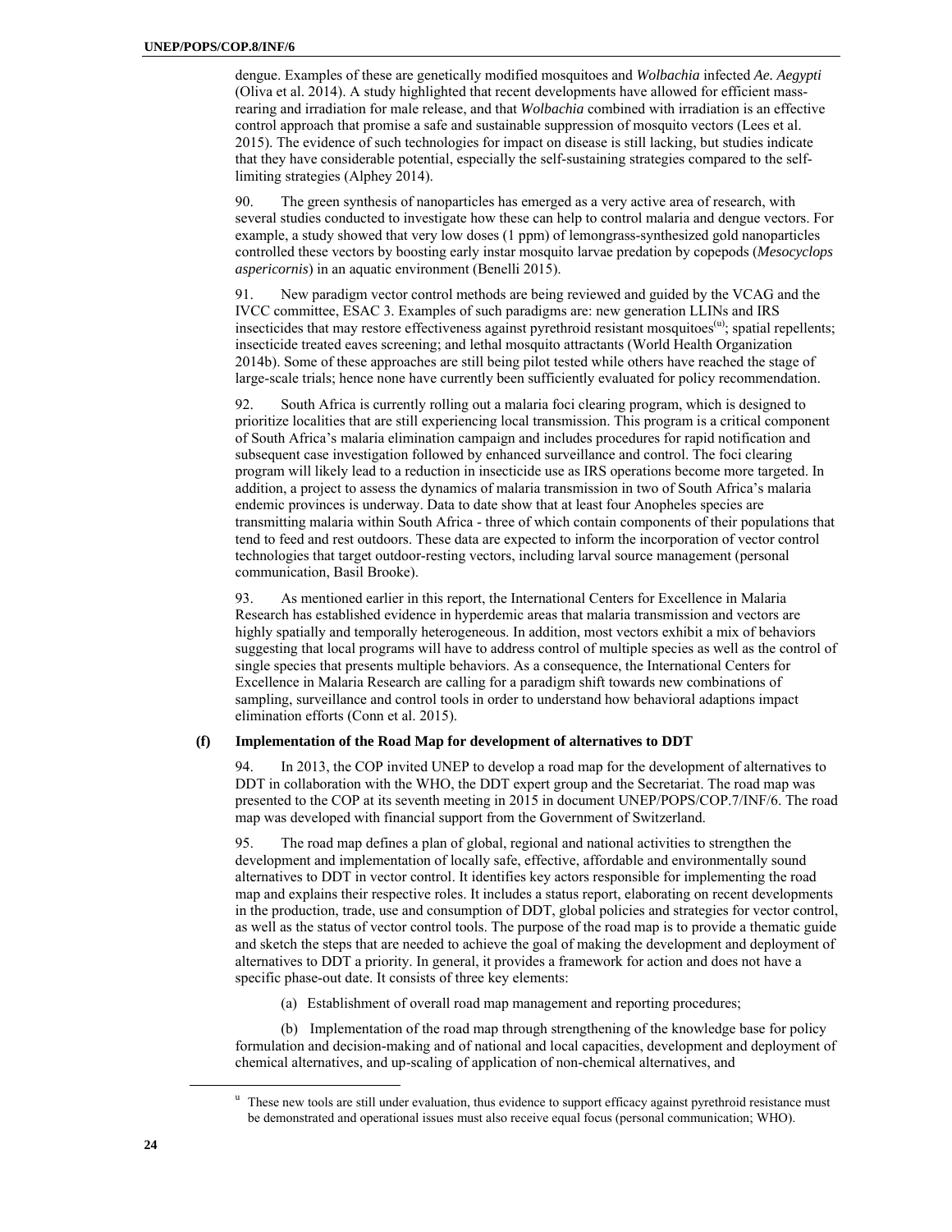dengue. Examples of these are genetically modified mosquitoes and *Wolbachia* infected *Ae. Aegypti* (Oliva et al. 2014). A study highlighted that recent developments have allowed for efficient mass-rearing and irradiation for male release, and that *Wolbachia* combined with irradiation is an effective control approach that promise a safe and sustainable suppression of mosquito vectors (Lees et al. 2015). The evidence of such technologies for impact on disease is still lacking, but studies indicate that they have considerable potential, especially the self-sustaining strategies compared to the self-limiting strategies (Alphey 2014).

90. The green synthesis of nanoparticles has emerged as a very active area of research, with several studies conducted to investigate how these can help to control malaria and dengue vectors. For example, a study showed that very low doses (1 ppm) of lemongrass-synthesized gold nanoparticles controlled these vectors by boosting early instar mosquito larvae predation by copepods (*Mesocyclops aspericornis*) in an aquatic environment (Benelli 2015).

91. New paradigm vector control methods are being reviewed and guided by the VCAG and the IVCC committee, ESAC 3. Examples of such paradigms are: new generation LLINs and IRS insecticides that may restore effectiveness against pyrethroid resistant mosquitoes[u]; spatial repellents; insecticide treated eaves screening; and lethal mosquito attractants (World Health Organization 2014b). Some of these approaches are still being pilot tested while others have reached the stage of large-scale trials; hence none have currently been sufficiently evaluated for policy recommendation.

92. South Africa is currently rolling out a malaria foci clearing program, which is designed to prioritize localities that are still experiencing local transmission. This program is a critical component of South Africa's malaria elimination campaign and includes procedures for rapid notification and subsequent case investigation followed by enhanced surveillance and control. The foci clearing program will likely lead to a reduction in insecticide use as IRS operations become more targeted. In addition, a project to assess the dynamics of malaria transmission in two of South Africa's malaria endemic provinces is underway. Data to date show that at least four Anopheles species are transmitting malaria within South Africa - three of which contain components of their populations that tend to feed and rest outdoors. These data are expected to inform the incorporation of vector control technologies that target outdoor-resting vectors, including larval source management (personal communication, Basil Brooke).

93. As mentioned earlier in this report, the International Centers for Excellence in Malaria Research has established evidence in hyperdemic areas that malaria transmission and vectors are highly spatially and temporally heterogeneous. In addition, most vectors exhibit a mix of behaviors suggesting that local programs will have to address control of multiple species as well as the control of single species that presents multiple behaviors. As a consequence, the International Centers for Excellence in Malaria Research are calling for a paradigm shift towards new combinations of sampling, surveillance and control tools in order to understand how behavioral adaptions impact elimination efforts (Conn et al. 2015).

### (f) Implementation of the Road Map for development of alternatives to DDT

94. In 2013, the COP invited UNEP to develop a road map for the development of alternatives to DDT in collaboration with the WHO, the DDT expert group and the Secretariat. The road map was presented to the COP at its seventh meeting in 2015 in document UNEP/POPS/COP.7/INF/6. The road map was developed with financial support from the Government of Switzerland.

95. The road map defines a plan of global, regional and national activities to strengthen the development and implementation of locally safe, effective, affordable and environmentally sound alternatives to DDT in vector control. It identifies key actors responsible for implementing the road map and explains their respective roles. It includes a status report, elaborating on recent developments in the production, trade, use and consumption of DDT, global policies and strategies for vector control, as well as the status of vector control tools. The purpose of the road map is to provide a thematic guide and sketch the steps that are needed to achieve the goal of making the development and deployment of alternatives to DDT a priority. In general, it provides a framework for action and does not have a specific phase-out date. It consists of three key elements:

(a) Establishment of overall road map management and reporting procedures;

(b) Implementation of the road map through strengthening of the knowledge base for policy formulation and decision-making and of national and local capacities, development and deployment of chemical alternatives, and up-scaling of application of non-chemical alternatives, and

[u] These new tools are still under evaluation, thus evidence to support efficacy against pyrethroid resistance must be demonstrated and operational issues must also receive equal focus (personal communication; WHO).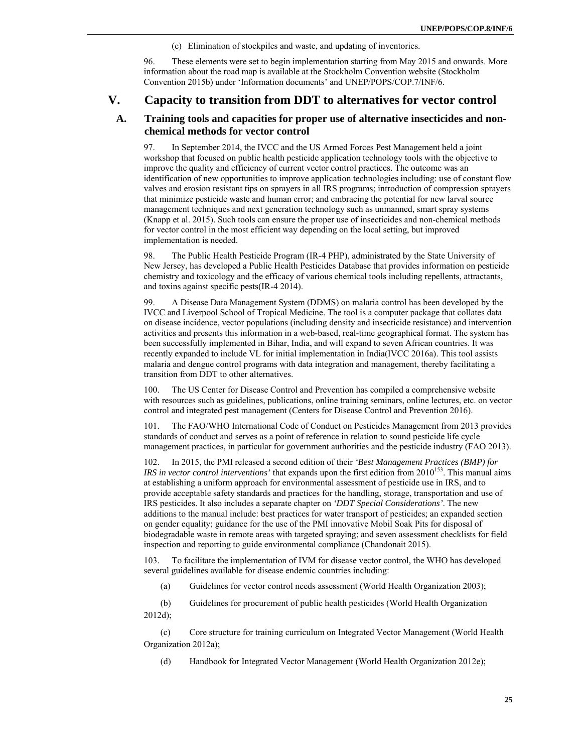(c) Elimination of stockpiles and waste, and updating of inventories.

96. These elements were set to begin implementation starting from May 2015 and onwards. More information about the road map is available at the Stockholm Convention website (Stockholm Convention 2015b) under 'Information documents' and UNEP/POPS/COP.7/INF/6.

# V. Capacity to transition from DDT to alternatives for vector control

## A. Training tools and capacities for proper use of alternative insecticides and non-chemical methods for vector control

97. In September 2014, the IVCC and the US Armed Forces Pest Management held a joint workshop that focused on public health pesticide application technology tools with the objective to improve the quality and efficiency of current vector control practices. The outcome was an identification of new opportunities to improve application technologies including: use of constant flow valves and erosion resistant tips on sprayers in all IRS programs; introduction of compression sprayers that minimize pesticide waste and human error; and embracing the potential for new larval source management techniques and next generation technology such as unmanned, smart spray systems (Knapp et al. 2015). Such tools can ensure the proper use of insecticides and non-chemical methods for vector control in the most efficient way depending on the local setting, but improved implementation is needed.

98. The Public Health Pesticide Program (IR-4 PHP), administrated by the State University of New Jersey, has developed a Public Health Pesticides Database that provides information on pesticide chemistry and toxicology and the efficacy of various chemical tools including repellents, attractants, and toxins against specific pests(IR-4 2014).

99. A Disease Data Management System (DDMS) on malaria control has been developed by the IVCC and Liverpool School of Tropical Medicine. The tool is a computer package that collates data on disease incidence, vector populations (including density and insecticide resistance) and intervention activities and presents this information in a web-based, real-time geographical format. The system has been successfully implemented in Bihar, India, and will expand to seven African countries. It was recently expanded to include VL for initial implementation in India(IVCC 2016a). This tool assists malaria and dengue control programs with data integration and management, thereby facilitating a transition from DDT to other alternatives.

100. The US Center for Disease Control and Prevention has compiled a comprehensive website with resources such as guidelines, publications, online training seminars, online lectures, etc. on vector control and integrated pest management (Centers for Disease Control and Prevention 2016).

101. The FAO/WHO International Code of Conduct on Pesticides Management from 2013 provides standards of conduct and serves as a point of reference in relation to sound pesticide life cycle management practices, in particular for government authorities and the pesticide industry (FAO 2013).

102. In 2015, the PMI released a second edition of their *'Best Management Practices (BMP) for IRS in vector control interventions'* that expands upon the first edition from 2010[153]. This manual aims at establishing a uniform approach for environmental assessment of pesticide use in IRS, and to provide acceptable safety standards and practices for the handling, storage, transportation and use of IRS pesticides. It also includes a separate chapter on *'DDT Special Considerations'*. The new additions to the manual include: best practices for water transport of pesticides; an expanded section on gender equality; guidance for the use of the PMI innovative Mobil Soak Pits for disposal of biodegradable waste in remote areas with targeted spraying; and seven assessment checklists for field inspection and reporting to guide environmental compliance (Chandonait 2015).

103. To facilitate the implementation of IVM for disease vector control, the WHO has developed several guidelines available for disease endemic countries including:

(a) Guidelines for vector control needs assessment (World Health Organization 2003);

(b) Guidelines for procurement of public health pesticides (World Health Organization 2012d);

(c) Core structure for training curriculum on Integrated Vector Management (World Health Organization 2012a);

(d) Handbook for Integrated Vector Management (World Health Organization 2012e);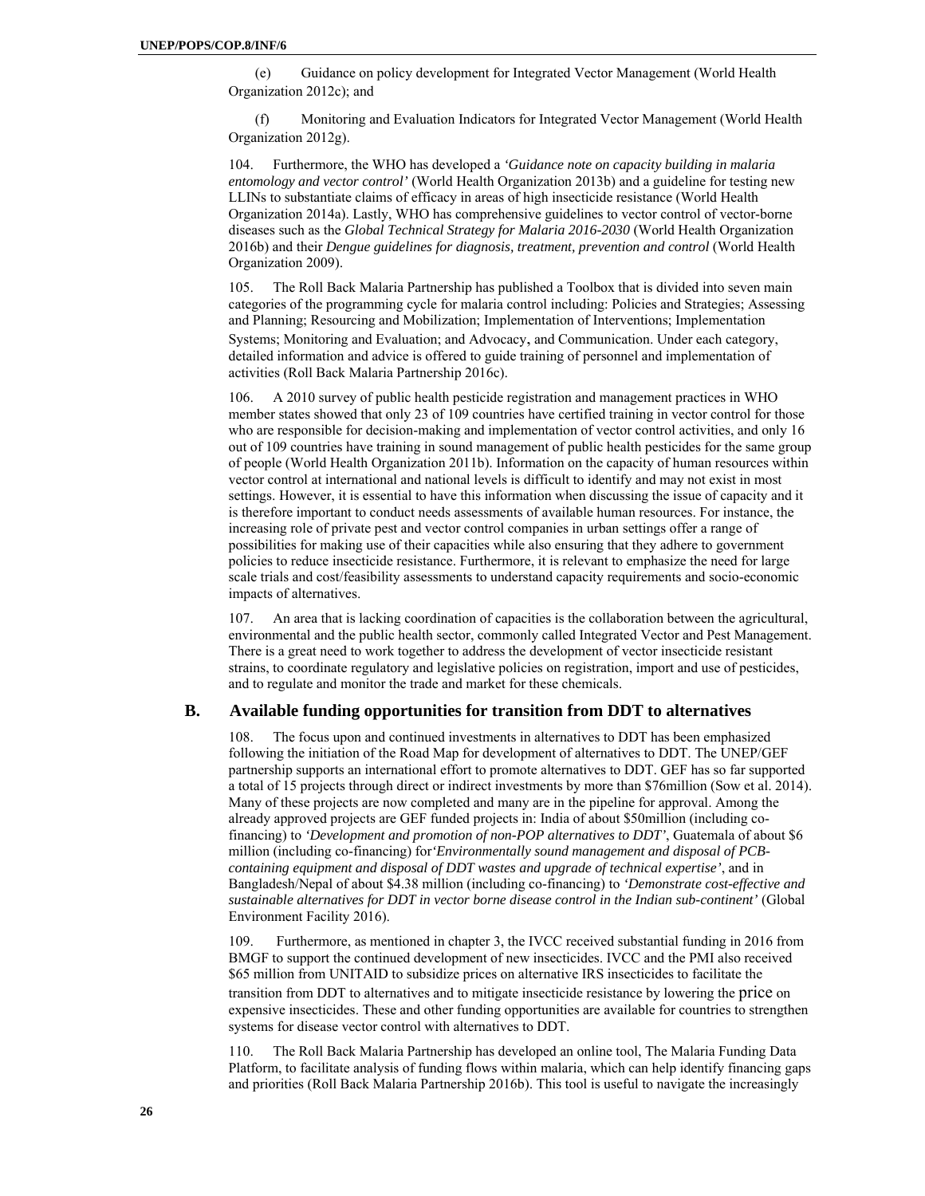(e) Guidance on policy development for Integrated Vector Management (World Health Organization 2012c); and

(f) Monitoring and Evaluation Indicators for Integrated Vector Management (World Health Organization 2012g).

104. Furthermore, the WHO has developed a *'Guidance note on capacity building in malaria entomology and vector control'* (World Health Organization 2013b) and a guideline for testing new LLINs to substantiate claims of efficacy in areas of high insecticide resistance (World Health Organization 2014a). Lastly, WHO has comprehensive guidelines to vector control of vector-borne diseases such as the *Global Technical Strategy for Malaria 2016-2030* (World Health Organization 2016b) and their *Dengue guidelines for diagnosis, treatment, prevention and control* (World Health Organization 2009).

105. The Roll Back Malaria Partnership has published a Toolbox that is divided into seven main categories of the programming cycle for malaria control including: Policies and Strategies; Assessing and Planning; Resourcing and Mobilization; Implementation of Interventions; Implementation Systems; Monitoring and Evaluation; and Advocacy, and Communication. Under each category, detailed information and advice is offered to guide training of personnel and implementation of activities (Roll Back Malaria Partnership 2016c).

106. A 2010 survey of public health pesticide registration and management practices in WHO member states showed that only 23 of 109 countries have certified training in vector control for those who are responsible for decision-making and implementation of vector control activities, and only 16 out of 109 countries have training in sound management of public health pesticides for the same group of people (World Health Organization 2011b). Information on the capacity of human resources within vector control at international and national levels is difficult to identify and may not exist in most settings. However, it is essential to have this information when discussing the issue of capacity and it is therefore important to conduct needs assessments of available human resources. For instance, the increasing role of private pest and vector control companies in urban settings offer a range of possibilities for making use of their capacities while also ensuring that they adhere to government policies to reduce insecticide resistance. Furthermore, it is relevant to emphasize the need for large scale trials and cost/feasibility assessments to understand capacity requirements and socio-economic impacts of alternatives.

107. An area that is lacking coordination of capacities is the collaboration between the agricultural, environmental and the public health sector, commonly called Integrated Vector and Pest Management. There is a great need to work together to address the development of vector insecticide resistant strains, to coordinate regulatory and legislative policies on registration, import and use of pesticides, and to regulate and monitor the trade and market for these chemicals.

## B. Available funding opportunities for transition from DDT to alternatives

108. The focus upon and continued investments in alternatives to DDT has been emphasized following the initiation of the Road Map for development of alternatives to DDT. The UNEP/GEF partnership supports an international effort to promote alternatives to DDT. GEF has so far supported a total of 15 projects through direct or indirect investments by more than $76million (Sow et al. 2014). Many of these projects are now completed and many are in the pipeline for approval. Among the already approved projects are GEF funded projects in: India of about $50million (including co-financing) to *'Development and promotion of non-POP alternatives to DDT'*, Guatemala of about $6 million (including co-financing) for*'Environmentally sound management and disposal of PCB-containing equipment and disposal of DDT wastes and upgrade of technical expertise'*, and in Bangladesh/Nepal of about $4.38 million (including co-financing) to *'Demonstrate cost-effective and sustainable alternatives for DDT in vector borne disease control in the Indian sub-continent'* (Global Environment Facility 2016).

109. Furthermore, as mentioned in chapter 3, the IVCC received substantial funding in 2016 from BMGF to support the continued development of new insecticides. IVCC and the PMI also received $65 million from UNITAID to subsidize prices on alternative IRS insecticides to facilitate the transition from DDT to alternatives and to mitigate insecticide resistance by lowering the price on expensive insecticides. These and other funding opportunities are available for countries to strengthen systems for disease vector control with alternatives to DDT.

110. The Roll Back Malaria Partnership has developed an online tool, The Malaria Funding Data Platform, to facilitate analysis of funding flows within malaria, which can help identify financing gaps and priorities (Roll Back Malaria Partnership 2016b). This tool is useful to navigate the increasingly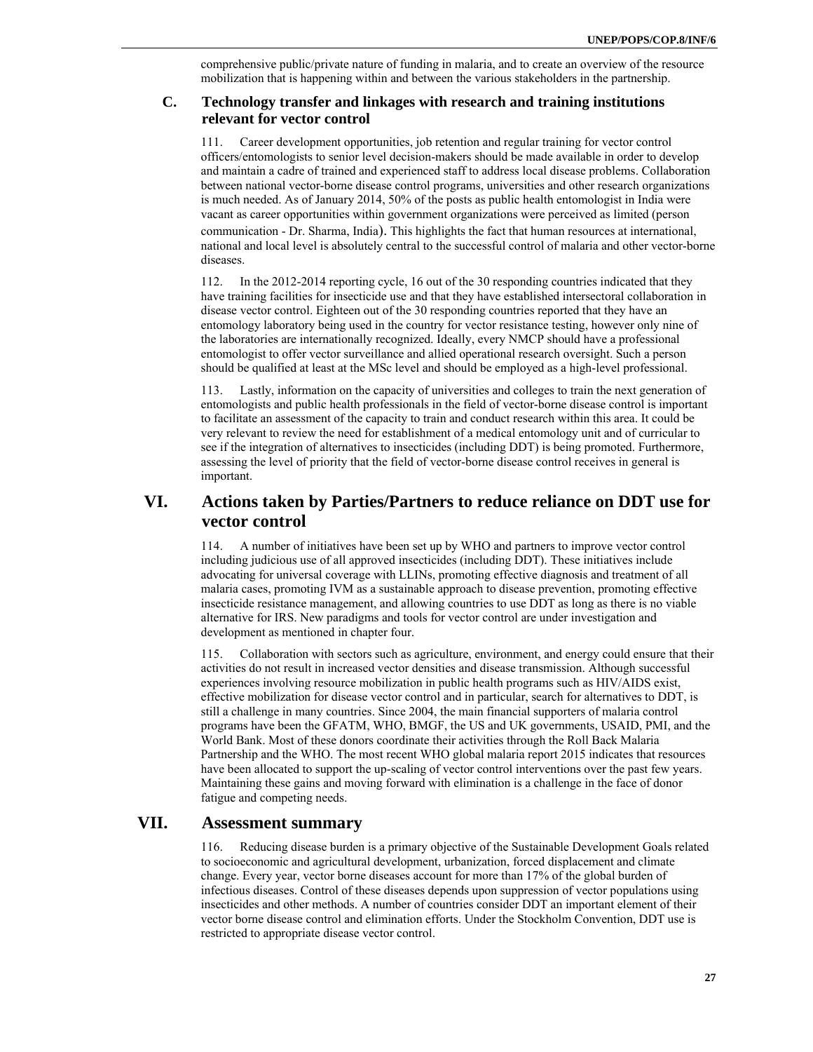comprehensive public/private nature of funding in malaria, and to create an overview of the resource mobilization that is happening within and between the various stakeholders in the partnership.

### C. Technology transfer and linkages with research and training institutions relevant for vector control

111. Career development opportunities, job retention and regular training for vector control officers/entomologists to senior level decision-makers should be made available in order to develop and maintain a cadre of trained and experienced staff to address local disease problems. Collaboration between national vector-borne disease control programs, universities and other research organizations is much needed. As of January 2014, 50% of the posts as public health entomologist in India were vacant as career opportunities within government organizations were perceived as limited (person communication - Dr. Sharma, India). This highlights the fact that human resources at international, national and local level is absolutely central to the successful control of malaria and other vector-borne diseases.

112. In the 2012-2014 reporting cycle, 16 out of the 30 responding countries indicated that they have training facilities for insecticide use and that they have established intersectoral collaboration in disease vector control. Eighteen out of the 30 responding countries reported that they have an entomology laboratory being used in the country for vector resistance testing, however only nine of the laboratories are internationally recognized. Ideally, every NMCP should have a professional entomologist to offer vector surveillance and allied operational research oversight. Such a person should be qualified at least at the MSc level and should be employed as a high-level professional.

113. Lastly, information on the capacity of universities and colleges to train the next generation of entomologists and public health professionals in the field of vector-borne disease control is important to facilitate an assessment of the capacity to train and conduct research within this area. It could be very relevant to review the need for establishment of a medical entomology unit and of curricular to see if the integration of alternatives to insecticides (including DDT) is being promoted. Furthermore, assessing the level of priority that the field of vector-borne disease control receives in general is important.

## VI. Actions taken by Parties/Partners to reduce reliance on DDT use for vector control

114. A number of initiatives have been set up by WHO and partners to improve vector control including judicious use of all approved insecticides (including DDT). These initiatives include advocating for universal coverage with LLINs, promoting effective diagnosis and treatment of all malaria cases, promoting IVM as a sustainable approach to disease prevention, promoting effective insecticide resistance management, and allowing countries to use DDT as long as there is no viable alternative for IRS. New paradigms and tools for vector control are under investigation and development as mentioned in chapter four.

115. Collaboration with sectors such as agriculture, environment, and energy could ensure that their activities do not result in increased vector densities and disease transmission. Although successful experiences involving resource mobilization in public health programs such as HIV/AIDS exist, effective mobilization for disease vector control and in particular, search for alternatives to DDT, is still a challenge in many countries. Since 2004, the main financial supporters of malaria control programs have been the GFATM, WHO, BMGF, the US and UK governments, USAID, PMI, and the World Bank. Most of these donors coordinate their activities through the Roll Back Malaria Partnership and the WHO. The most recent WHO global malaria report 2015 indicates that resources have been allocated to support the up-scaling of vector control interventions over the past few years. Maintaining these gains and moving forward with elimination is a challenge in the face of donor fatigue and competing needs.

## VII. Assessment summary

116. Reducing disease burden is a primary objective of the Sustainable Development Goals related to socioeconomic and agricultural development, urbanization, forced displacement and climate change. Every year, vector borne diseases account for more than 17% of the global burden of infectious diseases. Control of these diseases depends upon suppression of vector populations using insecticides and other methods. A number of countries consider DDT an important element of their vector borne disease control and elimination efforts. Under the Stockholm Convention, DDT use is restricted to appropriate disease vector control.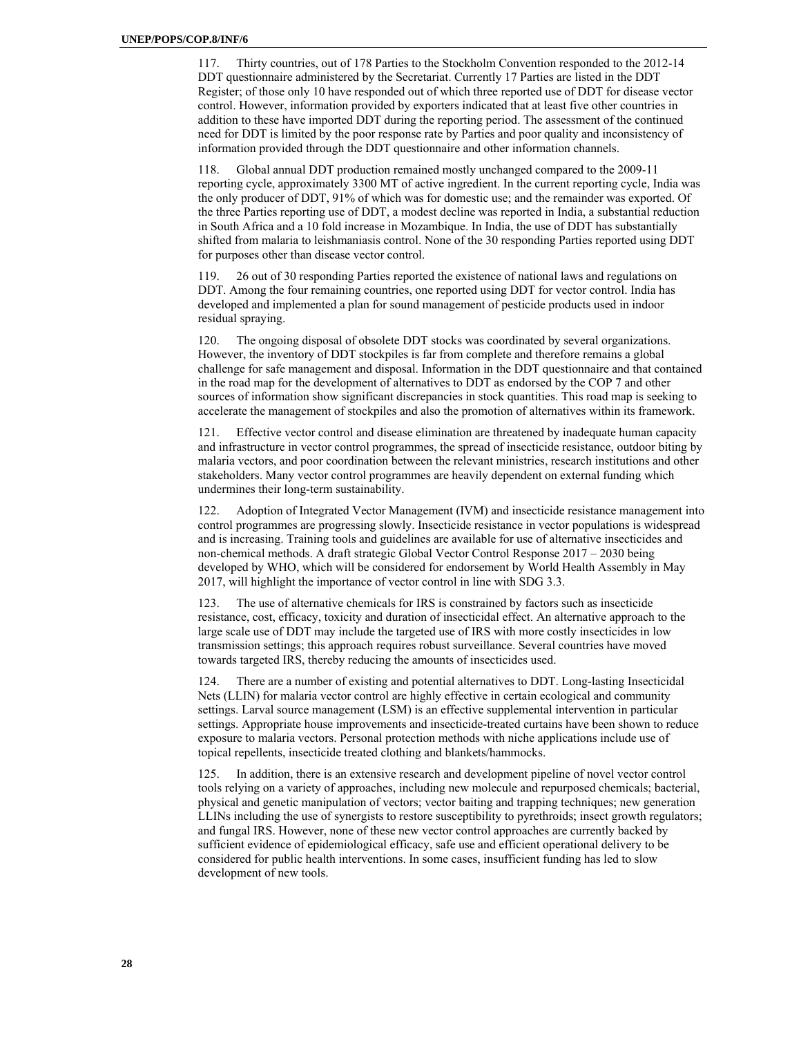117. Thirty countries, out of 178 Parties to the Stockholm Convention responded to the 2012-14 DDT questionnaire administered by the Secretariat. Currently 17 Parties are listed in the DDT Register; of those only 10 have responded out of which three reported use of DDT for disease vector control. However, information provided by exporters indicated that at least five other countries in addition to these have imported DDT during the reporting period. The assessment of the continued need for DDT is limited by the poor response rate by Parties and poor quality and inconsistency of information provided through the DDT questionnaire and other information channels.

118. Global annual DDT production remained mostly unchanged compared to the 2009-11 reporting cycle, approximately 3300 MT of active ingredient. In the current reporting cycle, India was the only producer of DDT, 91% of which was for domestic use; and the remainder was exported. Of the three Parties reporting use of DDT, a modest decline was reported in India, a substantial reduction in South Africa and a 10 fold increase in Mozambique. In India, the use of DDT has substantially shifted from malaria to leishmaniasis control. None of the 30 responding Parties reported using DDT for purposes other than disease vector control.

119. 26 out of 30 responding Parties reported the existence of national laws and regulations on DDT. Among the four remaining countries, one reported using DDT for vector control. India has developed and implemented a plan for sound management of pesticide products used in indoor residual spraying.

120. The ongoing disposal of obsolete DDT stocks was coordinated by several organizations. However, the inventory of DDT stockpiles is far from complete and therefore remains a global challenge for safe management and disposal. Information in the DDT questionnaire and that contained in the road map for the development of alternatives to DDT as endorsed by the COP 7 and other sources of information show significant discrepancies in stock quantities. This road map is seeking to accelerate the management of stockpiles and also the promotion of alternatives within its framework.

121. Effective vector control and disease elimination are threatened by inadequate human capacity and infrastructure in vector control programmes, the spread of insecticide resistance, outdoor biting by malaria vectors, and poor coordination between the relevant ministries, research institutions and other stakeholders. Many vector control programmes are heavily dependent on external funding which undermines their long-term sustainability.

122. Adoption of Integrated Vector Management (IVM) and insecticide resistance management into control programmes are progressing slowly. Insecticide resistance in vector populations is widespread and is increasing. Training tools and guidelines are available for use of alternative insecticides and non-chemical methods. A draft strategic Global Vector Control Response 2017 – 2030 being developed by WHO, which will be considered for endorsement by World Health Assembly in May 2017, will highlight the importance of vector control in line with SDG 3.3.

123. The use of alternative chemicals for IRS is constrained by factors such as insecticide resistance, cost, efficacy, toxicity and duration of insecticidal effect. An alternative approach to the large scale use of DDT may include the targeted use of IRS with more costly insecticides in low transmission settings; this approach requires robust surveillance. Several countries have moved towards targeted IRS, thereby reducing the amounts of insecticides used.

124. There are a number of existing and potential alternatives to DDT. Long-lasting Insecticidal Nets (LLIN) for malaria vector control are highly effective in certain ecological and community settings. Larval source management (LSM) is an effective supplemental intervention in particular settings. Appropriate house improvements and insecticide-treated curtains have been shown to reduce exposure to malaria vectors. Personal protection methods with niche applications include use of topical repellents, insecticide treated clothing and blankets/hammocks.

125. In addition, there is an extensive research and development pipeline of novel vector control tools relying on a variety of approaches, including new molecule and repurposed chemicals; bacterial, physical and genetic manipulation of vectors; vector baiting and trapping techniques; new generation LLINs including the use of synergists to restore susceptibility to pyrethroids; insect growth regulators; and fungal IRS. However, none of these new vector control approaches are currently backed by sufficient evidence of epidemiological efficacy, safe use and efficient operational delivery to be considered for public health interventions. In some cases, insufficient funding has led to slow development of new tools.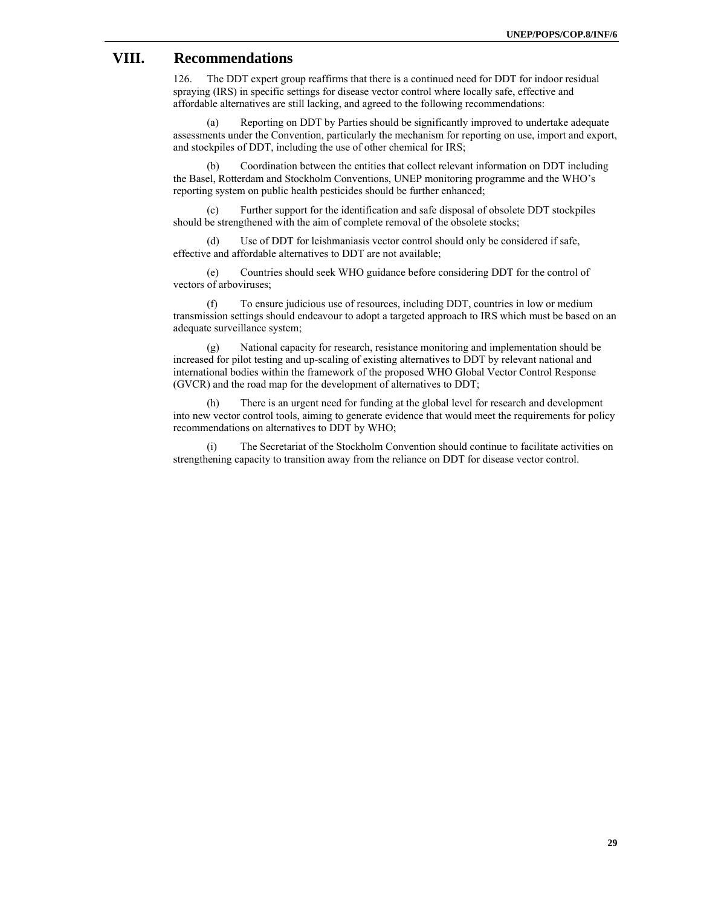# VIII. Recommendations

126. The DDT expert group reaffirms that there is a continued need for DDT for indoor residual spraying (IRS) in specific settings for disease vector control where locally safe, effective and affordable alternatives are still lacking, and agreed to the following recommendations:

(a) Reporting on DDT by Parties should be significantly improved to undertake adequate assessments under the Convention, particularly the mechanism for reporting on use, import and export, and stockpiles of DDT, including the use of other chemical for IRS;

(b) Coordination between the entities that collect relevant information on DDT including the Basel, Rotterdam and Stockholm Conventions, UNEP monitoring programme and the WHO's reporting system on public health pesticides should be further enhanced;

(c) Further support for the identification and safe disposal of obsolete DDT stockpiles should be strengthened with the aim of complete removal of the obsolete stocks;

(d) Use of DDT for leishmaniasis vector control should only be considered if safe, effective and affordable alternatives to DDT are not available;

(e) Countries should seek WHO guidance before considering DDT for the control of vectors of arboviruses;

(f) To ensure judicious use of resources, including DDT, countries in low or medium transmission settings should endeavour to adopt a targeted approach to IRS which must be based on an adequate surveillance system;

(g) National capacity for research, resistance monitoring and implementation should be increased for pilot testing and up-scaling of existing alternatives to DDT by relevant national and international bodies within the framework of the proposed WHO Global Vector Control Response (GVCR) and the road map for the development of alternatives to DDT;

(h) There is an urgent need for funding at the global level for research and development into new vector control tools, aiming to generate evidence that would meet the requirements for policy recommendations on alternatives to DDT by WHO;

(i) The Secretariat of the Stockholm Convention should continue to facilitate activities on strengthening capacity to transition away from the reliance on DDT for disease vector control.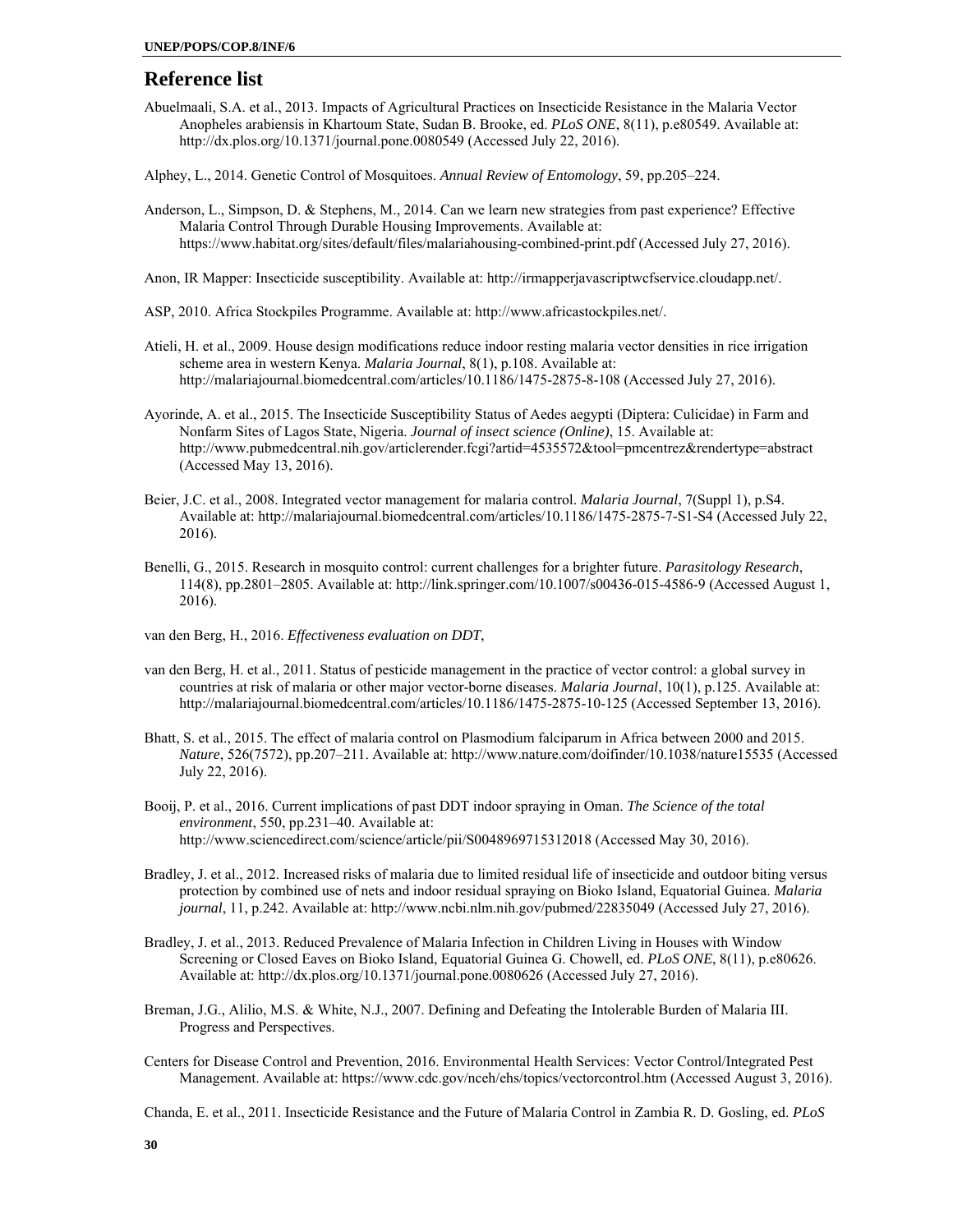## Reference list

Abuelmaali, S.A. et al., 2013. Impacts of Agricultural Practices on Insecticide Resistance in the Malaria Vector Anopheles arabiensis in Khartoum State, Sudan B. Brooke, ed. *PLoS ONE*, 8(11), p.e80549. Available at: http://dx.plos.org/10.1371/journal.pone.0080549 (Accessed July 22, 2016).

Alphey, L., 2014. Genetic Control of Mosquitoes. *Annual Review of Entomology*, 59, pp.205–224.

Anderson, L., Simpson, D. & Stephens, M., 2014. Can we learn new strategies from past experience? Effective Malaria Control Through Durable Housing Improvements. Available at: https://www.habitat.org/sites/default/files/malariahousing-combined-print.pdf (Accessed July 27, 2016).

Anon, IR Mapper: Insecticide susceptibility. Available at: http://irmapperjavascriptwcfservice.cloudapp.net/.

ASP, 2010. Africa Stockpiles Programme. Available at: http://www.africastockpiles.net/.

Atieli, H. et al., 2009. House design modifications reduce indoor resting malaria vector densities in rice irrigation scheme area in western Kenya. *Malaria Journal*, 8(1), p.108. Available at: http://malariajournal.biomedcentral.com/articles/10.1186/1475-2875-8-108 (Accessed July 27, 2016).

Ayorinde, A. et al., 2015. The Insecticide Susceptibility Status of Aedes aegypti (Diptera: Culicidae) in Farm and Nonfarm Sites of Lagos State, Nigeria. *Journal of insect science (Online)*, 15. Available at: http://www.pubmedcentral.nih.gov/articlerender.fcgi?artid=4535572&tool=pmcentrez&rendertype=abstract (Accessed May 13, 2016).

Beier, J.C. et al., 2008. Integrated vector management for malaria control. *Malaria Journal*, 7(Suppl 1), p.S4. Available at: http://malariajournal.biomedcentral.com/articles/10.1186/1475-2875-7-S1-S4 (Accessed July 22, 2016).

Benelli, G., 2015. Research in mosquito control: current challenges for a brighter future. *Parasitology Research*, 114(8), pp.2801–2805. Available at: http://link.springer.com/10.1007/s00436-015-4586-9 (Accessed August 1, 2016).

van den Berg, H., 2016. *Effectiveness evaluation on DDT*,

van den Berg, H. et al., 2011. Status of pesticide management in the practice of vector control: a global survey in countries at risk of malaria or other major vector-borne diseases. *Malaria Journal*, 10(1), p.125. Available at: http://malariajournal.biomedcentral.com/articles/10.1186/1475-2875-10-125 (Accessed September 13, 2016).

Bhatt, S. et al., 2015. The effect of malaria control on Plasmodium falciparum in Africa between 2000 and 2015. *Nature*, 526(7572), pp.207–211. Available at: http://www.nature.com/doifinder/10.1038/nature15535 (Accessed July 22, 2016).

Booij, P. et al., 2016. Current implications of past DDT indoor spraying in Oman. *The Science of the total environment*, 550, pp.231–40. Available at: http://www.sciencedirect.com/science/article/pii/S0048969715312018 (Accessed May 30, 2016).

Bradley, J. et al., 2012. Increased risks of malaria due to limited residual life of insecticide and outdoor biting versus protection by combined use of nets and indoor residual spraying on Bioko Island, Equatorial Guinea. *Malaria journal*, 11, p.242. Available at: http://www.ncbi.nlm.nih.gov/pubmed/22835049 (Accessed July 27, 2016).

Bradley, J. et al., 2013. Reduced Prevalence of Malaria Infection in Children Living in Houses with Window Screening or Closed Eaves on Bioko Island, Equatorial Guinea G. Chowell, ed. *PLoS ONE*, 8(11), p.e80626. Available at: http://dx.plos.org/10.1371/journal.pone.0080626 (Accessed July 27, 2016).

Breman, J.G., Alilio, M.S. & White, N.J., 2007. Defining and Defeating the Intolerable Burden of Malaria III. Progress and Perspectives.

Centers for Disease Control and Prevention, 2016. Environmental Health Services: Vector Control/Integrated Pest Management. Available at: https://www.cdc.gov/nceh/ehs/topics/vectorcontrol.htm (Accessed August 3, 2016).

Chanda, E. et al., 2011. Insecticide Resistance and the Future of Malaria Control in Zambia R. D. Gosling, ed. *PLoS*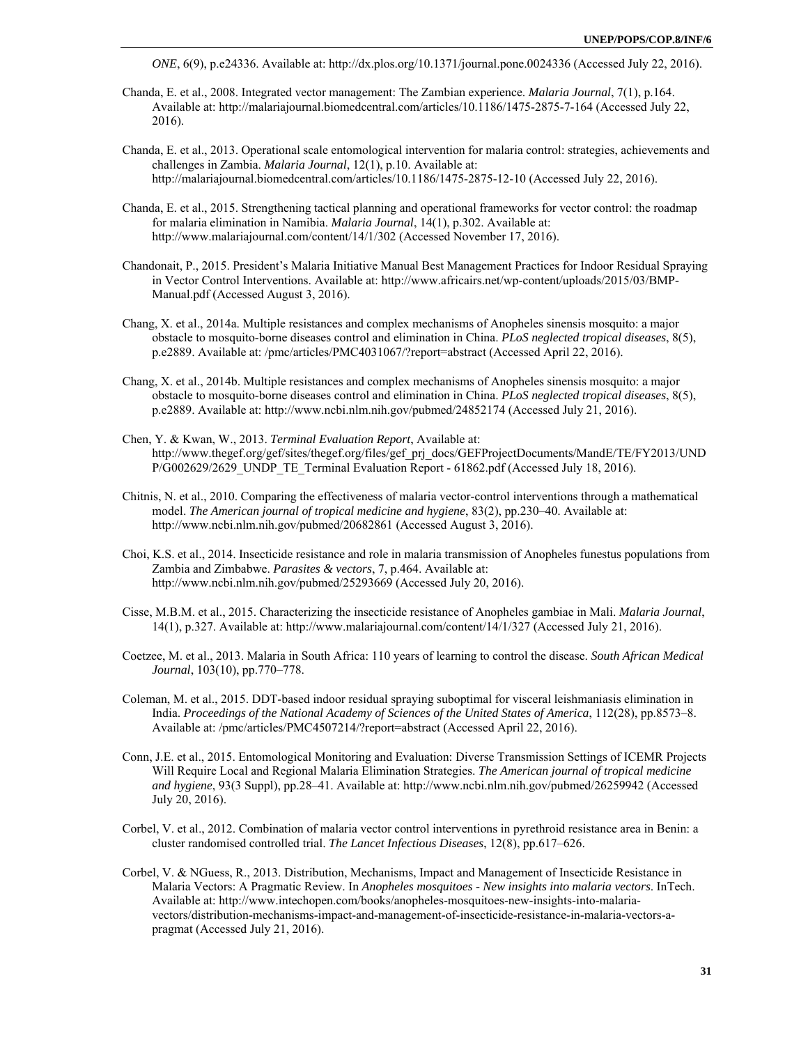*ONE*, 6(9), p.e24336. Available at: http://dx.plos.org/10.1371/journal.pone.0024336 (Accessed July 22, 2016).

Chanda, E. et al., 2008. Integrated vector management: The Zambian experience. *Malaria Journal*, 7(1), p.164. Available at: http://malariajournal.biomedcentral.com/articles/10.1186/1475-2875-7-164 (Accessed July 22, 2016).

Chanda, E. et al., 2013. Operational scale entomological intervention for malaria control: strategies, achievements and challenges in Zambia. *Malaria Journal*, 12(1), p.10. Available at: http://malariajournal.biomedcentral.com/articles/10.1186/1475-2875-12-10 (Accessed July 22, 2016).

Chanda, E. et al., 2015. Strengthening tactical planning and operational frameworks for vector control: the roadmap for malaria elimination in Namibia. *Malaria Journal*, 14(1), p.302. Available at: http://www.malariajournal.com/content/14/1/302 (Accessed November 17, 2016).

Chandonait, P., 2015. President's Malaria Initiative Manual Best Management Practices for Indoor Residual Spraying in Vector Control Interventions. Available at: http://www.africairs.net/wp-content/uploads/2015/03/BMP-Manual.pdf (Accessed August 3, 2016).

Chang, X. et al., 2014a. Multiple resistances and complex mechanisms of Anopheles sinensis mosquito: a major obstacle to mosquito-borne diseases control and elimination in China. *PLoS neglected tropical diseases*, 8(5), p.e2889. Available at: /pmc/articles/PMC4031067/?report=abstract (Accessed April 22, 2016).

Chang, X. et al., 2014b. Multiple resistances and complex mechanisms of Anopheles sinensis mosquito: a major obstacle to mosquito-borne diseases control and elimination in China. *PLoS neglected tropical diseases*, 8(5), p.e2889. Available at: http://www.ncbi.nlm.nih.gov/pubmed/24852174 (Accessed July 21, 2016).

Chen, Y. & Kwan, W., 2013. *Terminal Evaluation Report*, Available at: http://www.thegef.org/gef/sites/thegef.org/files/gef_prj_docs/GEFProjectDocuments/MandE/TE/FY2013/UNDP/G002629/2629_UNDP_TE_Terminal Evaluation Report - 61862.pdf (Accessed July 18, 2016).

Chitnis, N. et al., 2010. Comparing the effectiveness of malaria vector-control interventions through a mathematical model. *The American journal of tropical medicine and hygiene*, 83(2), pp.230–40. Available at: http://www.ncbi.nlm.nih.gov/pubmed/20682861 (Accessed August 3, 2016).

Choi, K.S. et al., 2014. Insecticide resistance and role in malaria transmission of Anopheles funestus populations from Zambia and Zimbabwe. *Parasites & vectors*, 7, p.464. Available at: http://www.ncbi.nlm.nih.gov/pubmed/25293669 (Accessed July 20, 2016).

Cisse, M.B.M. et al., 2015. Characterizing the insecticide resistance of Anopheles gambiae in Mali. *Malaria Journal*, 14(1), p.327. Available at: http://www.malariajournal.com/content/14/1/327 (Accessed July 21, 2016).

Coetzee, M. et al., 2013. Malaria in South Africa: 110 years of learning to control the disease. *South African Medical Journal*, 103(10), pp.770–778.

Coleman, M. et al., 2015. DDT-based indoor residual spraying suboptimal for visceral leishmaniasis elimination in India. *Proceedings of the National Academy of Sciences of the United States of America*, 112(28), pp.8573–8. Available at: /pmc/articles/PMC4507214/?report=abstract (Accessed April 22, 2016).

Conn, J.E. et al., 2015. Entomological Monitoring and Evaluation: Diverse Transmission Settings of ICEMR Projects Will Require Local and Regional Malaria Elimination Strategies. *The American journal of tropical medicine and hygiene*, 93(3 Suppl), pp.28–41. Available at: http://www.ncbi.nlm.nih.gov/pubmed/26259942 (Accessed July 20, 2016).

Corbel, V. et al., 2012. Combination of malaria vector control interventions in pyrethroid resistance area in Benin: a cluster randomised controlled trial. *The Lancet Infectious Diseases*, 12(8), pp.617–626.

Corbel, V. & NGuess, R., 2013. Distribution, Mechanisms, Impact and Management of Insecticide Resistance in Malaria Vectors: A Pragmatic Review. In *Anopheles mosquitoes - New insights into malaria vectors*. InTech. Available at: http://www.intechopen.com/books/anopheles-mosquitoes-new-insights-into-malaria-vectors/distribution-mechanisms-impact-and-management-of-insecticide-resistance-in-malaria-vectors-a-pragmat (Accessed July 21, 2016).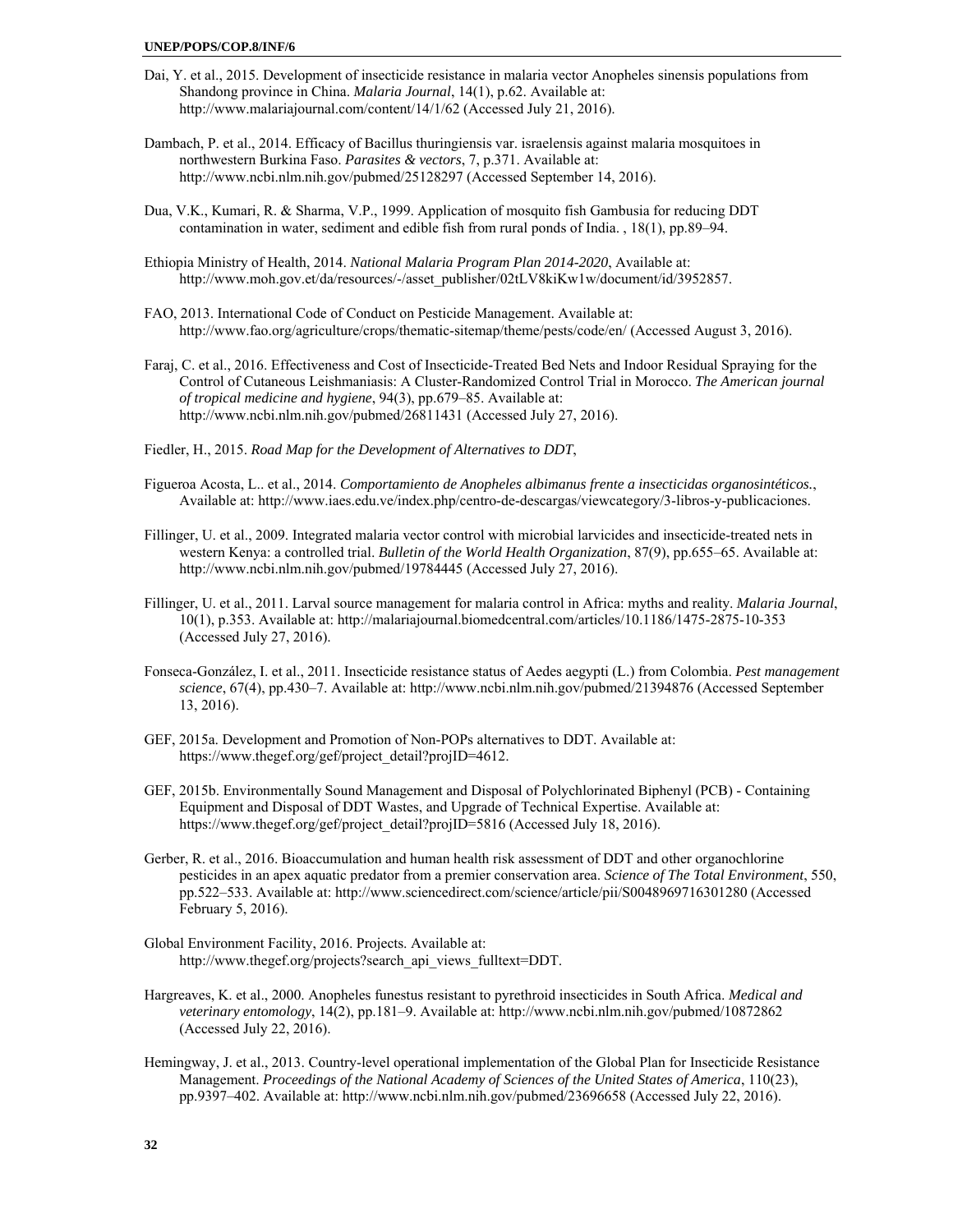Dai, Y. et al., 2015. Development of insecticide resistance in malaria vector Anopheles sinensis populations from Shandong province in China. *Malaria Journal*, 14(1), p.62. Available at: http://www.malariajournal.com/content/14/1/62 (Accessed July 21, 2016).

Dambach, P. et al., 2014. Efficacy of Bacillus thuringiensis var. israelensis against malaria mosquitoes in northwestern Burkina Faso. *Parasites & vectors*, 7, p.371. Available at: http://www.ncbi.nlm.nih.gov/pubmed/25128297 (Accessed September 14, 2016).

Dua, V.K., Kumari, R. & Sharma, V.P., 1999. Application of mosquito fish Gambusia for reducing DDT contamination in water, sediment and edible fish from rural ponds of India. , 18(1), pp.89–94.

Ethiopia Ministry of Health, 2014. *National Malaria Program Plan 2014-2020*, Available at: http://www.moh.gov.et/da/resources/-/asset_publisher/02tLV8kiKw1w/document/id/3952857.

FAO, 2013. International Code of Conduct on Pesticide Management. Available at: http://www.fao.org/agriculture/crops/thematic-sitemap/theme/pests/code/en/ (Accessed August 3, 2016).

Faraj, C. et al., 2016. Effectiveness and Cost of Insecticide-Treated Bed Nets and Indoor Residual Spraying for the Control of Cutaneous Leishmaniasis: A Cluster-Randomized Control Trial in Morocco. *The American journal of tropical medicine and hygiene*, 94(3), pp.679–85. Available at: http://www.ncbi.nlm.nih.gov/pubmed/26811431 (Accessed July 27, 2016).

Fiedler, H., 2015. *Road Map for the Development of Alternatives to DDT*,

Figueroa Acosta, L.. et al., 2014. *Comportamiento de Anopheles albimanus frente a insecticidas organosintéticos.*, Available at: http://www.iaes.edu.ve/index.php/centro-de-descargas/viewcategory/3-libros-y-publicaciones.

Fillinger, U. et al., 2009. Integrated malaria vector control with microbial larvicides and insecticide-treated nets in western Kenya: a controlled trial. *Bulletin of the World Health Organization*, 87(9), pp.655–65. Available at: http://www.ncbi.nlm.nih.gov/pubmed/19784445 (Accessed July 27, 2016).

Fillinger, U. et al., 2011. Larval source management for malaria control in Africa: myths and reality. *Malaria Journal*, 10(1), p.353. Available at: http://malariajournal.biomedcentral.com/articles/10.1186/1475-2875-10-353 (Accessed July 27, 2016).

Fonseca-González, I. et al., 2011. Insecticide resistance status of Aedes aegypti (L.) from Colombia. *Pest management science*, 67(4), pp.430–7. Available at: http://www.ncbi.nlm.nih.gov/pubmed/21394876 (Accessed September 13, 2016).

GEF, 2015a. Development and Promotion of Non-POPs alternatives to DDT. Available at: https://www.thegef.org/gef/project_detail?projID=4612.

GEF, 2015b. Environmentally Sound Management and Disposal of Polychlorinated Biphenyl (PCB) - Containing Equipment and Disposal of DDT Wastes, and Upgrade of Technical Expertise. Available at: https://www.thegef.org/gef/project_detail?projID=5816 (Accessed July 18, 2016).

Gerber, R. et al., 2016. Bioaccumulation and human health risk assessment of DDT and other organochlorine pesticides in an apex aquatic predator from a premier conservation area. *Science of The Total Environment*, 550, pp.522–533. Available at: http://www.sciencedirect.com/science/article/pii/S0048969716301280 (Accessed February 5, 2016).

Global Environment Facility, 2016. Projects. Available at: http://www.thegef.org/projects?search_api_views_fulltext=DDT.

Hargreaves, K. et al., 2000. Anopheles funestus resistant to pyrethroid insecticides in South Africa. *Medical and veterinary entomology*, 14(2), pp.181–9. Available at: http://www.ncbi.nlm.nih.gov/pubmed/10872862 (Accessed July 22, 2016).

Hemingway, J. et al., 2013. Country-level operational implementation of the Global Plan for Insecticide Resistance Management. *Proceedings of the National Academy of Sciences of the United States of America*, 110(23), pp.9397–402. Available at: http://www.ncbi.nlm.nih.gov/pubmed/23696658 (Accessed July 22, 2016).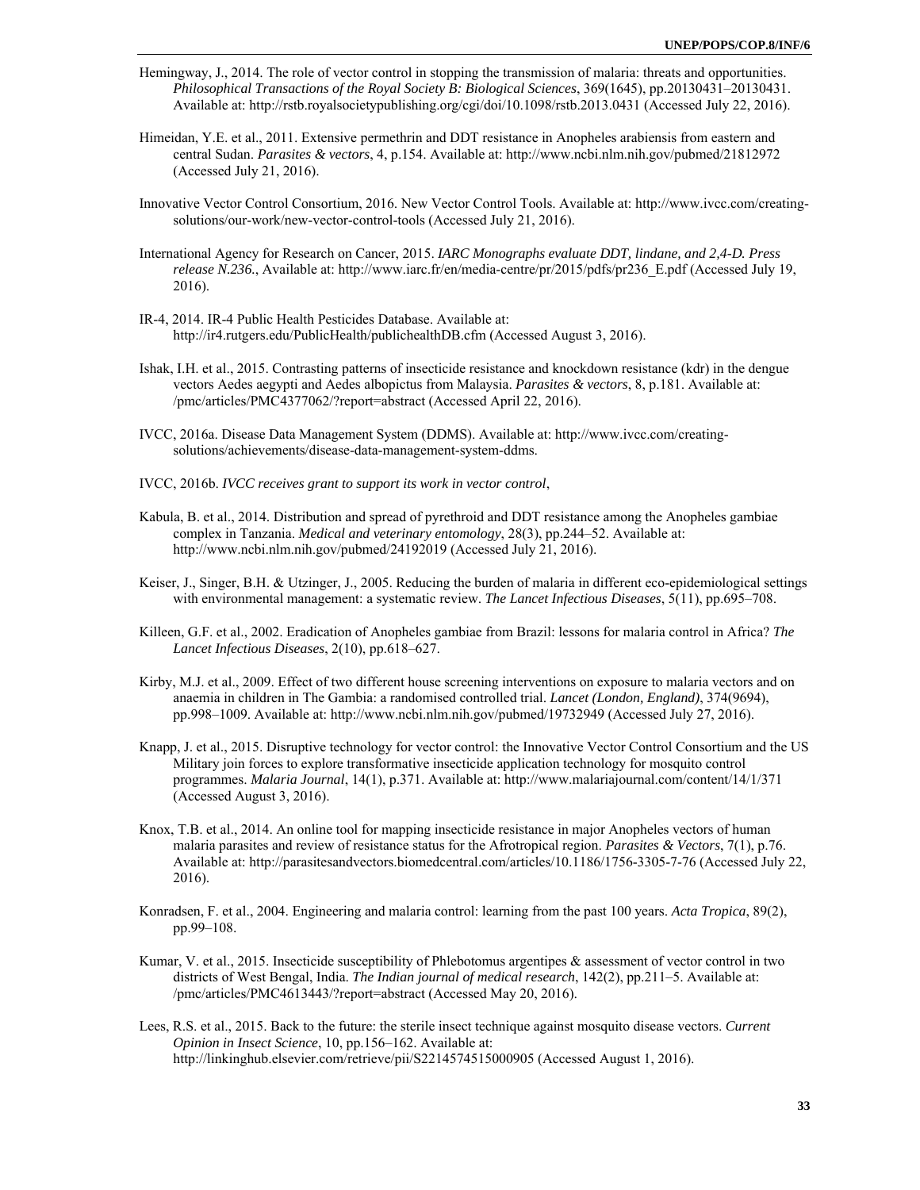Hemingway, J., 2014. The role of vector control in stopping the transmission of malaria: threats and opportunities. *Philosophical Transactions of the Royal Society B: Biological Sciences*, 369(1645), pp.20130431–20130431. Available at: http://rstb.royalsocietypublishing.org/cgi/doi/10.1098/rstb.2013.0431 (Accessed July 22, 2016).

Himeidan, Y.E. et al., 2011. Extensive permethrin and DDT resistance in Anopheles arabiensis from eastern and central Sudan. *Parasites & vectors*, 4, p.154. Available at: http://www.ncbi.nlm.nih.gov/pubmed/21812972 (Accessed July 21, 2016).

Innovative Vector Control Consortium, 2016. New Vector Control Tools. Available at: http://www.ivcc.com/creating-solutions/our-work/new-vector-control-tools (Accessed July 21, 2016).

International Agency for Research on Cancer, 2015. *IARC Monographs evaluate DDT, lindane, and 2,4-D. Press release N.236.*, Available at: http://www.iarc.fr/en/media-centre/pr/2015/pdfs/pr236_E.pdf (Accessed July 19, 2016).

IR-4, 2014. IR-4 Public Health Pesticides Database. Available at: http://ir4.rutgers.edu/PublicHealth/publichealthDB.cfm (Accessed August 3, 2016).

Ishak, I.H. et al., 2015. Contrasting patterns of insecticide resistance and knockdown resistance (kdr) in the dengue vectors Aedes aegypti and Aedes albopictus from Malaysia. *Parasites & vectors*, 8, p.181. Available at: /pmc/articles/PMC4377062/?report=abstract (Accessed April 22, 2016).

IVCC, 2016a. Disease Data Management System (DDMS). Available at: http://www.ivcc.com/creating-solutions/achievements/disease-data-management-system-ddms.

IVCC, 2016b. *IVCC receives grant to support its work in vector control*,

Kabula, B. et al., 2014. Distribution and spread of pyrethroid and DDT resistance among the Anopheles gambiae complex in Tanzania. *Medical and veterinary entomology*, 28(3), pp.244–52. Available at: http://www.ncbi.nlm.nih.gov/pubmed/24192019 (Accessed July 21, 2016).

Keiser, J., Singer, B.H. & Utzinger, J., 2005. Reducing the burden of malaria in different eco-epidemiological settings with environmental management: a systematic review. *The Lancet Infectious Diseases*, 5(11), pp.695–708.

Killeen, G.F. et al., 2002. Eradication of Anopheles gambiae from Brazil: lessons for malaria control in Africa? *The Lancet Infectious Diseases*, 2(10), pp.618–627.

Kirby, M.J. et al., 2009. Effect of two different house screening interventions on exposure to malaria vectors and on anaemia in children in The Gambia: a randomised controlled trial. *Lancet (London, England)*, 374(9694), pp.998–1009. Available at: http://www.ncbi.nlm.nih.gov/pubmed/19732949 (Accessed July 27, 2016).

Knapp, J. et al., 2015. Disruptive technology for vector control: the Innovative Vector Control Consortium and the US Military join forces to explore transformative insecticide application technology for mosquito control programmes. *Malaria Journal*, 14(1), p.371. Available at: http://www.malariajournal.com/content/14/1/371 (Accessed August 3, 2016).

Knox, T.B. et al., 2014. An online tool for mapping insecticide resistance in major Anopheles vectors of human malaria parasites and review of resistance status for the Afrotropical region. *Parasites & Vectors*, 7(1), p.76. Available at: http://parasitesandvectors.biomedcentral.com/articles/10.1186/1756-3305-7-76 (Accessed July 22, 2016).

Konradsen, F. et al., 2004. Engineering and malaria control: learning from the past 100 years. *Acta Tropica*, 89(2), pp.99–108.

Kumar, V. et al., 2015. Insecticide susceptibility of Phlebotomus argentipes & assessment of vector control in two districts of West Bengal, India. *The Indian journal of medical research*, 142(2), pp.211–5. Available at: /pmc/articles/PMC4613443/?report=abstract (Accessed May 20, 2016).

Lees, R.S. et al., 2015. Back to the future: the sterile insect technique against mosquito disease vectors. *Current Opinion in Insect Science*, 10, pp.156–162. Available at: http://linkinghub.elsevier.com/retrieve/pii/S2214574515000905 (Accessed August 1, 2016).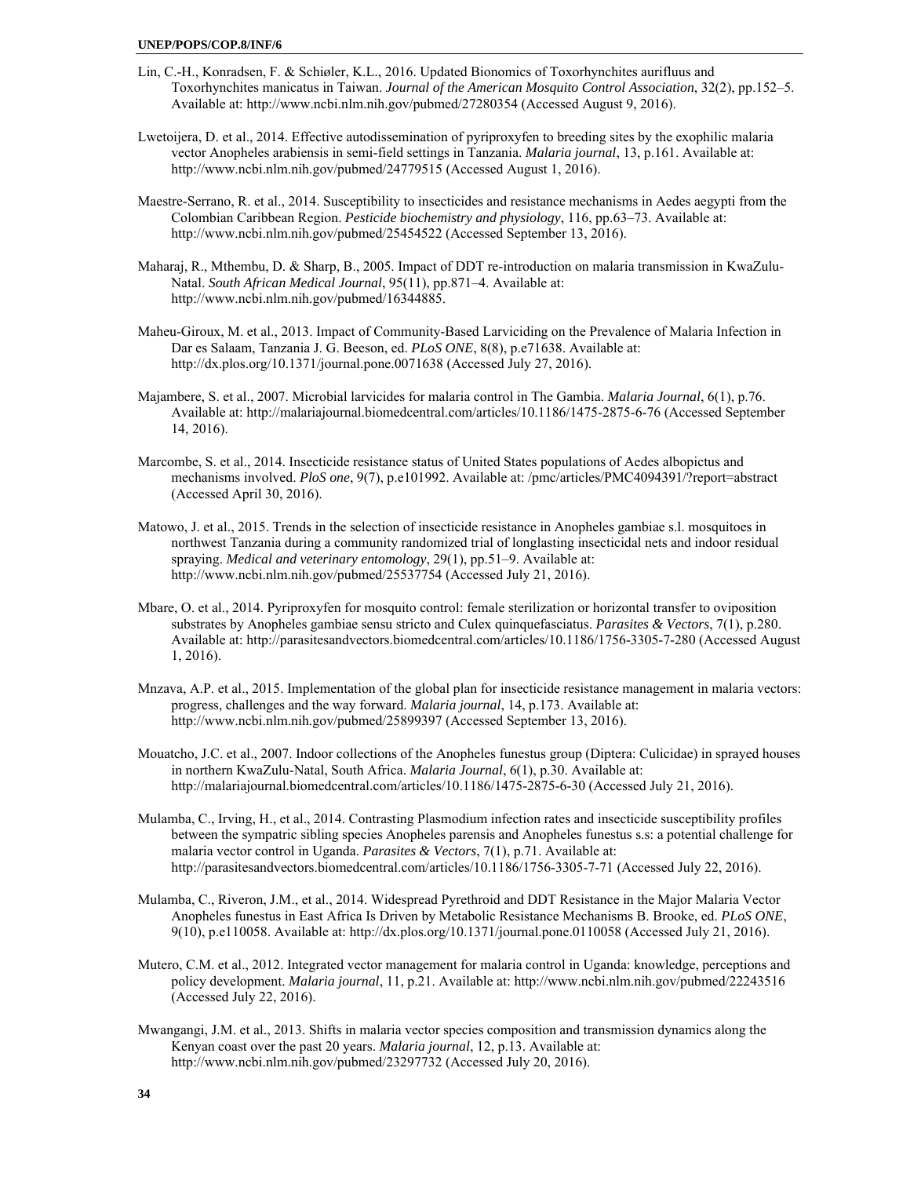Lin, C.-H., Konradsen, F. & Schiøler, K.L., 2016. Updated Bionomics of Toxorhynchites aurifluus and Toxorhynchites manicatus in Taiwan. *Journal of the American Mosquito Control Association*, 32(2), pp.152–5. Available at: http://www.ncbi.nlm.nih.gov/pubmed/27280354 (Accessed August 9, 2016).

Lwetoijera, D. et al., 2014. Effective autodissemination of pyriproxyfen to breeding sites by the exophilic malaria vector Anopheles arabiensis in semi-field settings in Tanzania. *Malaria journal*, 13, p.161. Available at: http://www.ncbi.nlm.nih.gov/pubmed/24779515 (Accessed August 1, 2016).

Maestre-Serrano, R. et al., 2014. Susceptibility to insecticides and resistance mechanisms in Aedes aegypti from the Colombian Caribbean Region. *Pesticide biochemistry and physiology*, 116, pp.63–73. Available at: http://www.ncbi.nlm.nih.gov/pubmed/25454522 (Accessed September 13, 2016).

Maharaj, R., Mthembu, D. & Sharp, B., 2005. Impact of DDT re-introduction on malaria transmission in KwaZulu-Natal. *South African Medical Journal*, 95(11), pp.871–4. Available at: http://www.ncbi.nlm.nih.gov/pubmed/16344885.

Maheu-Giroux, M. et al., 2013. Impact of Community-Based Larviciding on the Prevalence of Malaria Infection in Dar es Salaam, Tanzania J. G. Beeson, ed. *PLoS ONE*, 8(8), p.e71638. Available at: http://dx.plos.org/10.1371/journal.pone.0071638 (Accessed July 27, 2016).

Majambere, S. et al., 2007. Microbial larvicides for malaria control in The Gambia. *Malaria Journal*, 6(1), p.76. Available at: http://malariajournal.biomedcentral.com/articles/10.1186/1475-2875-6-76 (Accessed September 14, 2016).

Marcombe, S. et al., 2014. Insecticide resistance status of United States populations of Aedes albopictus and mechanisms involved. *PloS one*, 9(7), p.e101992. Available at: /pmc/articles/PMC4094391/?report=abstract (Accessed April 30, 2016).

Matowo, J. et al., 2015. Trends in the selection of insecticide resistance in Anopheles gambiae s.l. mosquitoes in northwest Tanzania during a community randomized trial of longlasting insecticidal nets and indoor residual spraying. *Medical and veterinary entomology*, 29(1), pp.51–9. Available at: http://www.ncbi.nlm.nih.gov/pubmed/25537754 (Accessed July 21, 2016).

Mbare, O. et al., 2014. Pyriproxyfen for mosquito control: female sterilization or horizontal transfer to oviposition substrates by Anopheles gambiae sensu stricto and Culex quinquefasciatus. *Parasites & Vectors*, 7(1), p.280. Available at: http://parasitesandvectors.biomedcentral.com/articles/10.1186/1756-3305-7-280 (Accessed August 1, 2016).

Mnzava, A.P. et al., 2015. Implementation of the global plan for insecticide resistance management in malaria vectors: progress, challenges and the way forward. *Malaria journal*, 14, p.173. Available at: http://www.ncbi.nlm.nih.gov/pubmed/25899397 (Accessed September 13, 2016).

Mouatcho, J.C. et al., 2007. Indoor collections of the Anopheles funestus group (Diptera: Culicidae) in sprayed houses in northern KwaZulu-Natal, South Africa. *Malaria Journal*, 6(1), p.30. Available at: http://malariajournal.biomedcentral.com/articles/10.1186/1475-2875-6-30 (Accessed July 21, 2016).

Mulamba, C., Irving, H., et al., 2014. Contrasting Plasmodium infection rates and insecticide susceptibility profiles between the sympatric sibling species Anopheles parensis and Anopheles funestus s.s: a potential challenge for malaria vector control in Uganda. *Parasites & Vectors*, 7(1), p.71. Available at: http://parasitesandvectors.biomedcentral.com/articles/10.1186/1756-3305-7-71 (Accessed July 22, 2016).

Mulamba, C., Riveron, J.M., et al., 2014. Widespread Pyrethroid and DDT Resistance in the Major Malaria Vector Anopheles funestus in East Africa Is Driven by Metabolic Resistance Mechanisms B. Brooke, ed. *PLoS ONE*, 9(10), p.e110058. Available at: http://dx.plos.org/10.1371/journal.pone.0110058 (Accessed July 21, 2016).

Mutero, C.M. et al., 2012. Integrated vector management for malaria control in Uganda: knowledge, perceptions and policy development. *Malaria journal*, 11, p.21. Available at: http://www.ncbi.nlm.nih.gov/pubmed/22243516 (Accessed July 22, 2016).

Mwangangi, J.M. et al., 2013. Shifts in malaria vector species composition and transmission dynamics along the Kenyan coast over the past 20 years. *Malaria journal*, 12, p.13. Available at: http://www.ncbi.nlm.nih.gov/pubmed/23297732 (Accessed July 20, 2016).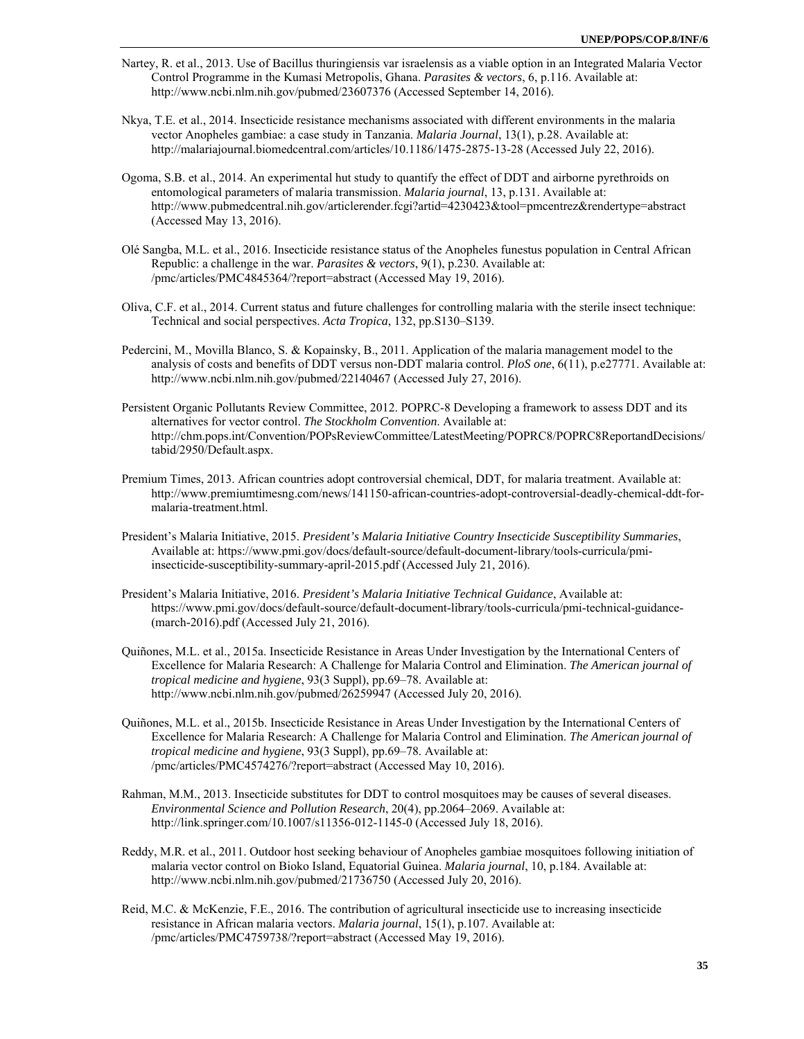Nartey, R. et al., 2013. Use of Bacillus thuringiensis var israelensis as a viable option in an Integrated Malaria Vector Control Programme in the Kumasi Metropolis, Ghana. *Parasites & vectors*, 6, p.116. Available at: http://www.ncbi.nlm.nih.gov/pubmed/23607376 (Accessed September 14, 2016).

Nkya, T.E. et al., 2014. Insecticide resistance mechanisms associated with different environments in the malaria vector Anopheles gambiae: a case study in Tanzania. *Malaria Journal*, 13(1), p.28. Available at: http://malariajournal.biomedcentral.com/articles/10.1186/1475-2875-13-28 (Accessed July 22, 2016).

Ogoma, S.B. et al., 2014. An experimental hut study to quantify the effect of DDT and airborne pyrethroids on entomological parameters of malaria transmission. *Malaria journal*, 13, p.131. Available at: http://www.pubmedcentral.nih.gov/articlerender.fcgi?artid=4230423&tool=pmcentrez&rendertype=abstract (Accessed May 13, 2016).

Olé Sangba, M.L. et al., 2016. Insecticide resistance status of the Anopheles funestus population in Central African Republic: a challenge in the war. *Parasites & vectors*, 9(1), p.230. Available at: /pmc/articles/PMC4845364/?report=abstract (Accessed May 19, 2016).

Oliva, C.F. et al., 2014. Current status and future challenges for controlling malaria with the sterile insect technique: Technical and social perspectives. *Acta Tropica*, 132, pp.S130–S139.

Pedercini, M., Movilla Blanco, S. & Kopainsky, B., 2011. Application of the malaria management model to the analysis of costs and benefits of DDT versus non-DDT malaria control. *PloS one*, 6(11), p.e27771. Available at: http://www.ncbi.nlm.nih.gov/pubmed/22140467 (Accessed July 27, 2016).

Persistent Organic Pollutants Review Committee, 2012. POPRC-8 Developing a framework to assess DDT and its alternatives for vector control. *The Stockholm Convention*. Available at: http://chm.pops.int/Convention/POPsReviewCommittee/LatestMeeting/POPRC8/POPRC8ReportandDecisions/tabid/2950/Default.aspx.

Premium Times, 2013. African countries adopt controversial chemical, DDT, for malaria treatment. Available at: http://www.premiumtimesng.com/news/141150-african-countries-adopt-controversial-deadly-chemical-ddt-for-malaria-treatment.html.

President's Malaria Initiative, 2015. *President's Malaria Initiative Country Insecticide Susceptibility Summaries*, Available at: https://www.pmi.gov/docs/default-source/default-document-library/tools-curricula/pmi-insecticide-susceptibility-summary-april-2015.pdf (Accessed July 21, 2016).

President's Malaria Initiative, 2016. *President's Malaria Initiative Technical Guidance*, Available at: https://www.pmi.gov/docs/default-source/default-document-library/tools-curricula/pmi-technical-guidance-(march-2016).pdf (Accessed July 21, 2016).

Quiñones, M.L. et al., 2015a. Insecticide Resistance in Areas Under Investigation by the International Centers of Excellence for Malaria Research: A Challenge for Malaria Control and Elimination. *The American journal of tropical medicine and hygiene*, 93(3 Suppl), pp.69–78. Available at: http://www.ncbi.nlm.nih.gov/pubmed/26259947 (Accessed July 20, 2016).

Quiñones, M.L. et al., 2015b. Insecticide Resistance in Areas Under Investigation by the International Centers of Excellence for Malaria Research: A Challenge for Malaria Control and Elimination. *The American journal of tropical medicine and hygiene*, 93(3 Suppl), pp.69–78. Available at: /pmc/articles/PMC4574276/?report=abstract (Accessed May 10, 2016).

Rahman, M.M., 2013. Insecticide substitutes for DDT to control mosquitoes may be causes of several diseases. *Environmental Science and Pollution Research*, 20(4), pp.2064–2069. Available at: http://link.springer.com/10.1007/s11356-012-1145-0 (Accessed July 18, 2016).

Reddy, M.R. et al., 2011. Outdoor host seeking behaviour of Anopheles gambiae mosquitoes following initiation of malaria vector control on Bioko Island, Equatorial Guinea. *Malaria journal*, 10, p.184. Available at: http://www.ncbi.nlm.nih.gov/pubmed/21736750 (Accessed July 20, 2016).

Reid, M.C. & McKenzie, F.E., 2016. The contribution of agricultural insecticide use to increasing insecticide resistance in African malaria vectors. *Malaria journal*, 15(1), p.107. Available at: /pmc/articles/PMC4759738/?report=abstract (Accessed May 19, 2016).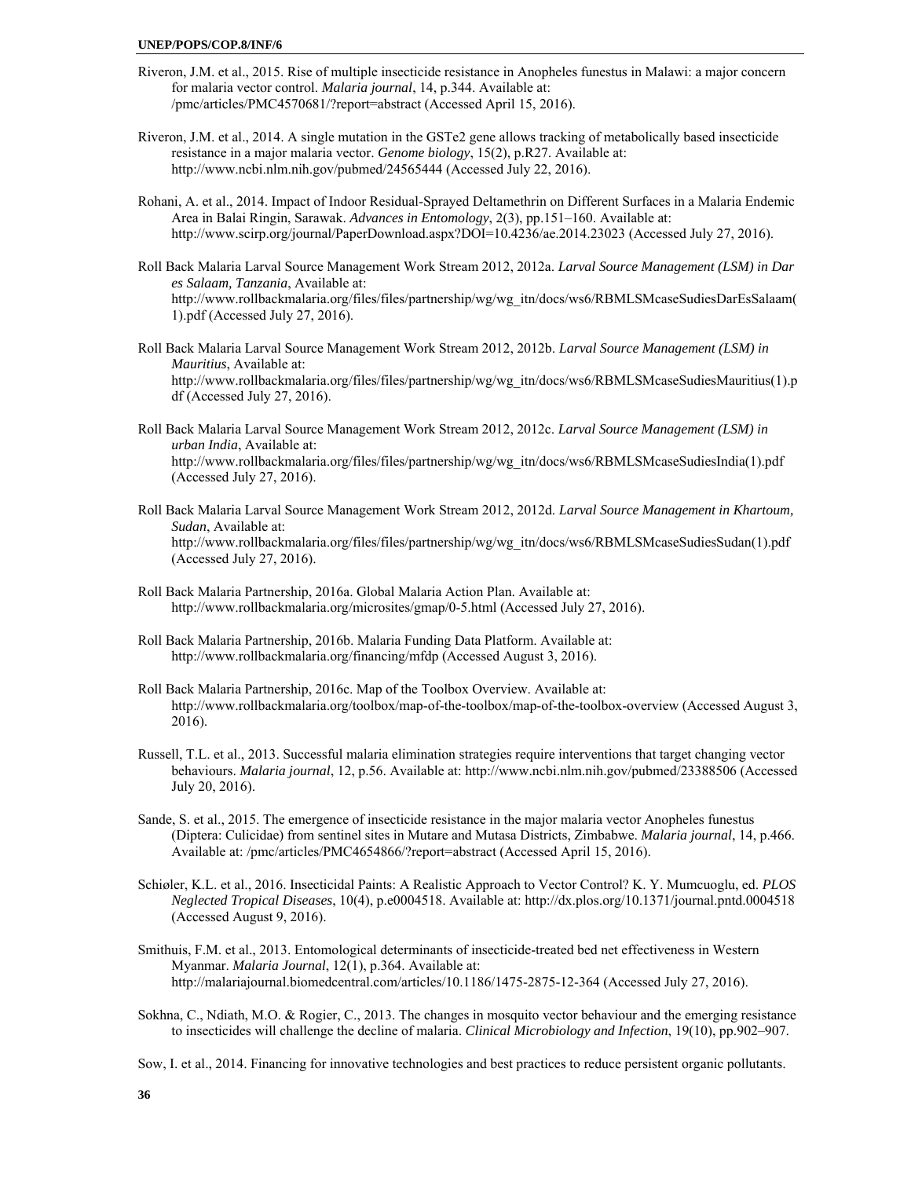Riveron, J.M. et al., 2015. Rise of multiple insecticide resistance in Anopheles funestus in Malawi: a major concern for malaria vector control. *Malaria journal*, 14, p.344. Available at: /pmc/articles/PMC4570681/?report=abstract (Accessed April 15, 2016).

Riveron, J.M. et al., 2014. A single mutation in the GSTe2 gene allows tracking of metabolically based insecticide resistance in a major malaria vector. *Genome biology*, 15(2), p.R27. Available at: http://www.ncbi.nlm.nih.gov/pubmed/24565444 (Accessed July 22, 2016).

Rohani, A. et al., 2014. Impact of Indoor Residual-Sprayed Deltamethrin on Different Surfaces in a Malaria Endemic Area in Balai Ringin, Sarawak. *Advances in Entomology*, 2(3), pp.151–160. Available at: http://www.scirp.org/journal/PaperDownload.aspx?DOI=10.4236/ae.2014.23023 (Accessed July 27, 2016).

Roll Back Malaria Larval Source Management Work Stream 2012, 2012a. *Larval Source Management (LSM) in Dar es Salaam, Tanzania*, Available at: http://www.rollbackmalaria.org/files/files/partnership/wg/wg_itn/docs/ws6/RBMLSMcaseSudiesDarEsSalaam(1).pdf (Accessed July 27, 2016).

Roll Back Malaria Larval Source Management Work Stream 2012, 2012b. *Larval Source Management (LSM) in Mauritius*, Available at: http://www.rollbackmalaria.org/files/files/partnership/wg/wg_itn/docs/ws6/RBMLSMcaseSudiesMauritius(1).pdf (Accessed July 27, 2016).

Roll Back Malaria Larval Source Management Work Stream 2012, 2012c. *Larval Source Management (LSM) in urban India*, Available at: http://www.rollbackmalaria.org/files/files/partnership/wg/wg_itn/docs/ws6/RBMLSMcaseSudiesIndia(1).pdf (Accessed July 27, 2016).

Roll Back Malaria Larval Source Management Work Stream 2012, 2012d. *Larval Source Management in Khartoum, Sudan*, Available at: http://www.rollbackmalaria.org/files/files/partnership/wg/wg_itn/docs/ws6/RBMLSMcaseSudiesSudan(1).pdf (Accessed July 27, 2016).

Roll Back Malaria Partnership, 2016a. Global Malaria Action Plan. Available at: http://www.rollbackmalaria.org/microsites/gmap/0-5.html (Accessed July 27, 2016).

Roll Back Malaria Partnership, 2016b. Malaria Funding Data Platform. Available at: http://www.rollbackmalaria.org/financing/mfdp (Accessed August 3, 2016).

Roll Back Malaria Partnership, 2016c. Map of the Toolbox Overview. Available at: http://www.rollbackmalaria.org/toolbox/map-of-the-toolbox/map-of-the-toolbox-overview (Accessed August 3, 2016).

Russell, T.L. et al., 2013. Successful malaria elimination strategies require interventions that target changing vector behaviours. *Malaria journal*, 12, p.56. Available at: http://www.ncbi.nlm.nih.gov/pubmed/23388506 (Accessed July 20, 2016).

Sande, S. et al., 2015. The emergence of insecticide resistance in the major malaria vector Anopheles funestus (Diptera: Culicidae) from sentinel sites in Mutare and Mutasa Districts, Zimbabwe. *Malaria journal*, 14, p.466. Available at: /pmc/articles/PMC4654866/?report=abstract (Accessed April 15, 2016).

Schiøler, K.L. et al., 2016. Insecticidal Paints: A Realistic Approach to Vector Control? K. Y. Mumcuoglu, ed. *PLOS Neglected Tropical Diseases*, 10(4), p.e0004518. Available at: http://dx.plos.org/10.1371/journal.pntd.0004518 (Accessed August 9, 2016).

Smithuis, F.M. et al., 2013. Entomological determinants of insecticide-treated bed net effectiveness in Western Myanmar. *Malaria Journal*, 12(1), p.364. Available at: http://malariajournal.biomedcentral.com/articles/10.1186/1475-2875-12-364 (Accessed July 27, 2016).

Sokhna, C., Ndiath, M.O. & Rogier, C., 2013. The changes in mosquito vector behaviour and the emerging resistance to insecticides will challenge the decline of malaria. *Clinical Microbiology and Infection*, 19(10), pp.902–907.

Sow, I. et al., 2014. Financing for innovative technologies and best practices to reduce persistent organic pollutants.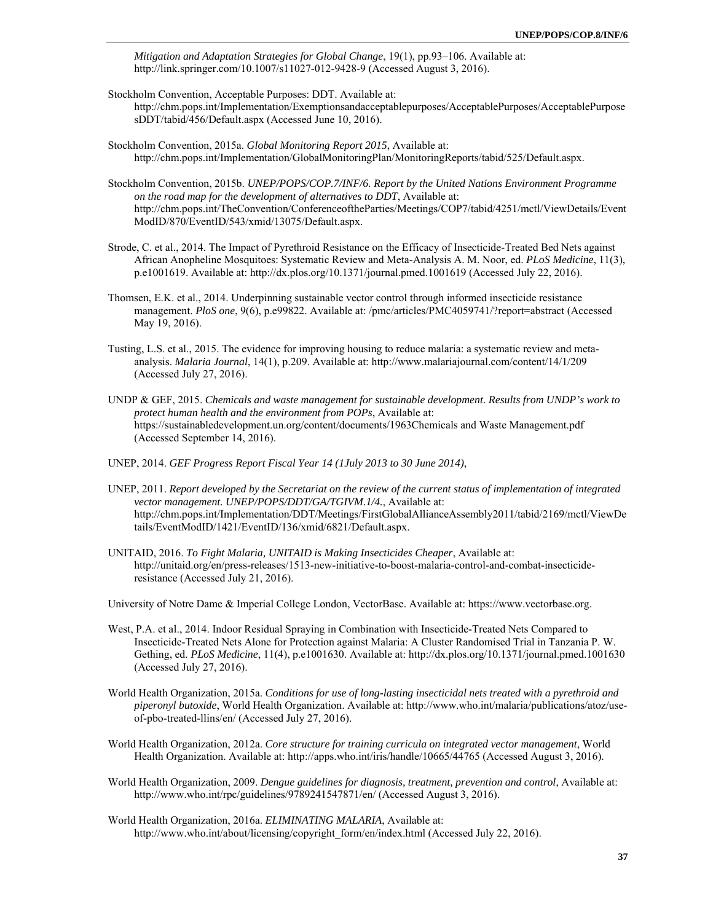*Mitigation and Adaptation Strategies for Global Change*, 19(1), pp.93–106. Available at: http://link.springer.com/10.1007/s11027-012-9428-9 (Accessed August 3, 2016).

Stockholm Convention, Acceptable Purposes: DDT. Available at: http://chm.pops.int/Implementation/Exemptionsandacceptablepurposes/AcceptablePurposes/AcceptablePurposesDDT/tabid/456/Default.aspx (Accessed June 10, 2016).

Stockholm Convention, 2015a. *Global Monitoring Report 2015*, Available at: http://chm.pops.int/Implementation/GlobalMonitoringPlan/MonitoringReports/tabid/525/Default.aspx.

Stockholm Convention, 2015b. *UNEP/POPS/COP.7/INF/6. Report by the United Nations Environment Programme on the road map for the development of alternatives to DDT*, Available at: http://chm.pops.int/TheConvention/ConferenceoftheParties/Meetings/COP7/tabid/4251/mctl/ViewDetails/EventModID/870/EventID/543/xmid/13075/Default.aspx.

Strode, C. et al., 2014. The Impact of Pyrethroid Resistance on the Efficacy of Insecticide-Treated Bed Nets against African Anopheline Mosquitoes: Systematic Review and Meta-Analysis A. M. Noor, ed. *PLoS Medicine*, 11(3), p.e1001619. Available at: http://dx.plos.org/10.1371/journal.pmed.1001619 (Accessed July 22, 2016).

Thomsen, E.K. et al., 2014. Underpinning sustainable vector control through informed insecticide resistance management. *PloS one*, 9(6), p.e99822. Available at: /pmc/articles/PMC4059741/?report=abstract (Accessed May 19, 2016).

Tusting, L.S. et al., 2015. The evidence for improving housing to reduce malaria: a systematic review and meta-analysis. *Malaria Journal*, 14(1), p.209. Available at: http://www.malariajournal.com/content/14/1/209 (Accessed July 27, 2016).

UNDP & GEF, 2015. *Chemicals and waste management for sustainable development. Results from UNDP's work to protect human health and the environment from POPs*, Available at: https://sustainabledevelopment.un.org/content/documents/1963Chemicals and Waste Management.pdf (Accessed September 14, 2016).

UNEP, 2014. *GEF Progress Report Fiscal Year 14 (1July 2013 to 30 June 2014)*,

UNEP, 2011. *Report developed by the Secretariat on the review of the current status of implementation of integrated vector management. UNEP/POPS/DDT/GA/TGIVM.1/4.*, Available at: http://chm.pops.int/Implementation/DDT/Meetings/FirstGlobalAllianceAssembly2011/tabid/2169/mctl/ViewDetails/EventModID/1421/EventID/136/xmid/6821/Default.aspx.

UNITAID, 2016. *To Fight Malaria, UNITAID is Making Insecticides Cheaper*, Available at: http://unitaid.org/en/press-releases/1513-new-initiative-to-boost-malaria-control-and-combat-insecticide-resistance (Accessed July 21, 2016).

University of Notre Dame & Imperial College London, VectorBase. Available at: https://www.vectorbase.org.

West, P.A. et al., 2014. Indoor Residual Spraying in Combination with Insecticide-Treated Nets Compared to Insecticide-Treated Nets Alone for Protection against Malaria: A Cluster Randomised Trial in Tanzania P. W. Gething, ed. *PLoS Medicine*, 11(4), p.e1001630. Available at: http://dx.plos.org/10.1371/journal.pmed.1001630 (Accessed July 27, 2016).

World Health Organization, 2015a. *Conditions for use of long-lasting insecticidal nets treated with a pyrethroid and piperonyl butoxide*, World Health Organization. Available at: http://www.who.int/malaria/publications/atoz/use-of-pbo-treated-llins/en/ (Accessed July 27, 2016).

World Health Organization, 2012a. *Core structure for training curricula on integrated vector management*, World Health Organization. Available at: http://apps.who.int/iris/handle/10665/44765 (Accessed August 3, 2016).

World Health Organization, 2009. *Dengue guidelines for diagnosis, treatment, prevention and control*, Available at: http://www.who.int/rpc/guidelines/9789241547871/en/ (Accessed August 3, 2016).

World Health Organization, 2016a. *ELIMINATING MALARIA*, Available at: http://www.who.int/about/licensing/copyright_form/en/index.html (Accessed July 22, 2016).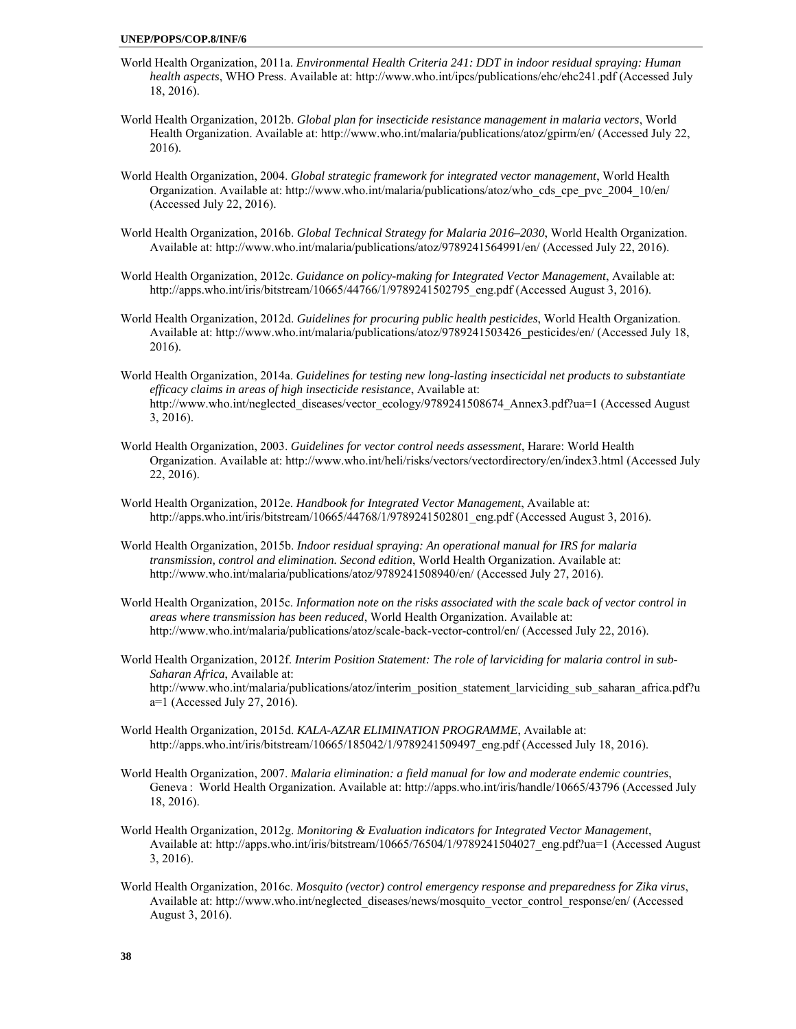World Health Organization, 2011a. *Environmental Health Criteria 241: DDT in indoor residual spraying: Human health aspects*, WHO Press. Available at: http://www.who.int/ipcs/publications/ehc/ehc241.pdf (Accessed July 18, 2016).

World Health Organization, 2012b. *Global plan for insecticide resistance management in malaria vectors*, World Health Organization. Available at: http://www.who.int/malaria/publications/atoz/gpirm/en/ (Accessed July 22, 2016).

World Health Organization, 2004. *Global strategic framework for integrated vector management*, World Health Organization. Available at: http://www.who.int/malaria/publications/atoz/who_cds_cpe_pvc_2004_10/en/ (Accessed July 22, 2016).

World Health Organization, 2016b. *Global Technical Strategy for Malaria 2016–2030*, World Health Organization. Available at: http://www.who.int/malaria/publications/atoz/9789241564991/en/ (Accessed July 22, 2016).

World Health Organization, 2012c. *Guidance on policy-making for Integrated Vector Management*, Available at: http://apps.who.int/iris/bitstream/10665/44766/1/9789241502795_eng.pdf (Accessed August 3, 2016).

World Health Organization, 2012d. *Guidelines for procuring public health pesticides*, World Health Organization. Available at: http://www.who.int/malaria/publications/atoz/9789241503426_pesticides/en/ (Accessed July 18, 2016).

World Health Organization, 2014a. *Guidelines for testing new long-lasting insecticidal net products to substantiate efficacy claims in areas of high insecticide resistance*, Available at: http://www.who.int/neglected_diseases/vector_ecology/9789241508674_Annex3.pdf?ua=1 (Accessed August 3, 2016).

World Health Organization, 2003. *Guidelines for vector control needs assessment*, Harare: World Health Organization. Available at: http://www.who.int/heli/risks/vectors/vectordirectory/en/index3.html (Accessed July 22, 2016).

World Health Organization, 2012e. *Handbook for Integrated Vector Management*, Available at: http://apps.who.int/iris/bitstream/10665/44768/1/9789241502801_eng.pdf (Accessed August 3, 2016).

World Health Organization, 2015b. *Indoor residual spraying: An operational manual for IRS for malaria transmission, control and elimination. Second edition*, World Health Organization. Available at: http://www.who.int/malaria/publications/atoz/9789241508940/en/ (Accessed July 27, 2016).

World Health Organization, 2015c. *Information note on the risks associated with the scale back of vector control in areas where transmission has been reduced*, World Health Organization. Available at: http://www.who.int/malaria/publications/atoz/scale-back-vector-control/en/ (Accessed July 22, 2016).

World Health Organization, 2012f. *Interim Position Statement: The role of larviciding for malaria control in sub-Saharan Africa*, Available at: http://www.who.int/malaria/publications/atoz/interim_position_statement_larviciding_sub_saharan_africa.pdf?ua=1 (Accessed July 27, 2016).

World Health Organization, 2015d. *KALA-AZAR ELIMINATION PROGRAMME*, Available at: http://apps.who.int/iris/bitstream/10665/185042/1/9789241509497_eng.pdf (Accessed July 18, 2016).

World Health Organization, 2007. *Malaria elimination: a field manual for low and moderate endemic countries*, Geneva : World Health Organization. Available at: http://apps.who.int/iris/handle/10665/43796 (Accessed July 18, 2016).

World Health Organization, 2012g. *Monitoring & Evaluation indicators for Integrated Vector Management*, Available at: http://apps.who.int/iris/bitstream/10665/76504/1/9789241504027_eng.pdf?ua=1 (Accessed August 3, 2016).

World Health Organization, 2016c. *Mosquito (vector) control emergency response and preparedness for Zika virus*, Available at: http://www.who.int/neglected_diseases/news/mosquito_vector_control_response/en/ (Accessed August 3, 2016).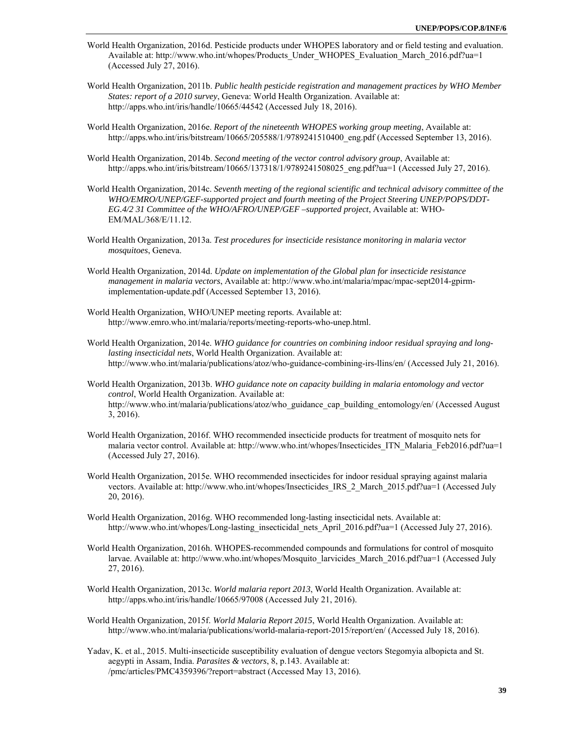World Health Organization, 2016d. Pesticide products under WHOPES laboratory and or field testing and evaluation. Available at: http://www.who.int/whopes/Products_Under_WHOPES_Evaluation_March_2016.pdf?ua=1 (Accessed July 27, 2016).

World Health Organization, 2011b. *Public health pesticide registration and management practices by WHO Member States: report of a 2010 survey*, Geneva: World Health Organization. Available at: http://apps.who.int/iris/handle/10665/44542 (Accessed July 18, 2016).

World Health Organization, 2016e. *Report of the nineteenth WHOPES working group meeting*, Available at: http://apps.who.int/iris/bitstream/10665/205588/1/9789241510400_eng.pdf (Accessed September 13, 2016).

World Health Organization, 2014b. *Second meeting of the vector control advisory group*, Available at: http://apps.who.int/iris/bitstream/10665/137318/1/9789241508025_eng.pdf?ua=1 (Accessed July 27, 2016).

World Health Organization, 2014c. *Seventh meeting of the regional scientific and technical advisory committee of the WHO/EMRO/UNEP/GEF-supported project and fourth meeting of the Project Steering UNEP/POPS/DDT-EG.4/2 31 Committee of the WHO/AFRO/UNEP/GEF –supported project*, Available at: WHO-EM/MAL/368/E/11.12.

World Health Organization, 2013a. *Test procedures for insecticide resistance monitoring in malaria vector mosquitoes*, Geneva.

World Health Organization, 2014d. *Update on implementation of the Global plan for insecticide resistance management in malaria vectors*, Available at: http://www.who.int/malaria/mpac/mpac-sept2014-gpirm-implementation-update.pdf (Accessed September 13, 2016).

World Health Organization, WHO/UNEP meeting reports. Available at: http://www.emro.who.int/malaria/reports/meeting-reports-who-unep.html.

World Health Organization, 2014e. *WHO guidance for countries on combining indoor residual spraying and long-lasting insecticidal nets*, World Health Organization. Available at: http://www.who.int/malaria/publications/atoz/who-guidance-combining-irs-llins/en/ (Accessed July 21, 2016).

World Health Organization, 2013b. *WHO guidance note on capacity building in malaria entomology and vector control*, World Health Organization. Available at: http://www.who.int/malaria/publications/atoz/who_guidance_cap_building_entomology/en/ (Accessed August 3, 2016).

World Health Organization, 2016f. WHO recommended insecticide products for treatment of mosquito nets for malaria vector control. Available at: http://www.who.int/whopes/Insecticides_ITN_Malaria_Feb2016.pdf?ua=1 (Accessed July 27, 2016).

World Health Organization, 2015e. WHO recommended insecticides for indoor residual spraying against malaria vectors. Available at: http://www.who.int/whopes/Insecticides_IRS_2_March_2015.pdf?ua=1 (Accessed July 20, 2016).

World Health Organization, 2016g. WHO recommended long-lasting insecticidal nets. Available at: http://www.who.int/whopes/Long-lasting_insecticidal_nets_April_2016.pdf?ua=1 (Accessed July 27, 2016).

World Health Organization, 2016h. WHOPES-recommended compounds and formulations for control of mosquito larvae. Available at: http://www.who.int/whopes/Mosquito_larvicides_March_2016.pdf?ua=1 (Accessed July 27, 2016).

World Health Organization, 2013c. *World malaria report 2013*, World Health Organization. Available at: http://apps.who.int/iris/handle/10665/97008 (Accessed July 21, 2016).

World Health Organization, 2015f. *World Malaria Report 2015*, World Health Organization. Available at: http://www.who.int/malaria/publications/world-malaria-report-2015/report/en/ (Accessed July 18, 2016).

Yadav, K. et al., 2015. Multi-insecticide susceptibility evaluation of dengue vectors Stegomyia albopicta and St. aegypti in Assam, India. *Parasites & vectors*, 8, p.143. Available at: /pmc/articles/PMC4359396/?report=abstract (Accessed May 13, 2016).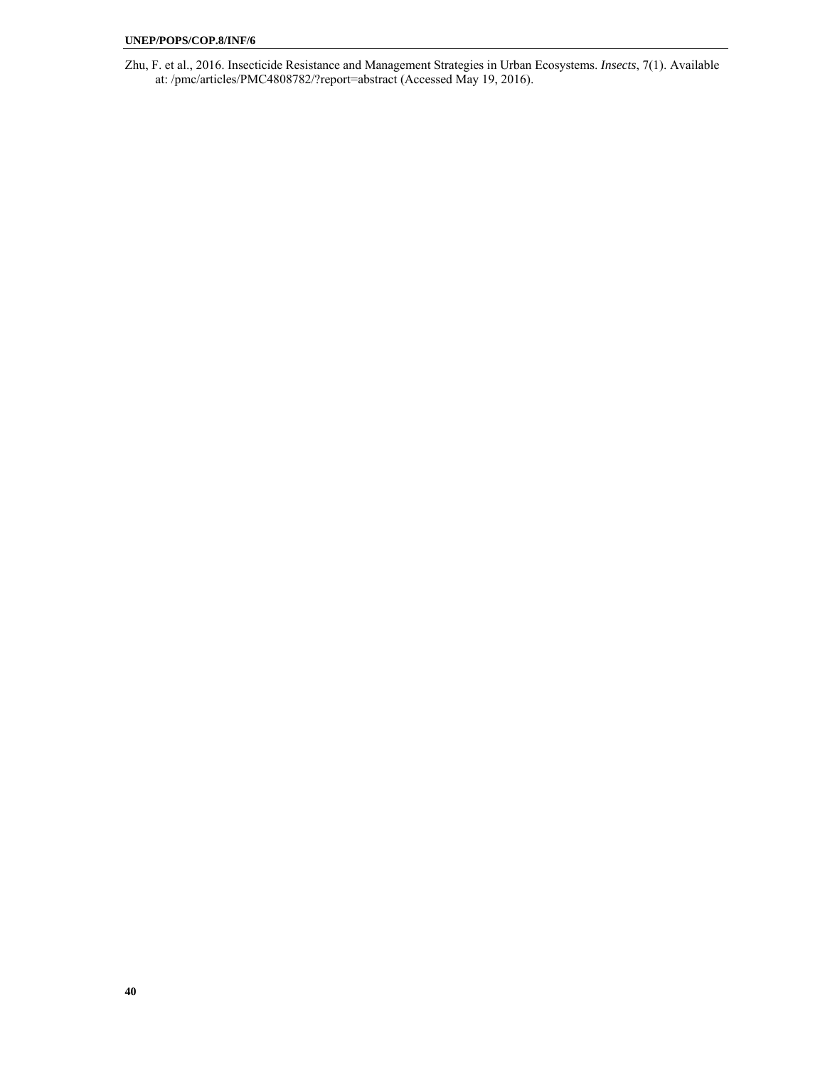Zhu, F. et al., 2016. Insecticide Resistance and Management Strategies in Urban Ecosystems. *Insects*, 7(1). Available at: /pmc/articles/PMC4808782/?report=abstract (Accessed May 19, 2016).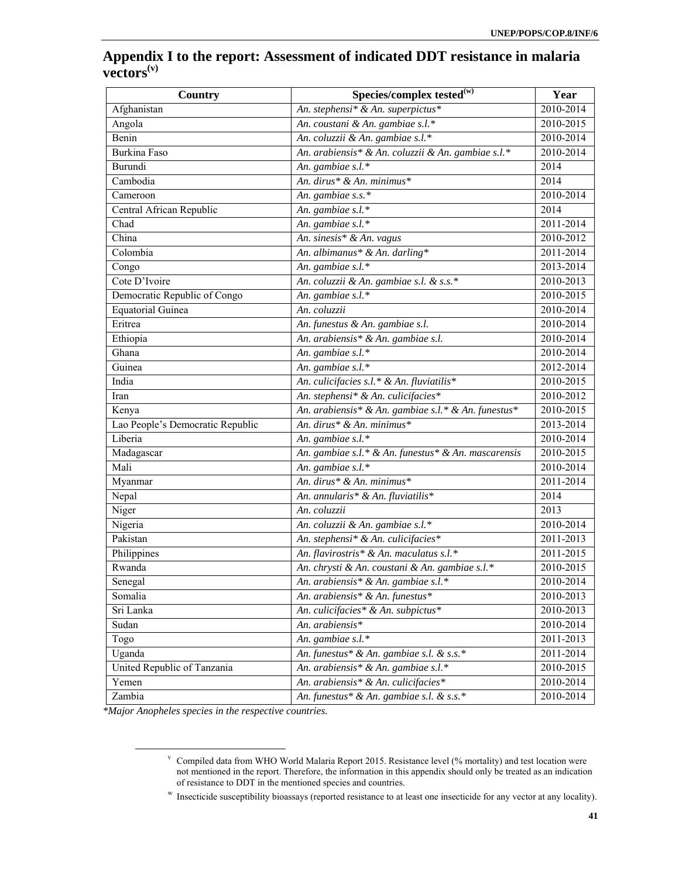## Appendix I to the report: Assessment of indicated DDT resistance in malaria vectors[v]

| Country | Species/complex tested[w] | Year |
|---|---|---|
| Afghanistan | *An. stephensi* & An. superpictus** | 2010-2014 |
| Angola | *An. coustani & An. gambiae s.l.** | 2010-2015 |
| Benin | *An. coluzzii & An. gambiae s.l.** | 2010-2014 |
| Burkina Faso | *An. arabiensis* & An. coluzzii & An. gambiae s.l.** | 2010-2014 |
| Burundi | *An. gambiae s.l.** | 2014 |
| Cambodia | *An. dirus* & An. minimus** | 2014 |
| Cameroon | *An. gambiae s.s.** | 2010-2014 |
| Central African Republic | *An. gambiae s.l.** | 2014 |
| Chad | *An. gambiae s.l.** | 2011-2014 |
| China | *An. sinesis* & An. vagus* | 2010-2012 |
| Colombia | *An. albimanus* & An. darling** | 2011-2014 |
| Congo | *An. gambiae s.l.** | 2013-2014 |
| Cote D'Ivoire | *An. coluzzii & An. gambiae s.l. & s.s.** | 2010-2013 |
| Democratic Republic of Congo | *An. gambiae s.l.** | 2010-2015 |
| Equatorial Guinea | *An. coluzzii* | 2010-2014 |
| Eritrea | *An. funestus & An. gambiae s.l.* | 2010-2014 |
| Ethiopia | *An. arabiensis* & An. gambiae s.l.* | 2010-2014 |
| Ghana | *An. gambiae s.l.** | 2010-2014 |
| Guinea | *An. gambiae s.l.** | 2012-2014 |
| India | *An. culicifacies s.l.* & An. fluviatilis** | 2010-2015 |
| Iran | *An. stephensi* & An. culicifacies** | 2010-2012 |
| Kenya | *An. arabiensis* & An. gambiae s.l.* & An. funestus** | 2010-2015 |
| Lao People's Democratic Republic | *An. dirus* & An. minimus** | 2013-2014 |
| Liberia | *An. gambiae s.l.** | 2010-2014 |
| Madagascar | *An. gambiae s.l.* & An. funestus* & An. mascarensis* | 2010-2015 |
| Mali | *An. gambiae s.l.** | 2010-2014 |
| Myanmar | *An. dirus* & An. minimus** | 2011-2014 |
| Nepal | *An. annularis* & An. fluviatilis** | 2014 |
| Niger | *An. coluzzii* | 2013 |
| Nigeria | *An. coluzzii & An. gambiae s.l.** | 2010-2014 |
| Pakistan | *An. stephensi* & An. culicifacies** | 2011-2013 |
| Philippines | *An. flavirostris* & An. maculatus s.l.** | 2011-2015 |
| Rwanda | *An. chrysti & An. coustani & An. gambiae s.l.** | 2010-2015 |
| Senegal | *An. arabiensis* & An. gambiae s.l.** | 2010-2014 |
| Somalia | *An. arabiensis* & An. funestus** | 2010-2013 |
| Sri Lanka | *An. culicifacies* & An. subpictus** | 2010-2013 |
| Sudan | *An. arabiensis** | 2010-2014 |
| Togo | *An. gambiae s.l.** | 2011-2013 |
| Uganda | *An. funestus* & An. gambiae s.l. & s.s.** | 2011-2014 |
| United Republic of Tanzania | *An. arabiensis* & An. gambiae s.l.** | 2010-2015 |
| Yemen | *An. arabiensis* & An. culicifacies** | 2010-2014 |
| Zambia | *An. funestus* & An. gambiae s.l. & s.s.** | 2010-2014 |

**Major Anopheles species in the respective countries.*

[v] Compiled data from WHO World Malaria Report 2015. Resistance level (% mortality) and test location were not mentioned in the report. Therefore, the information in this appendix should only be treated as an indication of resistance to DDT in the mentioned species and countries.

[w] Insecticide susceptibility bioassays (reported resistance to at least one insecticide for any vector at any locality).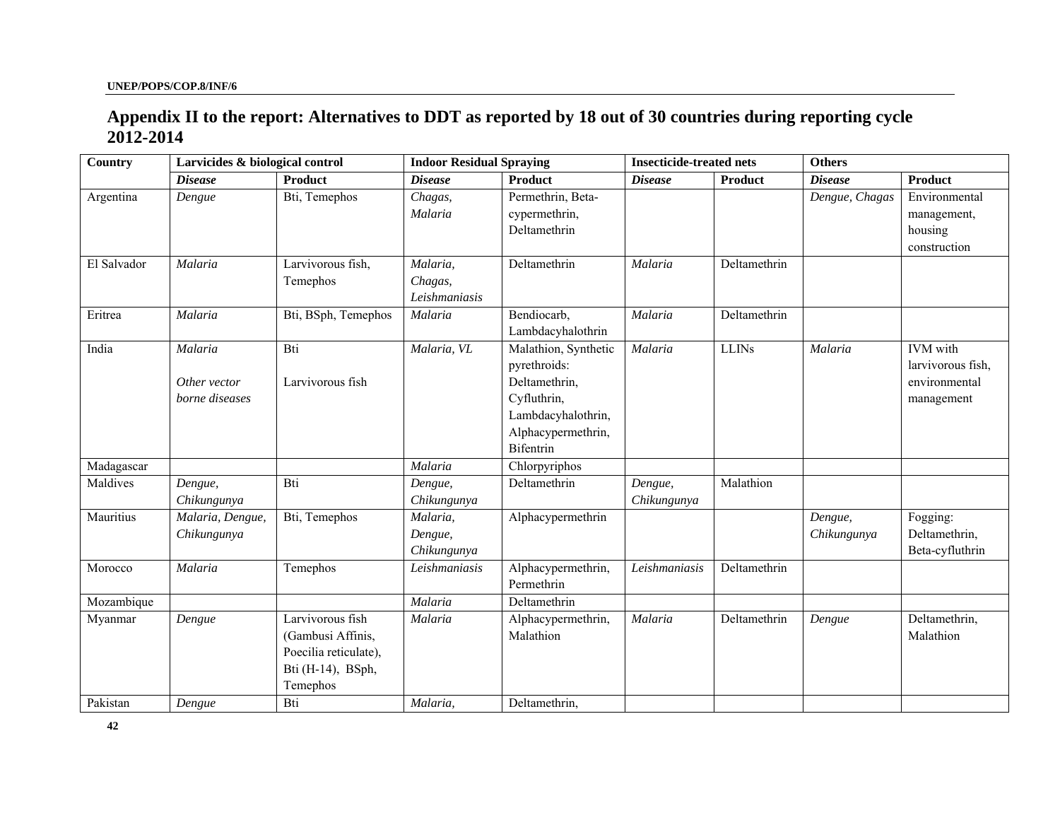## Appendix II to the report: Alternatives to DDT as reported by 18 out of 30 countries during reporting cycle 2012-2014

| Country | Larvicides & biological control | | Indoor Residual Spraying | | Insecticide-treated nets | | Others | |
|---|---|---|---|---|---|---|---|---|
| | ***Disease*** | **Product** | ***Disease*** | **Product** | ***Disease*** | **Product** | ***Disease*** | **Product** |
| Argentina | *Dengue* | Bti, Temephos | *Chagas, Malaria* | Permethrin, Beta-cypermethrin, Deltamethrin | | | *Dengue, Chagas* | Environmental management, housing construction |
| El Salvador | *Malaria* | Larvivorous fish, Temephos | *Malaria, Chagas, Leishmaniasis* | Deltamethrin | *Malaria* | Deltamethrin | | |
| Eritrea | *Malaria* | Bti, BSph, Temephos | *Malaria* | Bendiocarb, Lambdacyhalothrin | *Malaria* | Deltamethrin | | |
| India | *Malaria*<br><br>*Other vector borne diseases* | Bti<br><br>Larvivorous fish | *Malaria, VL* | Malathion, Synthetic pyrethroids: Deltamethrin, Cyfluthrin, Lambdacyhalothrin, Alphacypermethrin, Bifentrin | *Malaria* | LLINs | *Malaria* | IVM with larvivorous fish, environmental management |
| Madagascar | | | *Malaria* | Chlorpyriphos | | | | |
| Maldives | *Dengue, Chikungunya* | Bti | *Dengue, Chikungunya* | Deltamethrin | *Dengue, Chikungunya* | Malathion | | |
| Mauritius | *Malaria, Dengue, Chikungunya* | Bti, Temephos | *Malaria, Dengue, Chikungunya* | Alphacypermethrin | | | *Dengue, Chikungunya* | Fogging: Deltamethrin, Beta-cyfluthrin |
| Morocco | *Malaria* | Temephos | *Leishmaniasis* | Alphacypermethrin, Permethrin | *Leishmaniasis* | Deltamethrin | | |
| Mozambique | | | *Malaria* | Deltamethrin | | | | |
| Myanmar | *Dengue* | Larvivorous fish (Gambusi Affinis, Poecilia reticulate), Bti (H-14), BSph, Temephos | *Malaria* | Alphacypermethrin, Malathion | *Malaria* | Deltamethrin | *Dengue* | Deltamethrin, Malathion |
| Pakistan | *Dengue* | Bti | *Malaria,* | Deltamethrin, | | | | |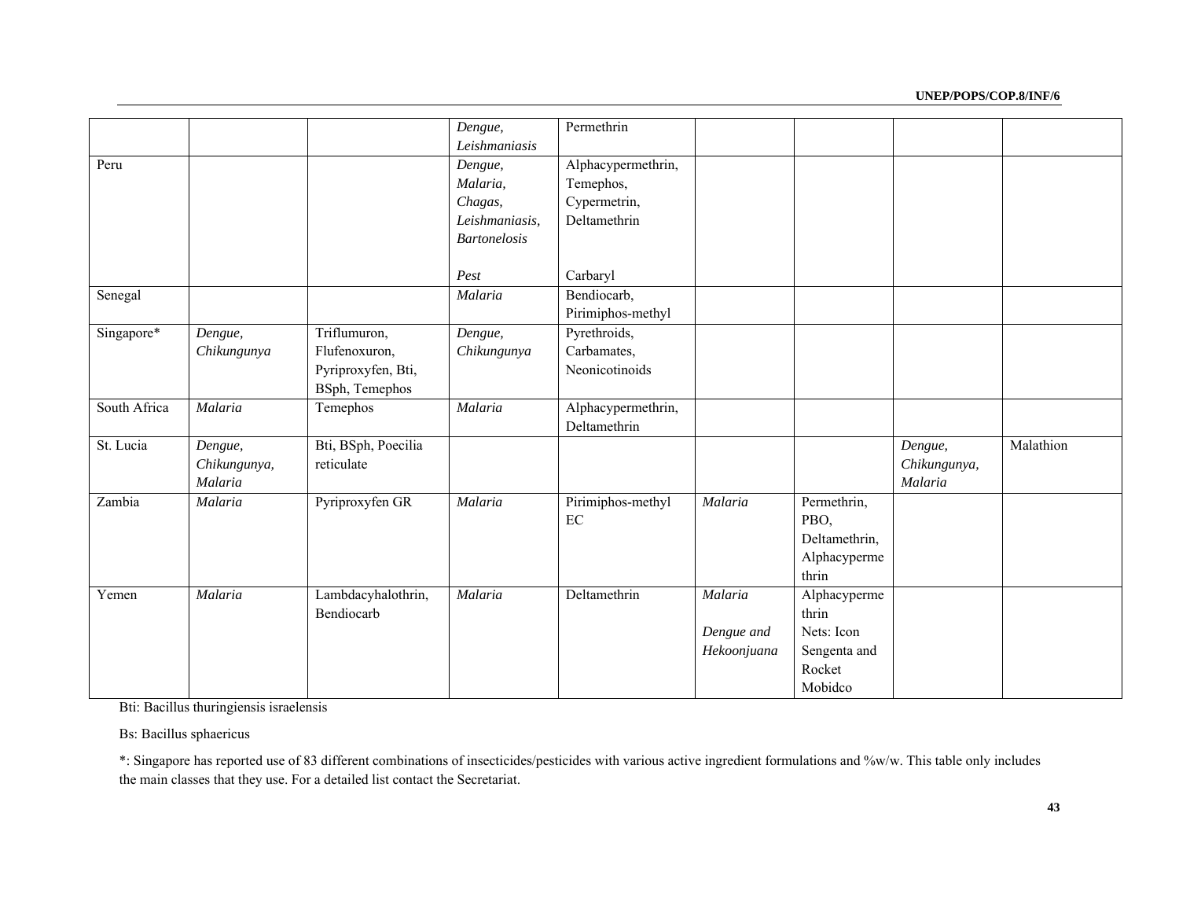| | | | | | | | | |
|---|---|---|---|---|---|---|---|---|
| | | | *Dengue, Leishmaniasis* | Permethrin | | | | |
| Peru | | | *Dengue, Malaria, Chagas, Leishmaniasis, Bartonelosis*<br><br>*Pest* | Alphacypermethrin, Temephos, Cypermetrin, Deltamethrin<br><br>Carbaryl | | | | |
| Senegal | | | *Malaria* | Bendiocarb, Pirimiphos-methyl | | | | |
| Singapore* | *Dengue, Chikungunya* | Triflumuron, Flufenoxuron, Pyriproxyfen, Bti, BSph, Temephos | *Dengue, Chikungunya* | Pyrethroids, Carbamates, Neonicotinoids | | | | |
| South Africa | *Malaria* | Temephos | *Malaria* | Alphacypermethrin, Deltamethrin | | | | |
| St. Lucia | *Dengue, Chikungunya, Malaria* | Bti, BSph, Poecilia reticulate | | | | | *Dengue, Chikungunya, Malaria* | Malathion |
| Zambia | *Malaria* | Pyriproxyfen GR | *Malaria* | Pirimiphos-methyl EC | *Malaria* | Permethrin, PBO, Deltamethrin, Alphacypermethrin | | |
| Yemen | *Malaria* | Lambdacyhalothrin, Bendiocarb | *Malaria* | Deltamethrin | *Malaria*<br><br>*Dengue and Hekoonjuana* | Alphacypermethrin<br>Nets: Icon Sengenta and Rocket Mobidco | | |

Bti: Bacillus thuringiensis israelensis

Bs: Bacillus sphaericus

*: Singapore has reported use of 83 different combinations of insecticides/pesticides with various active ingredient formulations and %w/w. This table only includes the main classes that they use. For a detailed list contact the Secretariat.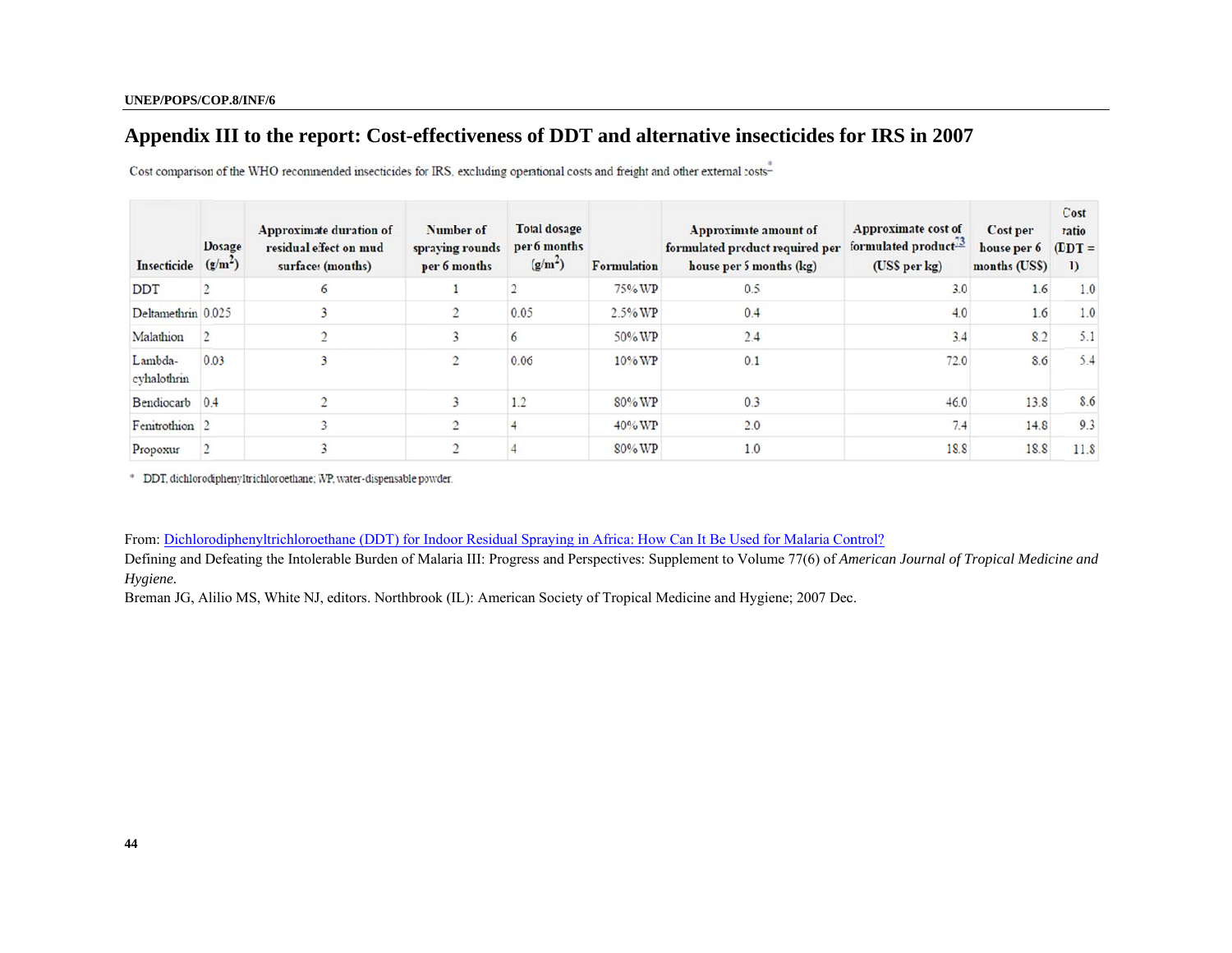# Appendix III to the report: Cost-effectiveness of DDT and alternative insecticides for IRS in 2007

Cost comparison of the WHO recommended insecticides for IRS, excluding operational costs and freight and other external costs*

| Insecticide | Dosage ($g/m^2$) | Approximate duration of residual effect on mud surfaces (months) | Number of spraying rounds per 6 months | Total dosage per 6 months ($g/m^2$) | Formulation | Approximate amount of formulated product required per house per 5 months (kg) | Approximate cost of formulated product[73] (US$ per kg) | Cost per house per 6 months (US$) | Cost ratio (DDT = 1) |
|---|---|---|---|---|---|---|---|---|---|
| DDT | 2 | 6 | 1 | 2 | 75% WP | 0.5 | 3.0 | 1.6 | 1.0 |
| Deltamethrin | 0.025 | 3 | 2 | 0.05 | 2.5% WP | 0.4 | 4.0 | 1.6 | 1.0 |
| Malathion | 2 | 2 | 3 | 6 | 50% WP | 2.4 | 3.4 | 8.2 | 5.1 |
| Lambda-cyhalothrin | 0.03 | 3 | 2 | 0.06 | 10% WP | 0.1 | 72.0 | 8.6 | 5.4 |
| Bendiocarb | 0.4 | 2 | 3 | 1.2 | 80% WP | 0.3 | 46.0 | 13.8 | 8.6 |
| Fenitrothion | 2 | 3 | 2 | 4 | 40% WP | 2.0 | 7.4 | 14.8 | 9.3 |
| Propoxur | 2 | 3 | 2 | 4 | 80% WP | 1.0 | 18.8 | 18.8 | 11.8 |

\* DDT, dichlorodiphenyltrichloroethane; WP, water-dispensable powder.

From: [Dichlorodiphenyltrichloroethane (DDT) for Indoor Residual Spraying in Africa: How Can It Be Used for Malaria Control?](#)
Defining and Defeating the Intolerable Burden of Malaria III: Progress and Perspectives: Supplement to Volume 77(6) of *American Journal of Tropical Medicine and Hygiene*.
Breman JG, Alilio MS, White NJ, editors. Northbrook (IL): American Society of Tropical Medicine and Hygiene; 2007 Dec.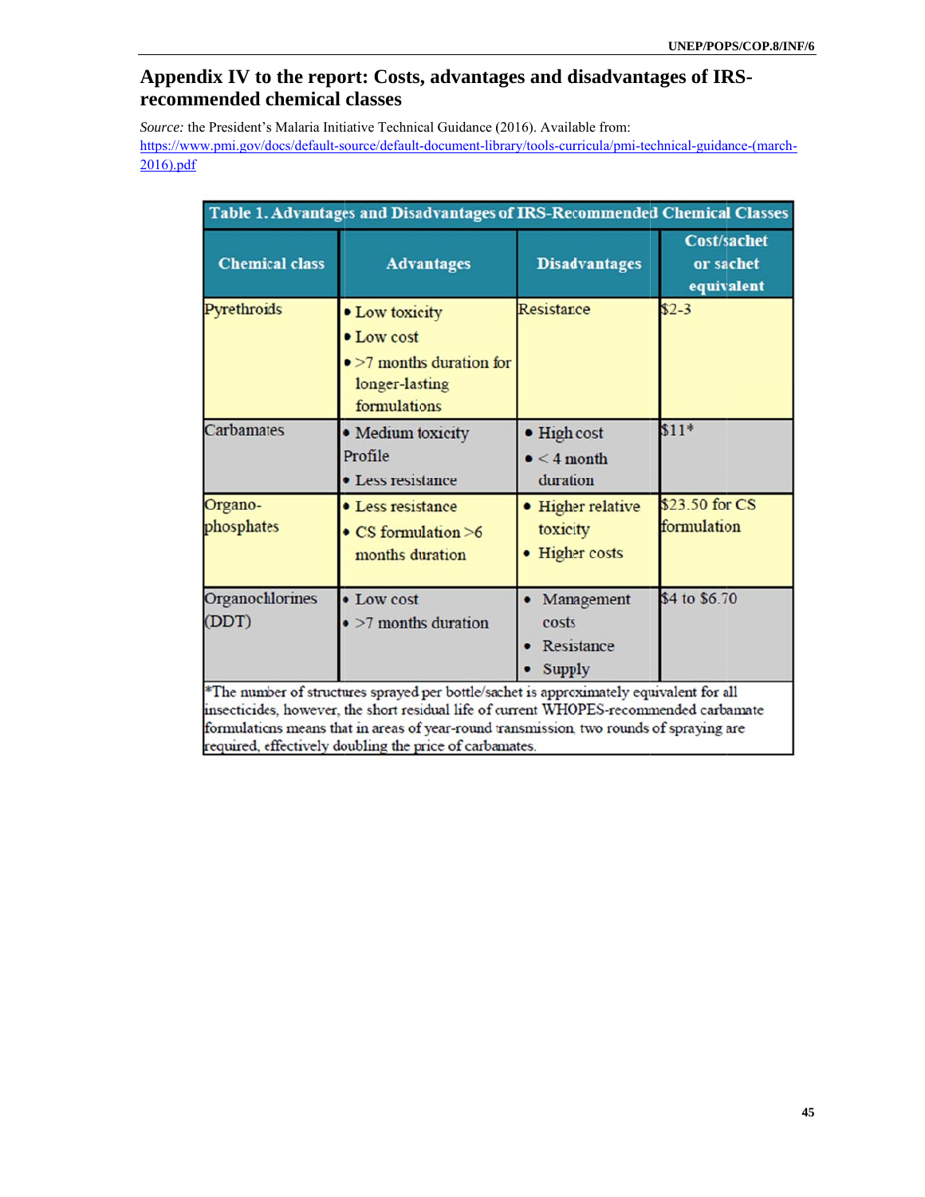## Appendix IV to the report: Costs, advantages and disadvantages of IRS-recommended chemical classes

*Source:* the President's Malaria Initiative Technical Guidance (2016). Available from: https://www.pmi.gov/docs/default-source/default-document-library/tools-curricula/pmi-technical-guidance-(march-2016).pdf

**Table 1. Advantages and Disadvantages of IRS-Recommended Chemical Classes**

| Chemical class | Advantages | Disadvantages | Cost/sachet or sachet equivalent |
|---|---|---|---|
| Pyrethroids | • Low toxicity<br>• Low cost<br>• >7 months duration for longer-lasting formulations | Resistance | $2-3 |
| Carbamates | • Medium toxicity Profile<br>• Less resistance | • High cost<br>• < 4 month duration | $11* |
| Organo-phosphates | • Less resistance<br>• CS formulation >6 months duration | • Higher relative toxicity<br>• Higher costs | $23.50 for CS formulation |
| Organochlorines (DDT) | • Low cost<br>• >7 months duration | • Management costs<br>• Resistance<br>• Supply | $4 to $6.70 |

*The number of structures sprayed per bottle/sachet is approximately equivalent for all insecticides, however, the short residual life of current WHOPES-recommended carbamate formulations means that in areas of year-round transmission, two rounds of spraying are required, effectively doubling the price of carbamates.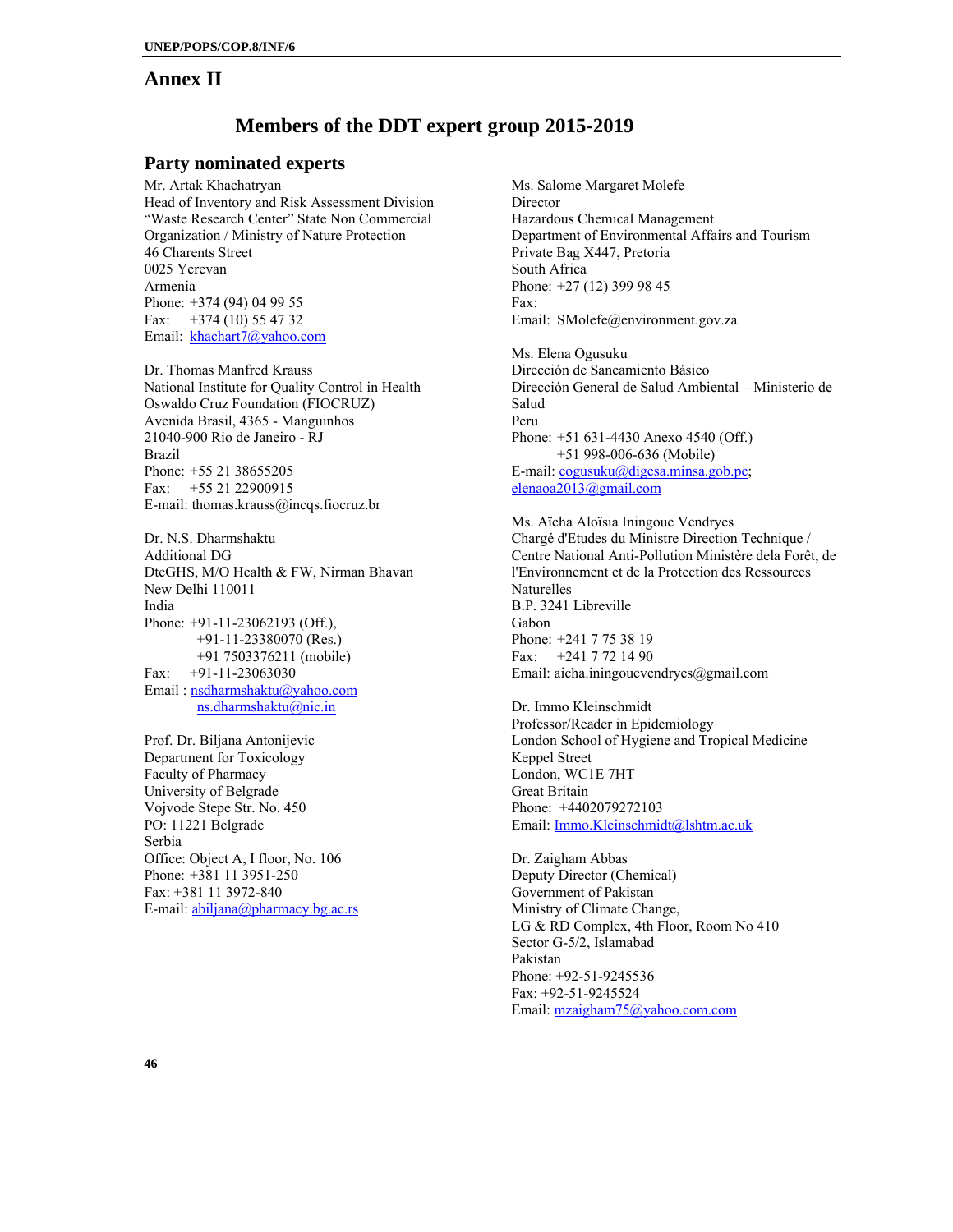# Annex II

## Members of the DDT expert group 2015-2019

### Party nominated experts

Mr. Artak Khachatryan
Head of Inventory and Risk Assessment Division
"Waste Research Center" State Non Commercial Organization / Ministry of Nature Protection
46 Charents Street
0025 Yerevan
Armenia
Phone: +374 (94) 04 99 55
Fax: +374 (10) 55 47 32
Email: khachart7@yahoo.com

Dr. Thomas Manfred Krauss
National Institute for Quality Control in Health
Oswaldo Cruz Foundation (FIOCRUZ)
Avenida Brasil, 4365 - Manguinhos
21040-900 Rio de Janeiro - RJ
Brazil
Phone: +55 21 38655205
Fax: +55 21 22900915
E-mail: thomas.krauss@incqs.fiocruz.br

Dr. N.S. Dharmshaktu
Additional DG
DteGHS, M/O Health & FW, Nirman Bhavan
New Delhi 110011
India
Phone: +91-11-23062193 (Off.),
+91-11-23380070 (Res.)
+91 7503376211 (mobile)
Fax: +91-11-23063030
Email : nsdharmshaktu@yahoo.com
ns.dharmshaktu@nic.in

Prof. Dr. Biljana Antonijevic
Department for Toxicology
Faculty of Pharmacy
University of Belgrade
Vojvode Stepe Str. No. 450
PO: 11221 Belgrade
Serbia
Office: Object A, I floor, No. 106
Phone: +381 11 3951-250
Fax: +381 11 3972-840
E-mail: abiljana@pharmacy.bg.ac.rs

Ms. Salome Margaret Molefe
Director
Hazardous Chemical Management
Department of Environmental Affairs and Tourism
Private Bag X447, Pretoria
South Africa
Phone: +27 (12) 399 98 45
Fax:
Email: SMolefe@environment.gov.za

Ms. Elena Ogusuku
Dirección de Saneamiento Básico
Dirección General de Salud Ambiental – Ministerio de Salud
Peru
Phone: +51 631-4430 Anexo 4540 (Off.)
+51 998-006-636 (Mobile)
E-mail: eogusuku@digesa.minsa.gob.pe; elenaoa2013@gmail.com

Ms. Aïcha Aloïsia Iningoue Vendryes
Chargé d'Etudes du Ministre Direction Technique / Centre National Anti-Pollution Ministère dela Forêt, de l'Environnement et de la Protection des Ressources Naturelles
B.P. 3241 Libreville
Gabon
Phone: +241 7 75 38 19
Fax: +241 7 72 14 90
Email: aicha.iningouevendryes@gmail.com

Dr. Immo Kleinschmidt
Professor/Reader in Epidemiology
London School of Hygiene and Tropical Medicine
Keppel Street
London, WC1E 7HT
Great Britain
Phone: +4402079272103
Email: Immo.Kleinschmidt@lshtm.ac.uk

Dr. Zaigham Abbas
Deputy Director (Chemical)
Government of Pakistan
Ministry of Climate Change,
LG & RD Complex, 4th Floor, Room No 410
Sector G-5/2, Islamabad
Pakistan
Phone: +92-51-9245536
Fax: +92-51-9245524
Email: mzaigham75@yahoo.com.com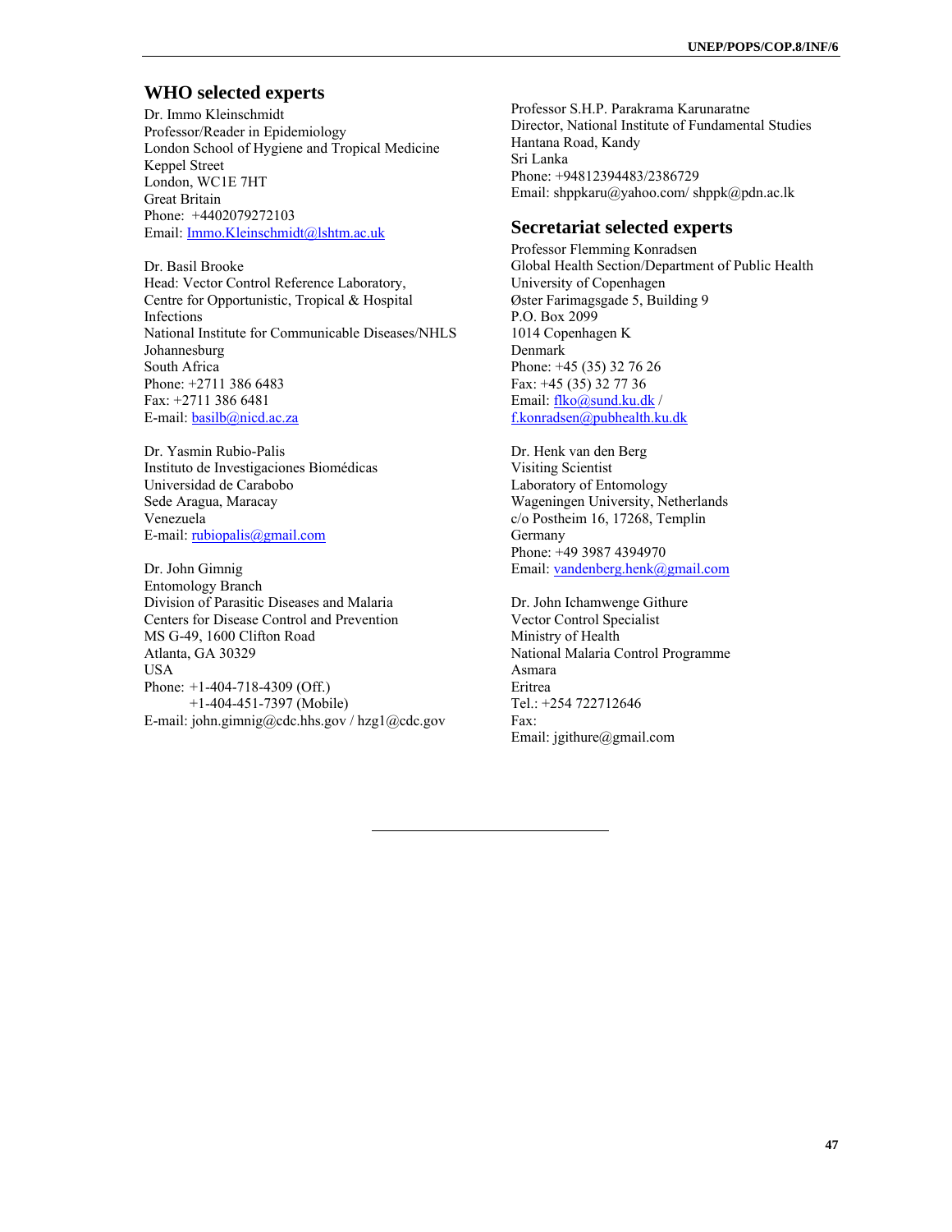## WHO selected experts

Dr. Immo Kleinschmidt
Professor/Reader in Epidemiology
London School of Hygiene and Tropical Medicine
Keppel Street
London, WC1E 7HT
Great Britain
Phone: +4402079272103
Email: Immo.Kleinschmidt@lshtm.ac.uk

Dr. Basil Brooke
Head: Vector Control Reference Laboratory,
Centre for Opportunistic, Tropical & Hospital Infections
National Institute for Communicable Diseases/NHLS
Johannesburg
South Africa
Phone: +2711 386 6483
Fax: +2711 386 6481
E-mail: basilb@nicd.ac.za

Dr. Yasmin Rubio-Palis
Instituto de Investigaciones Biomédicas
Universidad de Carabobo
Sede Aragua, Maracay
Venezuela
E-mail: rubiopalis@gmail.com

Dr. John Gimnig
Entomology Branch
Division of Parasitic Diseases and Malaria
Centers for Disease Control and Prevention
MS G-49, 1600 Clifton Road
Atlanta, GA 30329
USA
Phone: +1-404-718-4309 (Off.)
+1-404-451-7397 (Mobile)
E-mail: john.gimnig@cdc.hhs.gov / hzg1@cdc.gov

Professor S.H.P. Parakrama Karunaratne
Director, National Institute of Fundamental Studies
Hantana Road, Kandy
Sri Lanka
Phone: +94812394483/2386729
Email: shppkaru@yahoo.com/ shppk@pdn.ac.lk

## Secretariat selected experts

Professor Flemming Konradsen
Global Health Section/Department of Public Health
University of Copenhagen
Øster Farimagsgade 5, Building 9
P.O. Box 2099
1014 Copenhagen K
Denmark
Phone: +45 (35) 32 76 26
Fax: +45 (35) 32 77 36
Email: flko@sund.ku.dk / f.konradsen@pubhealth.ku.dk

Dr. Henk van den Berg
Visiting Scientist
Laboratory of Entomology
Wageningen University, Netherlands
c/o Postheim 16, 17268, Templin
Germany
Phone: +49 3987 4394970
Email: vandenberg.henk@gmail.com

Dr. John Ichamwenge Githure
Vector Control Specialist
Ministry of Health
National Malaria Control Programme
Asmara
Eritrea
Tel.: +254 722712646
Fax:
Email: jgithure@gmail.com